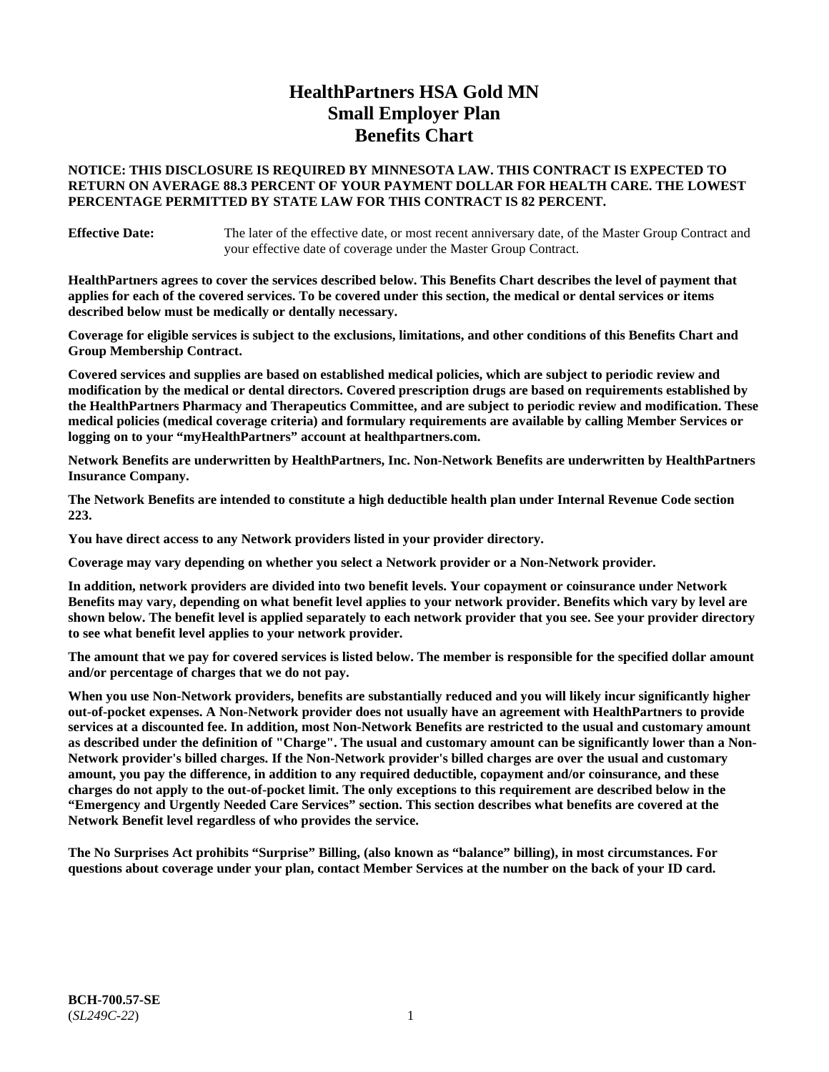# HealthPartners HSA Gold MN
# Small Employer Plan
# Benefits Chart

**NOTICE: THIS DISCLOSURE IS REQUIRED BY MINNESOTA LAW. THIS CONTRACT IS EXPECTED TO RETURN ON AVERAGE 88.3 PERCENT OF YOUR PAYMENT DOLLAR FOR HEALTH CARE. THE LOWEST PERCENTAGE PERMITTED BY STATE LAW FOR THIS CONTRACT IS 82 PERCENT.**

**Effective Date:** The later of the effective date, or most recent anniversary date, of the Master Group Contract and your effective date of coverage under the Master Group Contract.

**HealthPartners agrees to cover the services described below. This Benefits Chart describes the level of payment that applies for each of the covered services. To be covered under this section, the medical or dental services or items described below must be medically or dentally necessary.**

**Coverage for eligible services is subject to the exclusions, limitations, and other conditions of this Benefits Chart and Group Membership Contract.**

**Covered services and supplies are based on established medical policies, which are subject to periodic review and modification by the medical or dental directors. Covered prescription drugs are based on requirements established by the HealthPartners Pharmacy and Therapeutics Committee, and are subject to periodic review and modification. These medical policies (medical coverage criteria) and formulary requirements are available by calling Member Services or logging on to your "myHealthPartners" account at healthpartners.com.**

**Network Benefits are underwritten by HealthPartners, Inc. Non-Network Benefits are underwritten by HealthPartners Insurance Company.**

**The Network Benefits are intended to constitute a high deductible health plan under Internal Revenue Code section 223.**

**You have direct access to any Network providers listed in your provider directory.**

**Coverage may vary depending on whether you select a Network provider or a Non-Network provider.**

**In addition, network providers are divided into two benefit levels. Your copayment or coinsurance under Network Benefits may vary, depending on what benefit level applies to your network provider. Benefits which vary by level are shown below. The benefit level is applied separately to each network provider that you see. See your provider directory to see what benefit level applies to your network provider.**

**The amount that we pay for covered services is listed below. The member is responsible for the specified dollar amount and/or percentage of charges that we do not pay.**

**When you use Non-Network providers, benefits are substantially reduced and you will likely incur significantly higher out-of-pocket expenses. A Non-Network provider does not usually have an agreement with HealthPartners to provide services at a discounted fee. In addition, most Non-Network Benefits are restricted to the usual and customary amount as described under the definition of "Charge". The usual and customary amount can be significantly lower than a Non-Network provider's billed charges. If the Non-Network provider's billed charges are over the usual and customary amount, you pay the difference, in addition to any required deductible, copayment and/or coinsurance, and these charges do not apply to the out-of-pocket limit. The only exceptions to this requirement are described below in the "Emergency and Urgently Needed Care Services" section. This section describes what benefits are covered at the Network Benefit level regardless of who provides the service.**

**The No Surprises Act prohibits "Surprise" Billing, (also known as "balance" billing), in most circumstances. For questions about coverage under your plan, contact Member Services at the number on the back of your ID card.**

**BCH-700.57-SE**
(*SL249C-22*)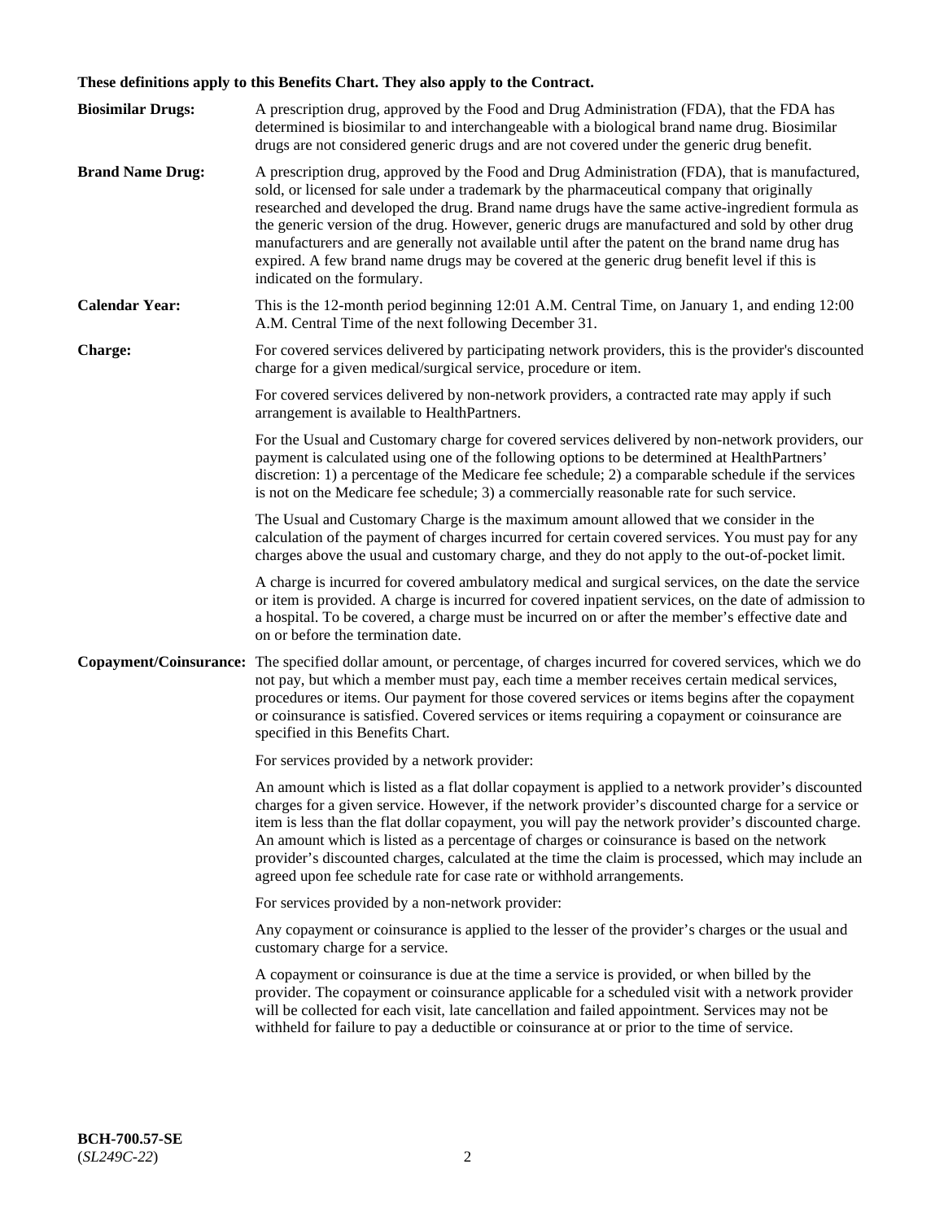**These definitions apply to this Benefits Chart. They also apply to the Contract.**

**Biosimilar Drugs:** A prescription drug, approved by the Food and Drug Administration (FDA), that the FDA has determined is biosimilar to and interchangeable with a biological brand name drug. Biosimilar drugs are not considered generic drugs and are not covered under the generic drug benefit.

**Brand Name Drug:** A prescription drug, approved by the Food and Drug Administration (FDA), that is manufactured, sold, or licensed for sale under a trademark by the pharmaceutical company that originally researched and developed the drug. Brand name drugs have the same active-ingredient formula as the generic version of the drug. However, generic drugs are manufactured and sold by other drug manufacturers and are generally not available until after the patent on the brand name drug has expired. A few brand name drugs may be covered at the generic drug benefit level if this is indicated on the formulary.

**Calendar Year:** This is the 12-month period beginning 12:01 A.M. Central Time, on January 1, and ending 12:00 A.M. Central Time of the next following December 31.

**Charge:** For covered services delivered by participating network providers, this is the provider's discounted charge for a given medical/surgical service, procedure or item.

For covered services delivered by non-network providers, a contracted rate may apply if such arrangement is available to HealthPartners.

For the Usual and Customary charge for covered services delivered by non-network providers, our payment is calculated using one of the following options to be determined at HealthPartners' discretion: 1) a percentage of the Medicare fee schedule; 2) a comparable schedule if the services is not on the Medicare fee schedule; 3) a commercially reasonable rate for such service.

The Usual and Customary Charge is the maximum amount allowed that we consider in the calculation of the payment of charges incurred for certain covered services. You must pay for any charges above the usual and customary charge, and they do not apply to the out-of-pocket limit.

A charge is incurred for covered ambulatory medical and surgical services, on the date the service or item is provided. A charge is incurred for covered inpatient services, on the date of admission to a hospital. To be covered, a charge must be incurred on or after the member's effective date and on or before the termination date.

**Copayment/Coinsurance:** The specified dollar amount, or percentage, of charges incurred for covered services, which we do not pay, but which a member must pay, each time a member receives certain medical services, procedures or items. Our payment for those covered services or items begins after the copayment or coinsurance is satisfied. Covered services or items requiring a copayment or coinsurance are specified in this Benefits Chart.

For services provided by a network provider:

An amount which is listed as a flat dollar copayment is applied to a network provider's discounted charges for a given service. However, if the network provider's discounted charge for a service or item is less than the flat dollar copayment, you will pay the network provider's discounted charge. An amount which is listed as a percentage of charges or coinsurance is based on the network provider's discounted charges, calculated at the time the claim is processed, which may include an agreed upon fee schedule rate for case rate or withhold arrangements.

For services provided by a non-network provider:

Any copayment or coinsurance is applied to the lesser of the provider's charges or the usual and customary charge for a service.

A copayment or coinsurance is due at the time a service is provided, or when billed by the provider. The copayment or coinsurance applicable for a scheduled visit with a network provider will be collected for each visit, late cancellation and failed appointment. Services may not be withheld for failure to pay a deductible or coinsurance at or prior to the time of service.

**BCH-700.57-SE**
(*SL249C-22*)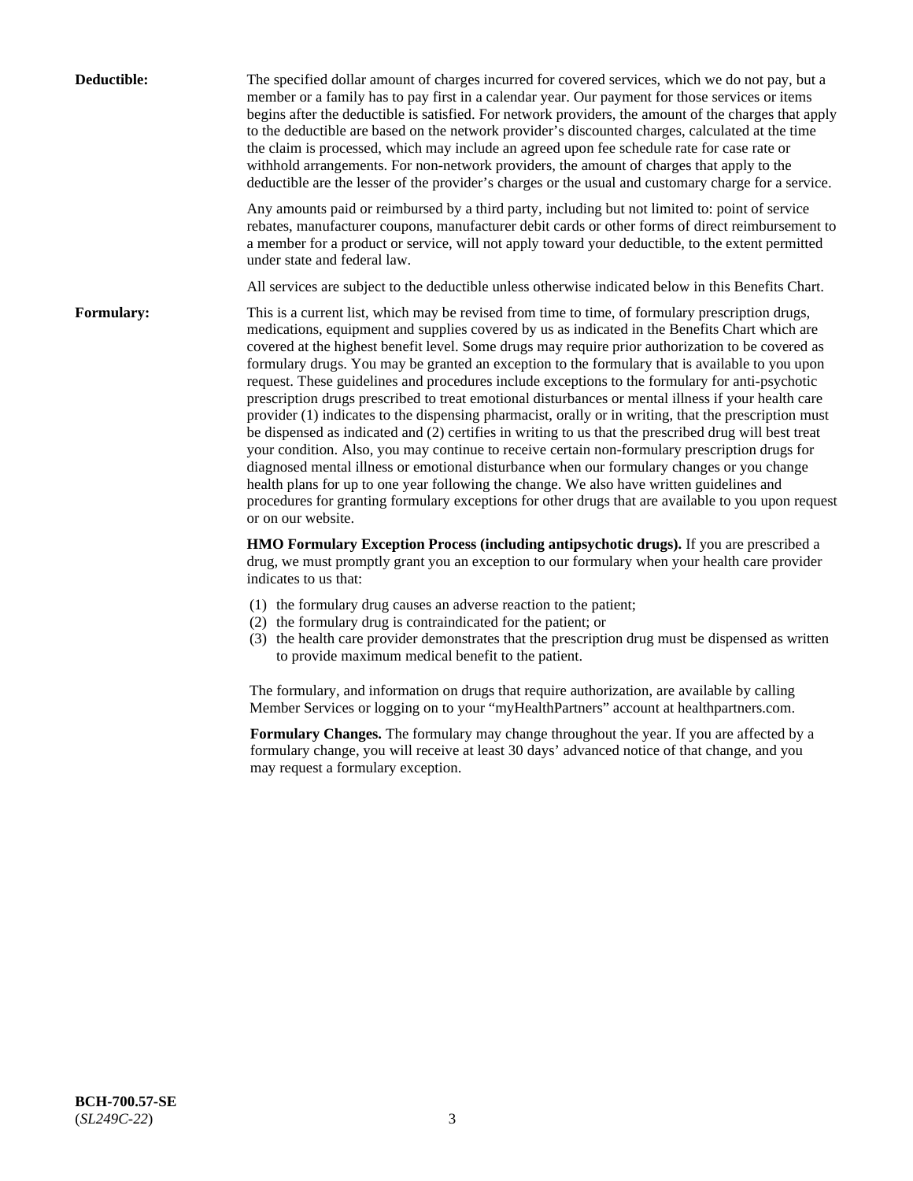**Deductible:** The specified dollar amount of charges incurred for covered services, which we do not pay, but a member or a family has to pay first in a calendar year. Our payment for those services or items begins after the deductible is satisfied. For network providers, the amount of the charges that apply to the deductible are based on the network provider's discounted charges, calculated at the time the claim is processed, which may include an agreed upon fee schedule rate for case rate or withhold arrangements. For non-network providers, the amount of charges that apply to the deductible are the lesser of the provider's charges or the usual and customary charge for a service.

Any amounts paid or reimbursed by a third party, including but not limited to: point of service rebates, manufacturer coupons, manufacturer debit cards or other forms of direct reimbursement to a member for a product or service, will not apply toward your deductible, to the extent permitted under state and federal law.

All services are subject to the deductible unless otherwise indicated below in this Benefits Chart.

**Formulary:** This is a current list, which may be revised from time to time, of formulary prescription drugs, medications, equipment and supplies covered by us as indicated in the Benefits Chart which are covered at the highest benefit level. Some drugs may require prior authorization to be covered as formulary drugs. You may be granted an exception to the formulary that is available to you upon request. These guidelines and procedures include exceptions to the formulary for anti-psychotic prescription drugs prescribed to treat emotional disturbances or mental illness if your health care provider (1) indicates to the dispensing pharmacist, orally or in writing, that the prescription must be dispensed as indicated and (2) certifies in writing to us that the prescribed drug will best treat your condition. Also, you may continue to receive certain non-formulary prescription drugs for diagnosed mental illness or emotional disturbance when our formulary changes or you change health plans for up to one year following the change. We also have written guidelines and procedures for granting formulary exceptions for other drugs that are available to you upon request or on our website.

**HMO Formulary Exception Process (including antipsychotic drugs).** If you are prescribed a drug, we must promptly grant you an exception to our formulary when your health care provider indicates to us that:

(1) the formulary drug causes an adverse reaction to the patient;
(2) the formulary drug is contraindicated for the patient; or
(3) the health care provider demonstrates that the prescription drug must be dispensed as written to provide maximum medical benefit to the patient.

The formulary, and information on drugs that require authorization, are available by calling Member Services or logging on to your "myHealthPartners" account at healthpartners.com.

**Formulary Changes.** The formulary may change throughout the year. If you are affected by a formulary change, you will receive at least 30 days' advanced notice of that change, and you may request a formulary exception.

**BCH-700.57-SE**
(*SL249C-22*)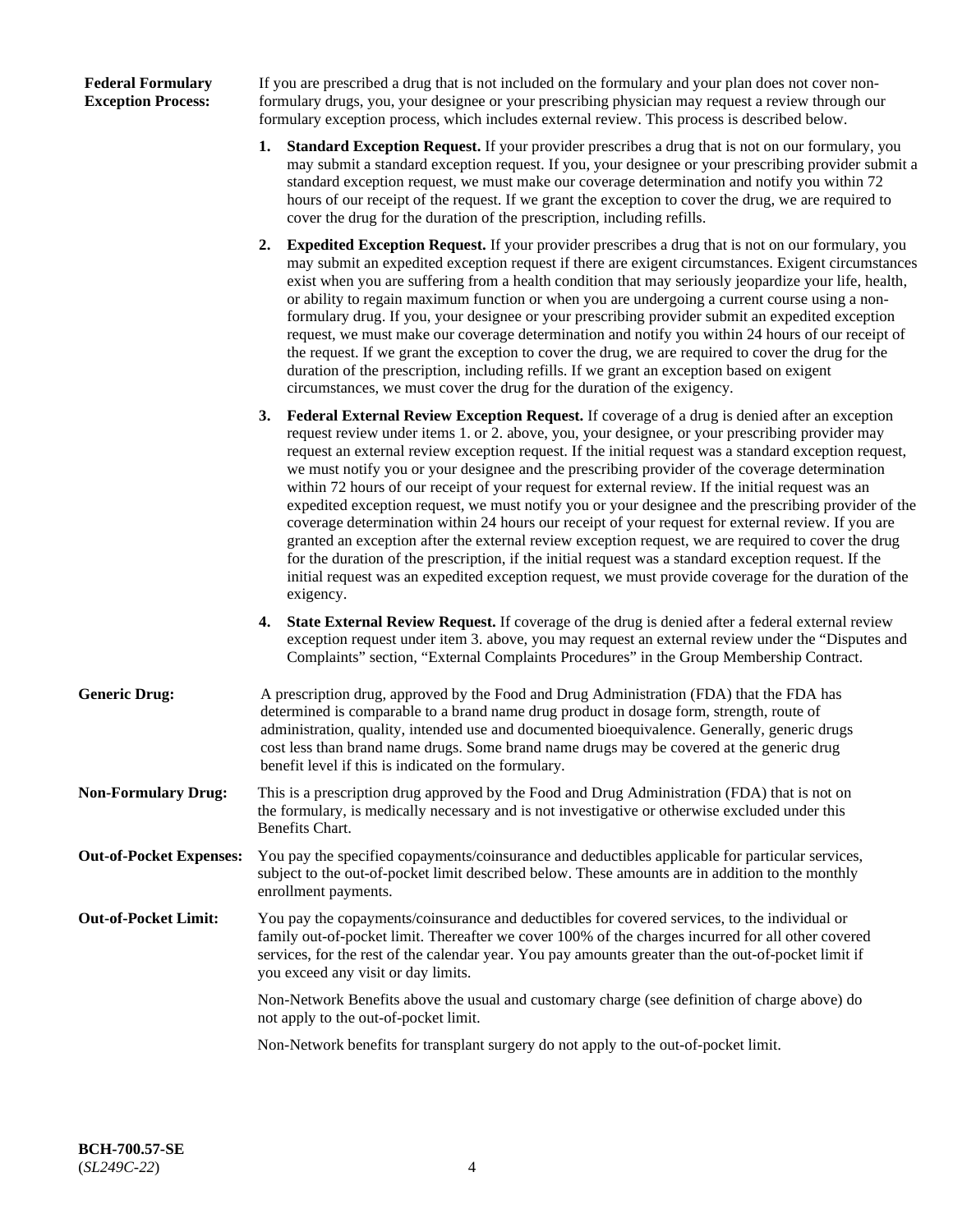**Federal Formulary Exception Process:** If you are prescribed a drug that is not included on the formulary and your plan does not cover non-formulary drugs, you, your designee or your prescribing physician may request a review through our formulary exception process, which includes external review. This process is described below.

1. **Standard Exception Request.** If your provider prescribes a drug that is not on our formulary, you may submit a standard exception request. If you, your designee or your prescribing provider submit a standard exception request, we must make our coverage determination and notify you within 72 hours of our receipt of the request. If we grant the exception to cover the drug, we are required to cover the drug for the duration of the prescription, including refills.

2. **Expedited Exception Request.** If your provider prescribes a drug that is not on our formulary, you may submit an expedited exception request if there are exigent circumstances. Exigent circumstances exist when you are suffering from a health condition that may seriously jeopardize your life, health, or ability to regain maximum function or when you are undergoing a current course using a non-formulary drug. If you, your designee or your prescribing provider submit an expedited exception request, we must make our coverage determination and notify you within 24 hours of our receipt of the request. If we grant the exception to cover the drug, we are required to cover the drug for the duration of the prescription, including refills. If we grant an exception based on exigent circumstances, we must cover the drug for the duration of the exigency.

3. **Federal External Review Exception Request.** If coverage of a drug is denied after an exception request review under items 1. or 2. above, you, your designee, or your prescribing provider may request an external review exception request. If the initial request was a standard exception request, we must notify you or your designee and the prescribing provider of the coverage determination within 72 hours of our receipt of your request for external review. If the initial request was an expedited exception request, we must notify you or your designee and the prescribing provider of the coverage determination within 24 hours our receipt of your request for external review. If you are granted an exception after the external review exception request, we are required to cover the drug for the duration of the prescription, if the initial request was a standard exception request. If the initial request was an expedited exception request, we must provide coverage for the duration of the exigency.

4. **State External Review Request.** If coverage of the drug is denied after a federal external review exception request under item 3. above, you may request an external review under the "Disputes and Complaints" section, "External Complaints Procedures" in the Group Membership Contract.

**Generic Drug:** A prescription drug, approved by the Food and Drug Administration (FDA) that the FDA has determined is comparable to a brand name drug product in dosage form, strength, route of administration, quality, intended use and documented bioequivalence. Generally, generic drugs cost less than brand name drugs. Some brand name drugs may be covered at the generic drug benefit level if this is indicated on the formulary.

**Non-Formulary Drug:** This is a prescription drug approved by the Food and Drug Administration (FDA) that is not on the formulary, is medically necessary and is not investigative or otherwise excluded under this Benefits Chart.

**Out-of-Pocket Expenses:** You pay the specified copayments/coinsurance and deductibles applicable for particular services, subject to the out-of-pocket limit described below. These amounts are in addition to the monthly enrollment payments.

**Out-of-Pocket Limit:** You pay the copayments/coinsurance and deductibles for covered services, to the individual or family out-of-pocket limit. Thereafter we cover 100% of the charges incurred for all other covered services, for the rest of the calendar year. You pay amounts greater than the out-of-pocket limit if you exceed any visit or day limits.

Non-Network Benefits above the usual and customary charge (see definition of charge above) do not apply to the out-of-pocket limit.

Non-Network benefits for transplant surgery do not apply to the out-of-pocket limit.

**BCH-700.57-SE**
(*SL249C-22*)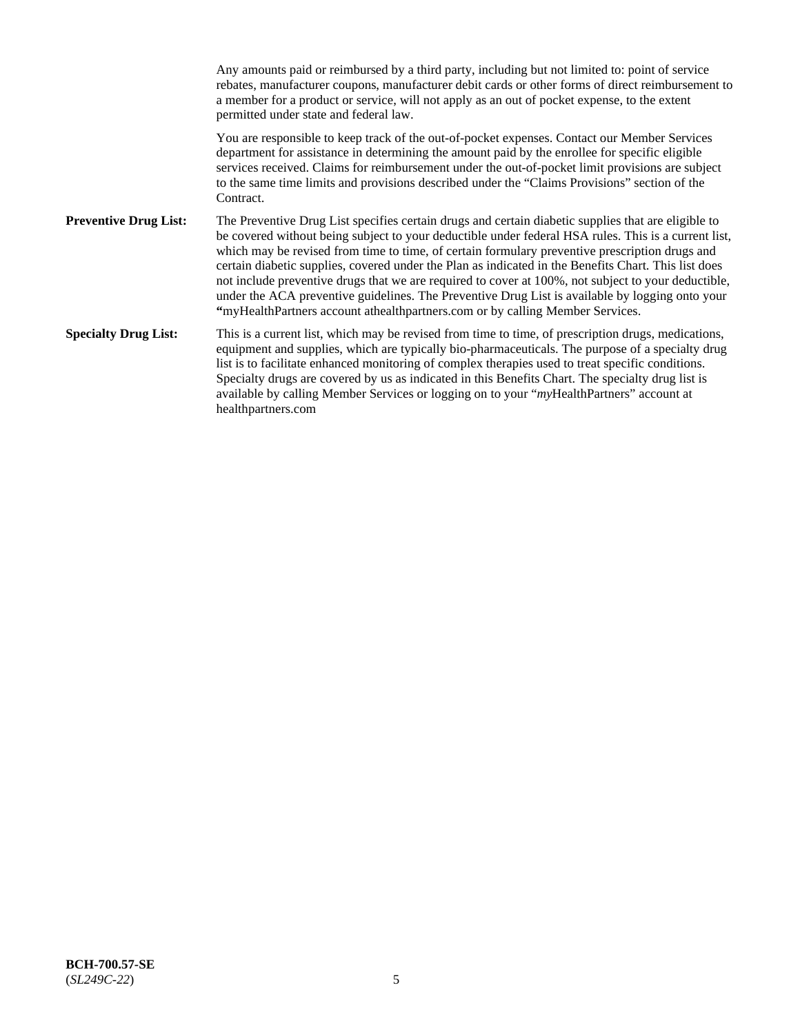Any amounts paid or reimbursed by a third party, including but not limited to: point of service rebates, manufacturer coupons, manufacturer debit cards or other forms of direct reimbursement to a member for a product or service, will not apply as an out of pocket expense, to the extent permitted under state and federal law.

You are responsible to keep track of the out-of-pocket expenses. Contact our Member Services department for assistance in determining the amount paid by the enrollee for specific eligible services received. Claims for reimbursement under the out-of-pocket limit provisions are subject to the same time limits and provisions described under the "Claims Provisions" section of the Contract.

**Preventive Drug List:** The Preventive Drug List specifies certain drugs and certain diabetic supplies that are eligible to be covered without being subject to your deductible under federal HSA rules. This is a current list, which may be revised from time to time, of certain formulary preventive prescription drugs and certain diabetic supplies, covered under the Plan as indicated in the Benefits Chart. This list does not include preventive drugs that we are required to cover at 100%, not subject to your deductible, under the ACA preventive guidelines. The Preventive Drug List is available by logging onto your **"**myHealthPartners account athealthpartners.com or by calling Member Services.

**Specialty Drug List:** This is a current list, which may be revised from time to time, of prescription drugs, medications, equipment and supplies, which are typically bio-pharmaceuticals. The purpose of a specialty drug list is to facilitate enhanced monitoring of complex therapies used to treat specific conditions. Specialty drugs are covered by us as indicated in this Benefits Chart. The specialty drug list is available by calling Member Services or logging on to your "*my*HealthPartners" account at healthpartners.com

**BCH-700.57-SE**
(*SL249C-22*)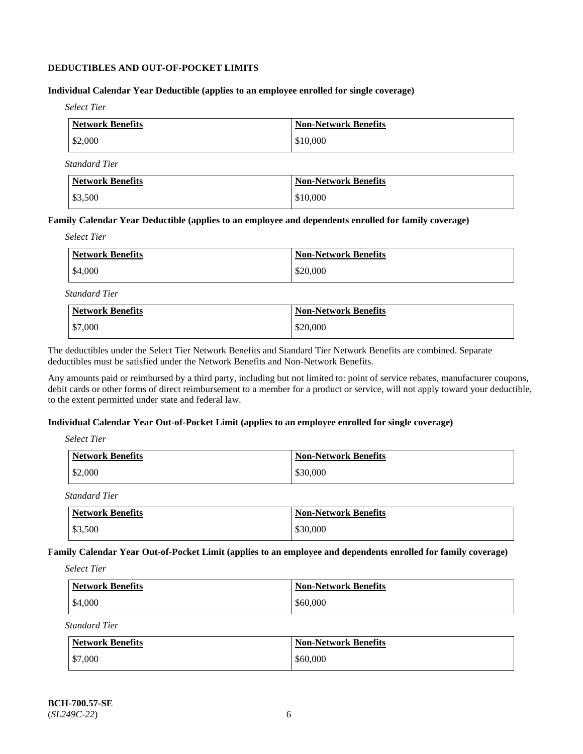**DEDUCTIBLES AND OUT-OF-POCKET LIMITS**

**Individual Calendar Year Deductible (applies to an employee enrolled for single coverage)**

*Select Tier*

| Network Benefits | Non-Network Benefits |
|---|---|
| $2,000 | $10,000 |

*Standard Tier*

| Network Benefits | Non-Network Benefits |
|---|---|
| $3,500 | $10,000 |

**Family Calendar Year Deductible (applies to an employee and dependents enrolled for family coverage)**

*Select Tier*

| Network Benefits | Non-Network Benefits |
|---|---|
| $4,000 | $20,000 |

*Standard Tier*

| Network Benefits | Non-Network Benefits |
|---|---|
| $7,000 | $20,000 |

The deductibles under the Select Tier Network Benefits and Standard Tier Network Benefits are combined. Separate deductibles must be satisfied under the Network Benefits and Non-Network Benefits.

Any amounts paid or reimbursed by a third party, including but not limited to: point of service rebates, manufacturer coupons, debit cards or other forms of direct reimbursement to a member for a product or service, will not apply toward your deductible, to the extent permitted under state and federal law.

**Individual Calendar Year Out-of-Pocket Limit (applies to an employee enrolled for single coverage)**

*Select Tier*

| Network Benefits | Non-Network Benefits |
|---|---|
| $2,000 | $30,000 |

*Standard Tier*

| Network Benefits | Non-Network Benefits |
|---|---|
| $3,500 | $30,000 |

**Family Calendar Year Out-of-Pocket Limit (applies to an employee and dependents enrolled for family coverage)**

*Select Tier*

| Network Benefits | Non-Network Benefits |
|---|---|
| $4,000 | $60,000 |

*Standard Tier*

| Network Benefits | Non-Network Benefits |
|---|---|
| $7,000 | $60,000 |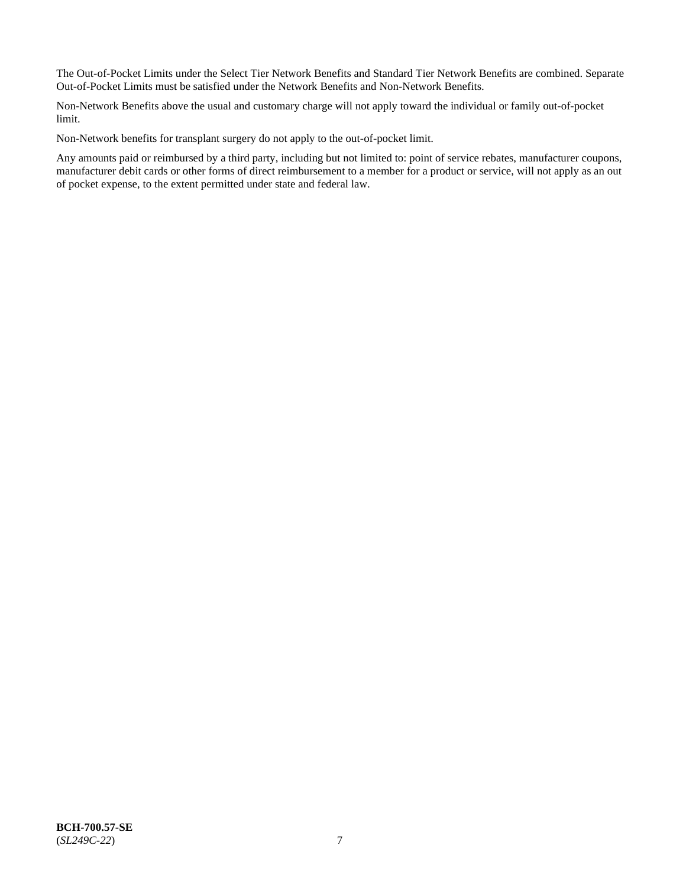The Out-of-Pocket Limits under the Select Tier Network Benefits and Standard Tier Network Benefits are combined. Separate Out-of-Pocket Limits must be satisfied under the Network Benefits and Non-Network Benefits.

Non-Network Benefits above the usual and customary charge will not apply toward the individual or family out-of-pocket limit.

Non-Network benefits for transplant surgery do not apply to the out-of-pocket limit.

Any amounts paid or reimbursed by a third party, including but not limited to: point of service rebates, manufacturer coupons, manufacturer debit cards or other forms of direct reimbursement to a member for a product or service, will not apply as an out of pocket expense, to the extent permitted under state and federal law.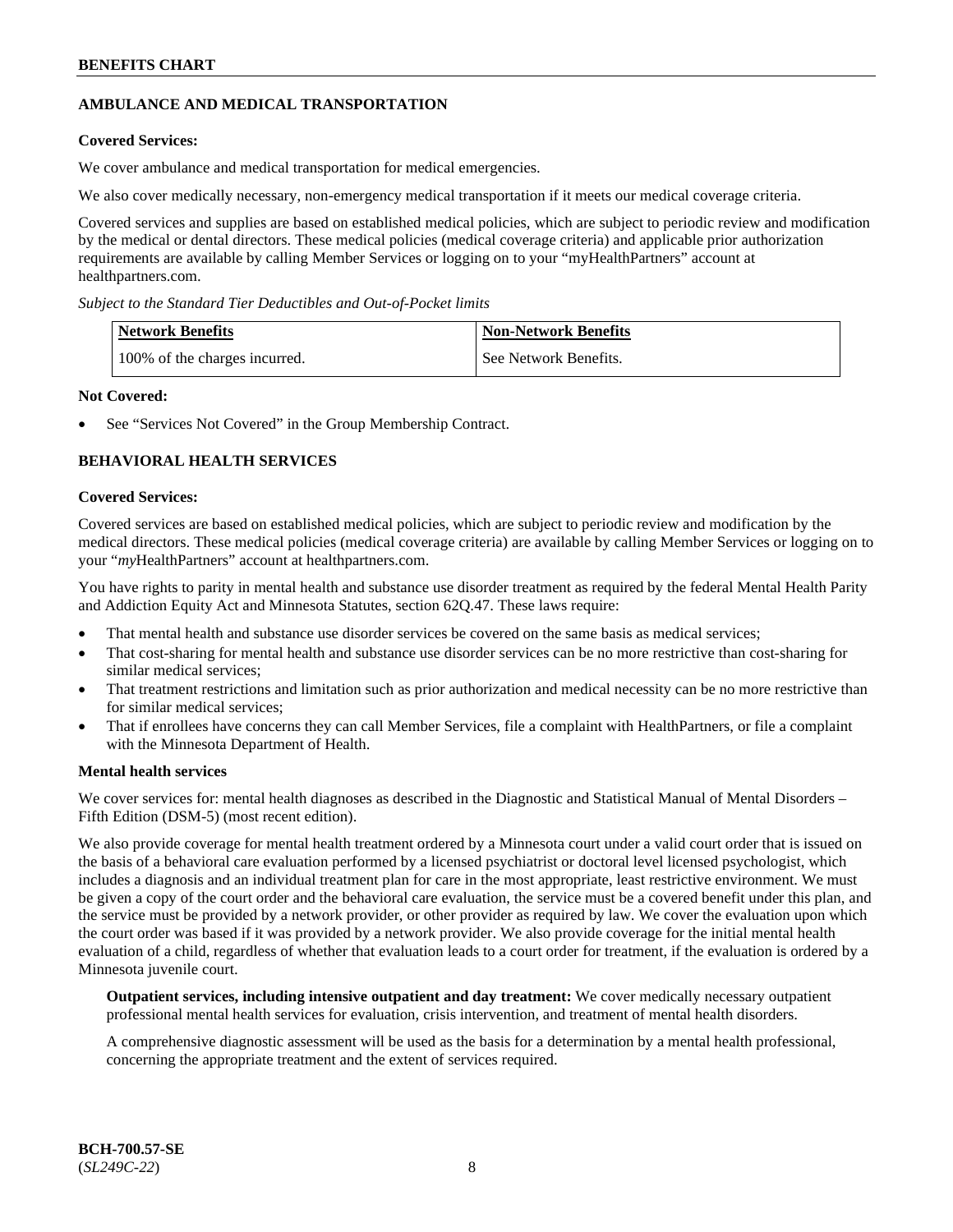## AMBULANCE AND MEDICAL TRANSPORTATION

**Covered Services:**

We cover ambulance and medical transportation for medical emergencies.

We also cover medically necessary, non-emergency medical transportation if it meets our medical coverage criteria.

Covered services and supplies are based on established medical policies, which are subject to periodic review and modification by the medical or dental directors. These medical policies (medical coverage criteria) and applicable prior authorization requirements are available by calling Member Services or logging on to your "myHealthPartners" account at healthpartners.com.

*Subject to the Standard Tier Deductibles and Out-of-Pocket limits*

| Network Benefits | Non-Network Benefits |
|---|---|
| 100% of the charges incurred. | See Network Benefits. |

**Not Covered:**

- See "Services Not Covered" in the Group Membership Contract.

## BEHAVIORAL HEALTH SERVICES

**Covered Services:**

Covered services are based on established medical policies, which are subject to periodic review and modification by the medical directors. These medical policies (medical coverage criteria) are available by calling Member Services or logging on to your "*my*HealthPartners" account at healthpartners.com.

You have rights to parity in mental health and substance use disorder treatment as required by the federal Mental Health Parity and Addiction Equity Act and Minnesota Statutes, section 62Q.47. These laws require:

- That mental health and substance use disorder services be covered on the same basis as medical services;
- That cost-sharing for mental health and substance use disorder services can be no more restrictive than cost-sharing for similar medical services;
- That treatment restrictions and limitation such as prior authorization and medical necessity can be no more restrictive than for similar medical services;
- That if enrollees have concerns they can call Member Services, file a complaint with HealthPartners, or file a complaint with the Minnesota Department of Health.

**Mental health services**

We cover services for: mental health diagnoses as described in the Diagnostic and Statistical Manual of Mental Disorders – Fifth Edition (DSM-5) (most recent edition).

We also provide coverage for mental health treatment ordered by a Minnesota court under a valid court order that is issued on the basis of a behavioral care evaluation performed by a licensed psychiatrist or doctoral level licensed psychologist, which includes a diagnosis and an individual treatment plan for care in the most appropriate, least restrictive environment. We must be given a copy of the court order and the behavioral care evaluation, the service must be a covered benefit under this plan, and the service must be provided by a network provider, or other provider as required by law. We cover the evaluation upon which the court order was based if it was provided by a network provider. We also provide coverage for the initial mental health evaluation of a child, regardless of whether that evaluation leads to a court order for treatment, if the evaluation is ordered by a Minnesota juvenile court.

**Outpatient services, including intensive outpatient and day treatment:** We cover medically necessary outpatient professional mental health services for evaluation, crisis intervention, and treatment of mental health disorders.

A comprehensive diagnostic assessment will be used as the basis for a determination by a mental health professional, concerning the appropriate treatment and the extent of services required.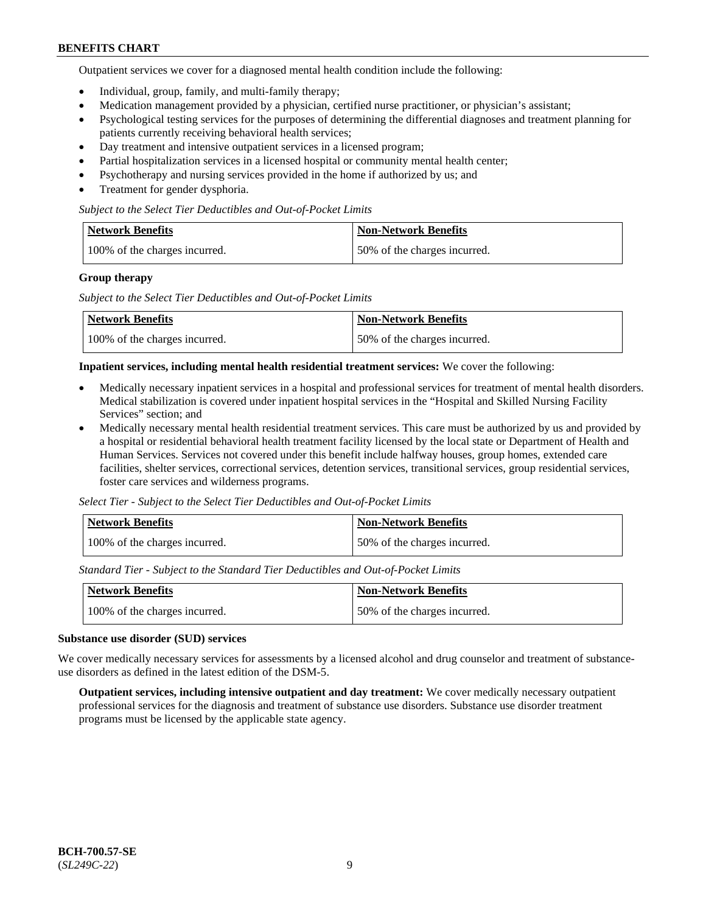Outpatient services we cover for a diagnosed mental health condition include the following:

- Individual, group, family, and multi-family therapy;
- Medication management provided by a physician, certified nurse practitioner, or physician's assistant;
- Psychological testing services for the purposes of determining the differential diagnoses and treatment planning for patients currently receiving behavioral health services;
- Day treatment and intensive outpatient services in a licensed program;
- Partial hospitalization services in a licensed hospital or community mental health center;
- Psychotherapy and nursing services provided in the home if authorized by us; and
- Treatment for gender dysphoria.

*Subject to the Select Tier Deductibles and Out-of-Pocket Limits*

| Network Benefits | Non-Network Benefits |
|---|---|
| 100% of the charges incurred. | 50% of the charges incurred. |

**Group therapy**

*Subject to the Select Tier Deductibles and Out-of-Pocket Limits*

| Network Benefits | Non-Network Benefits |
|---|---|
| 100% of the charges incurred. | 50% of the charges incurred. |

**Inpatient services, including mental health residential treatment services:** We cover the following:

- Medically necessary inpatient services in a hospital and professional services for treatment of mental health disorders. Medical stabilization is covered under inpatient hospital services in the "Hospital and Skilled Nursing Facility Services" section; and
- Medically necessary mental health residential treatment services. This care must be authorized by us and provided by a hospital or residential behavioral health treatment facility licensed by the local state or Department of Health and Human Services. Services not covered under this benefit include halfway houses, group homes, extended care facilities, shelter services, correctional services, detention services, transitional services, group residential services, foster care services and wilderness programs.

*Select Tier - Subject to the Select Tier Deductibles and Out-of-Pocket Limits*

| Network Benefits | Non-Network Benefits |
|---|---|
| 100% of the charges incurred. | 50% of the charges incurred. |

*Standard Tier - Subject to the Standard Tier Deductibles and Out-of-Pocket Limits*

| Network Benefits | Non-Network Benefits |
|---|---|
| 100% of the charges incurred. | 50% of the charges incurred. |

**Substance use disorder (SUD) services**

We cover medically necessary services for assessments by a licensed alcohol and drug counselor and treatment of substance-use disorders as defined in the latest edition of the DSM-5.

**Outpatient services, including intensive outpatient and day treatment:** We cover medically necessary outpatient professional services for the diagnosis and treatment of substance use disorders. Substance use disorder treatment programs must be licensed by the applicable state agency.

**BCH-700.57-SE**
(*SL249C-22*)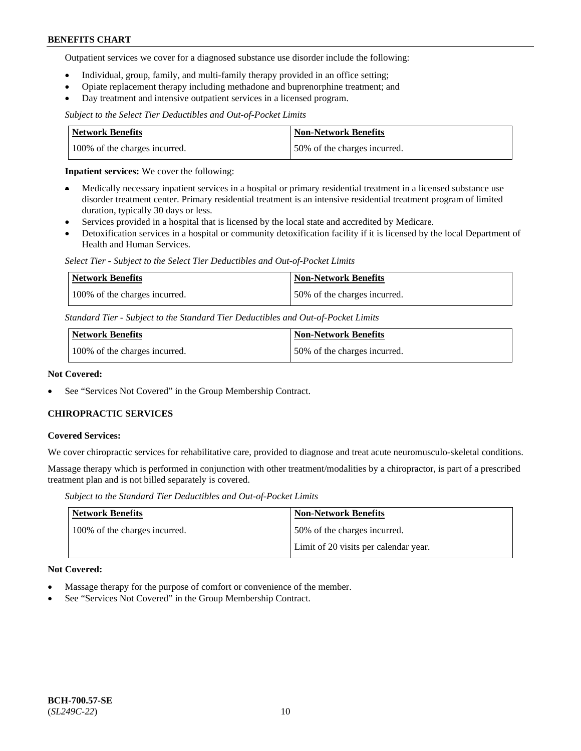Outpatient services we cover for a diagnosed substance use disorder include the following:

- Individual, group, family, and multi-family therapy provided in an office setting;
- Opiate replacement therapy including methadone and buprenorphine treatment; and
- Day treatment and intensive outpatient services in a licensed program.

*Subject to the Select Tier Deductibles and Out-of-Pocket Limits*

| Network Benefits | Non-Network Benefits |
|---|---|
| 100% of the charges incurred. | 50% of the charges incurred. |

**Inpatient services:** We cover the following:

- Medically necessary inpatient services in a hospital or primary residential treatment in a licensed substance use disorder treatment center. Primary residential treatment is an intensive residential treatment program of limited duration, typically 30 days or less.
- Services provided in a hospital that is licensed by the local state and accredited by Medicare.
- Detoxification services in a hospital or community detoxification facility if it is licensed by the local Department of Health and Human Services.

*Select Tier - Subject to the Select Tier Deductibles and Out-of-Pocket Limits*

| Network Benefits | Non-Network Benefits |
|---|---|
| 100% of the charges incurred. | 50% of the charges incurred. |

*Standard Tier - Subject to the Standard Tier Deductibles and Out-of-Pocket Limits*

| Network Benefits | Non-Network Benefits |
|---|---|
| 100% of the charges incurred. | 50% of the charges incurred. |

**Not Covered:**

- See "Services Not Covered" in the Group Membership Contract.

## CHIROPRACTIC SERVICES

**Covered Services:**

We cover chiropractic services for rehabilitative care, provided to diagnose and treat acute neuromusculo-skeletal conditions.

Massage therapy which is performed in conjunction with other treatment/modalities by a chiropractor, is part of a prescribed treatment plan and is not billed separately is covered.

*Subject to the Standard Tier Deductibles and Out-of-Pocket Limits*

| Network Benefits | Non-Network Benefits |
|---|---|
| 100% of the charges incurred. | 50% of the charges incurred.<br>Limit of 20 visits per calendar year. |

**Not Covered:**

- Massage therapy for the purpose of comfort or convenience of the member.
- See "Services Not Covered" in the Group Membership Contract.

**BCH-700.57-SE**
(*SL249C-22*)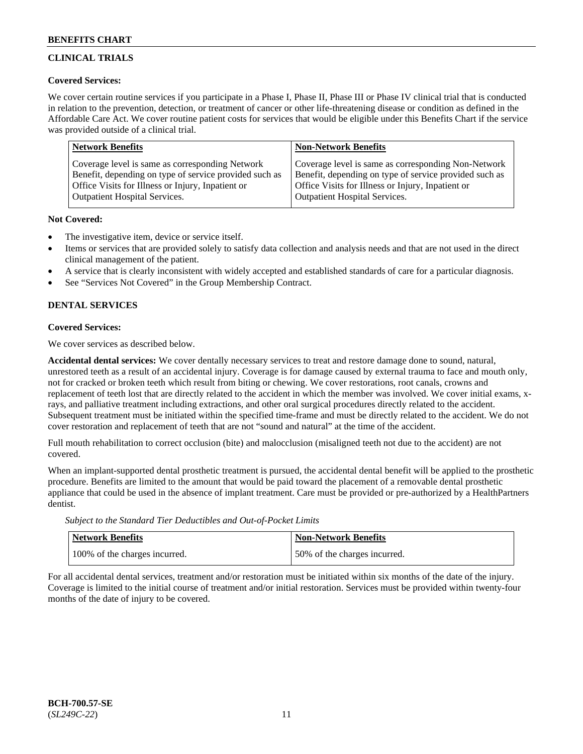## CLINICAL TRIALS

**Covered Services:**

We cover certain routine services if you participate in a Phase I, Phase II, Phase III or Phase IV clinical trial that is conducted in relation to the prevention, detection, or treatment of cancer or other life-threatening disease or condition as defined in the Affordable Care Act. We cover routine patient costs for services that would be eligible under this Benefits Chart if the service was provided outside of a clinical trial.

| Network Benefits | Non-Network Benefits |
|---|---|
| Coverage level is same as corresponding Network Benefit, depending on type of service provided such as Office Visits for Illness or Injury, Inpatient or Outpatient Hospital Services. | Coverage level is same as corresponding Non-Network Benefit, depending on type of service provided such as Office Visits for Illness or Injury, Inpatient or Outpatient Hospital Services. |

**Not Covered:**

- The investigative item, device or service itself.
- Items or services that are provided solely to satisfy data collection and analysis needs and that are not used in the direct clinical management of the patient.
- A service that is clearly inconsistent with widely accepted and established standards of care for a particular diagnosis.
- See "Services Not Covered" in the Group Membership Contract.

## DENTAL SERVICES

**Covered Services:**

We cover services as described below.

**Accidental dental services:** We cover dentally necessary services to treat and restore damage done to sound, natural, unrestored teeth as a result of an accidental injury. Coverage is for damage caused by external trauma to face and mouth only, not for cracked or broken teeth which result from biting or chewing. We cover restorations, root canals, crowns and replacement of teeth lost that are directly related to the accident in which the member was involved. We cover initial exams, x-rays, and palliative treatment including extractions, and other oral surgical procedures directly related to the accident. Subsequent treatment must be initiated within the specified time-frame and must be directly related to the accident. We do not cover restoration and replacement of teeth that are not "sound and natural" at the time of the accident.

Full mouth rehabilitation to correct occlusion (bite) and malocclusion (misaligned teeth not due to the accident) are not covered.

When an implant-supported dental prosthetic treatment is pursued, the accidental dental benefit will be applied to the prosthetic procedure. Benefits are limited to the amount that would be paid toward the placement of a removable dental prosthetic appliance that could be used in the absence of implant treatment. Care must be provided or pre-authorized by a HealthPartners dentist.

*Subject to the Standard Tier Deductibles and Out-of-Pocket Limits*

| Network Benefits | Non-Network Benefits |
|---|---|
| 100% of the charges incurred. | 50% of the charges incurred. |

For all accidental dental services, treatment and/or restoration must be initiated within six months of the date of the injury. Coverage is limited to the initial course of treatment and/or initial restoration. Services must be provided within twenty-four months of the date of injury to be covered.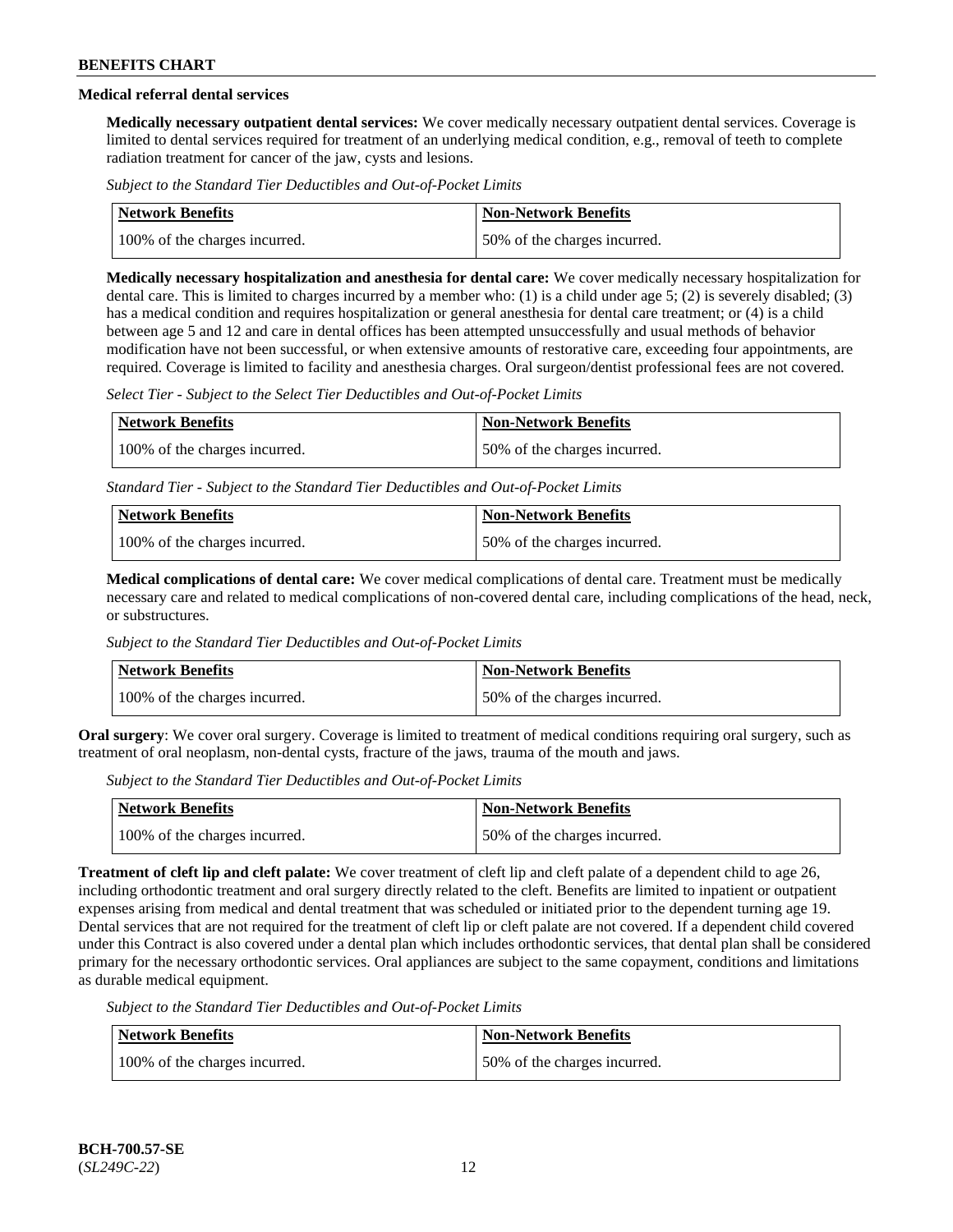**Medical referral dental services**

**Medically necessary outpatient dental services:** We cover medically necessary outpatient dental services. Coverage is limited to dental services required for treatment of an underlying medical condition, e.g., removal of teeth to complete radiation treatment for cancer of the jaw, cysts and lesions.

*Subject to the Standard Tier Deductibles and Out-of-Pocket Limits*

| Network Benefits | Non-Network Benefits |
| --- | --- |
| 100% of the charges incurred. | 50% of the charges incurred. |

**Medically necessary hospitalization and anesthesia for dental care:** We cover medically necessary hospitalization for dental care. This is limited to charges incurred by a member who: (1) is a child under age 5; (2) is severely disabled; (3) has a medical condition and requires hospitalization or general anesthesia for dental care treatment; or (4) is a child between age 5 and 12 and care in dental offices has been attempted unsuccessfully and usual methods of behavior modification have not been successful, or when extensive amounts of restorative care, exceeding four appointments, are required. Coverage is limited to facility and anesthesia charges. Oral surgeon/dentist professional fees are not covered.

*Select Tier - Subject to the Select Tier Deductibles and Out-of-Pocket Limits*

| Network Benefits | Non-Network Benefits |
| --- | --- |
| 100% of the charges incurred. | 50% of the charges incurred. |

*Standard Tier - Subject to the Standard Tier Deductibles and Out-of-Pocket Limits*

| Network Benefits | Non-Network Benefits |
| --- | --- |
| 100% of the charges incurred. | 50% of the charges incurred. |

**Medical complications of dental care:** We cover medical complications of dental care. Treatment must be medically necessary care and related to medical complications of non-covered dental care, including complications of the head, neck, or substructures.

*Subject to the Standard Tier Deductibles and Out-of-Pocket Limits*

| Network Benefits | Non-Network Benefits |
| --- | --- |
| 100% of the charges incurred. | 50% of the charges incurred. |

**Oral surgery**: We cover oral surgery. Coverage is limited to treatment of medical conditions requiring oral surgery, such as treatment of oral neoplasm, non-dental cysts, fracture of the jaws, trauma of the mouth and jaws.

*Subject to the Standard Tier Deductibles and Out-of-Pocket Limits*

| Network Benefits | Non-Network Benefits |
| --- | --- |
| 100% of the charges incurred. | 50% of the charges incurred. |

**Treatment of cleft lip and cleft palate:** We cover treatment of cleft lip and cleft palate of a dependent child to age 26, including orthodontic treatment and oral surgery directly related to the cleft. Benefits are limited to inpatient or outpatient expenses arising from medical and dental treatment that was scheduled or initiated prior to the dependent turning age 19. Dental services that are not required for the treatment of cleft lip or cleft palate are not covered. If a dependent child covered under this Contract is also covered under a dental plan which includes orthodontic services, that dental plan shall be considered primary for the necessary orthodontic services. Oral appliances are subject to the same copayment, conditions and limitations as durable medical equipment.

*Subject to the Standard Tier Deductibles and Out-of-Pocket Limits*

| Network Benefits | Non-Network Benefits |
| --- | --- |
| 100% of the charges incurred. | 50% of the charges incurred. |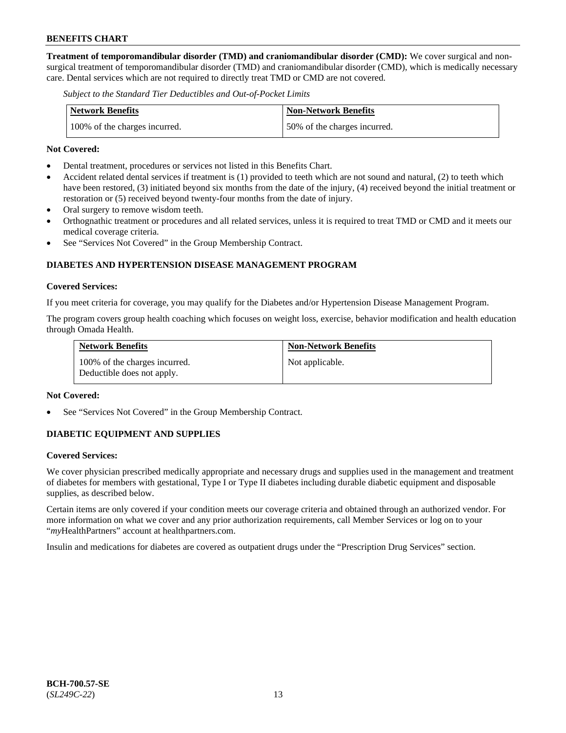**Treatment of temporomandibular disorder (TMD) and craniomandibular disorder (CMD):** We cover surgical and non-surgical treatment of temporomandibular disorder (TMD) and craniomandibular disorder (CMD), which is medically necessary care. Dental services which are not required to directly treat TMD or CMD are not covered.

*Subject to the Standard Tier Deductibles and Out-of-Pocket Limits*

| Network Benefits | Non-Network Benefits |
| --- | --- |
| 100% of the charges incurred. | 50% of the charges incurred. |

**Not Covered:**

- Dental treatment, procedures or services not listed in this Benefits Chart.
- Accident related dental services if treatment is (1) provided to teeth which are not sound and natural, (2) to teeth which have been restored, (3) initiated beyond six months from the date of the injury, (4) received beyond the initial treatment or restoration or (5) received beyond twenty-four months from the date of injury.
- Oral surgery to remove wisdom teeth.
- Orthognathic treatment or procedures and all related services, unless it is required to treat TMD or CMD and it meets our medical coverage criteria.
- See "Services Not Covered" in the Group Membership Contract.

## DIABETES AND HYPERTENSION DISEASE MANAGEMENT PROGRAM

**Covered Services:**

If you meet criteria for coverage, you may qualify for the Diabetes and/or Hypertension Disease Management Program.

The program covers group health coaching which focuses on weight loss, exercise, behavior modification and health education through Omada Health.

| Network Benefits | Non-Network Benefits |
| --- | --- |
| 100% of the charges incurred. Deductible does not apply. | Not applicable. |

**Not Covered:**

- See "Services Not Covered" in the Group Membership Contract.

## DIABETIC EQUIPMENT AND SUPPLIES

**Covered Services:**

We cover physician prescribed medically appropriate and necessary drugs and supplies used in the management and treatment of diabetes for members with gestational, Type I or Type II diabetes including durable diabetic equipment and disposable supplies, as described below.

Certain items are only covered if your condition meets our coverage criteria and obtained through an authorized vendor. For more information on what we cover and any prior authorization requirements, call Member Services or log on to your "*my*HealthPartners" account at healthpartners.com.

Insulin and medications for diabetes are covered as outpatient drugs under the "Prescription Drug Services" section.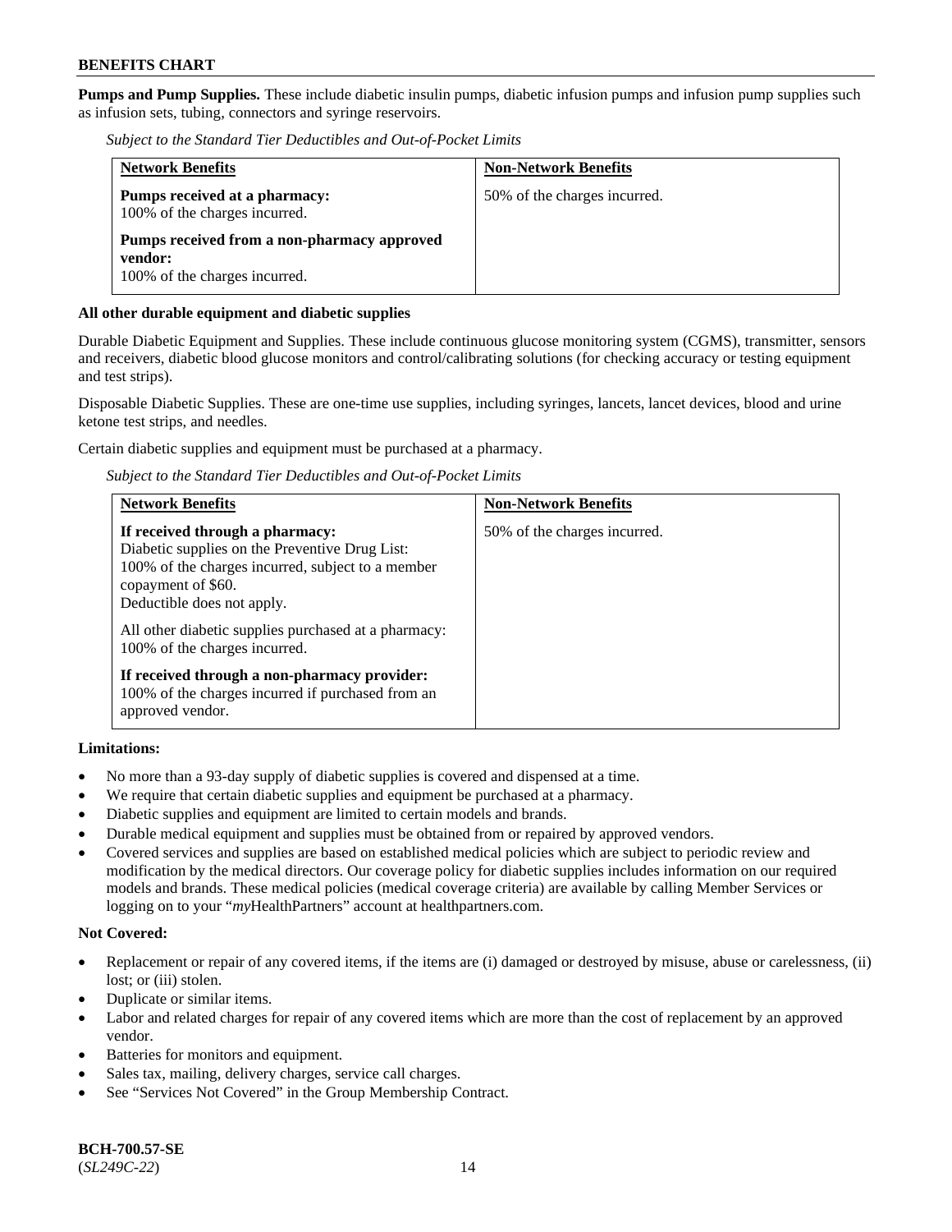**Pumps and Pump Supplies.** These include diabetic insulin pumps, diabetic infusion pumps and infusion pump supplies such as infusion sets, tubing, connectors and syringe reservoirs.

*Subject to the Standard Tier Deductibles and Out-of-Pocket Limits*

| Network Benefits | Non-Network Benefits |
|---|---|
| **Pumps received at a pharmacy:** 100% of the charges incurred. **Pumps received from a non-pharmacy approved vendor:** 100% of the charges incurred. | 50% of the charges incurred. |

**All other durable equipment and diabetic supplies**

Durable Diabetic Equipment and Supplies. These include continuous glucose monitoring system (CGMS), transmitter, sensors and receivers, diabetic blood glucose monitors and control/calibrating solutions (for checking accuracy or testing equipment and test strips).

Disposable Diabetic Supplies. These are one-time use supplies, including syringes, lancets, lancet devices, blood and urine ketone test strips, and needles.

Certain diabetic supplies and equipment must be purchased at a pharmacy.

*Subject to the Standard Tier Deductibles and Out-of-Pocket Limits*

| Network Benefits | Non-Network Benefits |
|---|---|
| **If received through a pharmacy:** Diabetic supplies on the Preventive Drug List: 100% of the charges incurred, subject to a member copayment of $60. Deductible does not apply. All other diabetic supplies purchased at a pharmacy: 100% of the charges incurred. **If received through a non-pharmacy provider:** 100% of the charges incurred if purchased from an approved vendor. | 50% of the charges incurred. |

**Limitations:**

- No more than a 93-day supply of diabetic supplies is covered and dispensed at a time.
- We require that certain diabetic supplies and equipment be purchased at a pharmacy.
- Diabetic supplies and equipment are limited to certain models and brands.
- Durable medical equipment and supplies must be obtained from or repaired by approved vendors.
- Covered services and supplies are based on established medical policies which are subject to periodic review and modification by the medical directors. Our coverage policy for diabetic supplies includes information on our required models and brands. These medical policies (medical coverage criteria) are available by calling Member Services or logging on to your "*my*HealthPartners" account at healthpartners.com.

**Not Covered:**

- Replacement or repair of any covered items, if the items are (i) damaged or destroyed by misuse, abuse or carelessness, (ii) lost; or (iii) stolen.
- Duplicate or similar items.
- Labor and related charges for repair of any covered items which are more than the cost of replacement by an approved vendor.
- Batteries for monitors and equipment.
- Sales tax, mailing, delivery charges, service call charges.
- See "Services Not Covered" in the Group Membership Contract.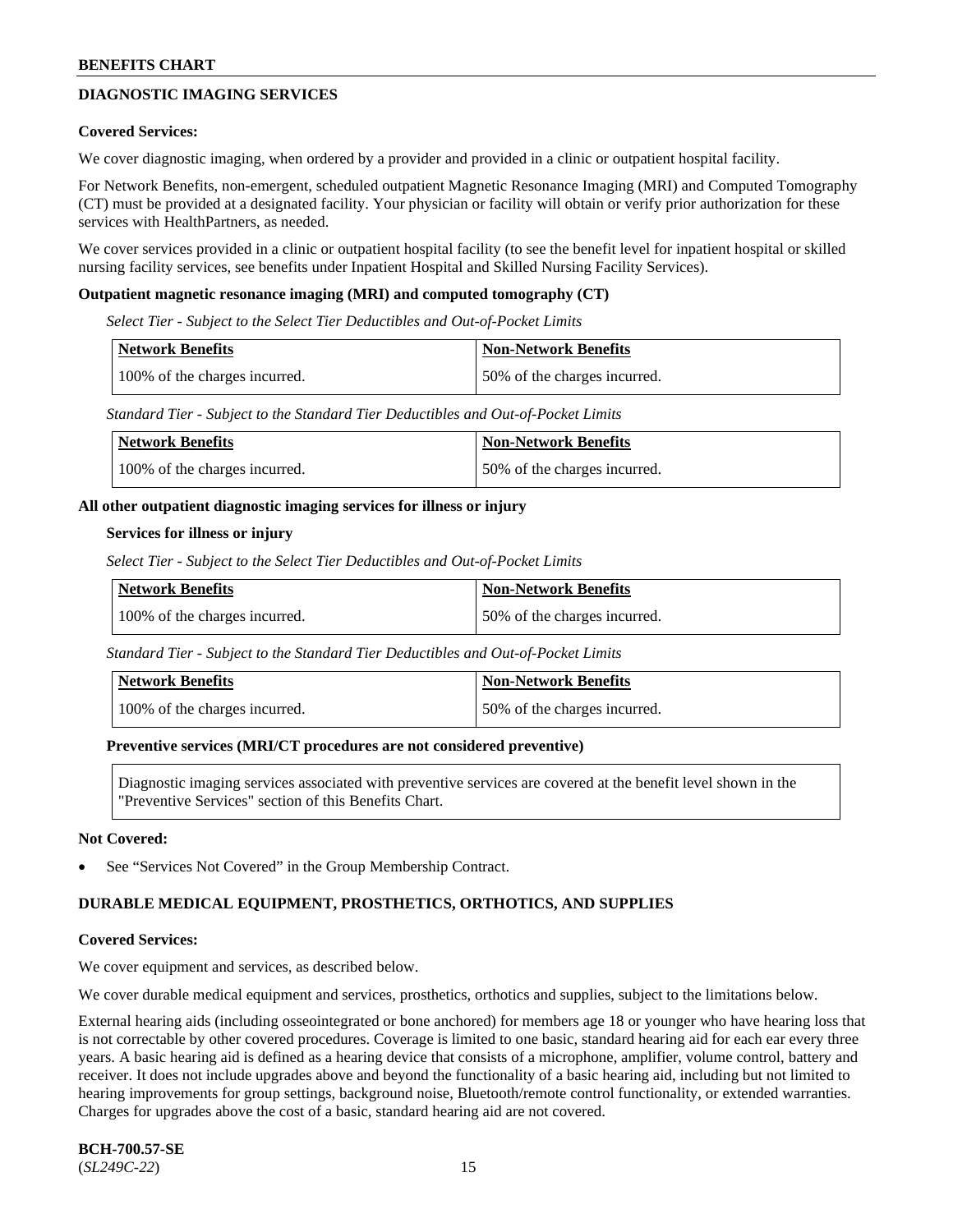## DIAGNOSTIC IMAGING SERVICES

**Covered Services:**

We cover diagnostic imaging, when ordered by a provider and provided in a clinic or outpatient hospital facility.

For Network Benefits, non-emergent, scheduled outpatient Magnetic Resonance Imaging (MRI) and Computed Tomography (CT) must be provided at a designated facility. Your physician or facility will obtain or verify prior authorization for these services with HealthPartners, as needed.

We cover services provided in a clinic or outpatient hospital facility (to see the benefit level for inpatient hospital or skilled nursing facility services, see benefits under Inpatient Hospital and Skilled Nursing Facility Services).

**Outpatient magnetic resonance imaging (MRI) and computed tomography (CT)**

*Select Tier - Subject to the Select Tier Deductibles and Out-of-Pocket Limits*

| Network Benefits | Non-Network Benefits |
|---|---|
| 100% of the charges incurred. | 50% of the charges incurred. |

*Standard Tier - Subject to the Standard Tier Deductibles and Out-of-Pocket Limits*

| Network Benefits | Non-Network Benefits |
|---|---|
| 100% of the charges incurred. | 50% of the charges incurred. |

**All other outpatient diagnostic imaging services for illness or injury**

**Services for illness or injury**

*Select Tier - Subject to the Select Tier Deductibles and Out-of-Pocket Limits*

| Network Benefits | Non-Network Benefits |
|---|---|
| 100% of the charges incurred. | 50% of the charges incurred. |

*Standard Tier - Subject to the Standard Tier Deductibles and Out-of-Pocket Limits*

| Network Benefits | Non-Network Benefits |
|---|---|
| 100% of the charges incurred. | 50% of the charges incurred. |

**Preventive services (MRI/CT procedures are not considered preventive)**

Diagnostic imaging services associated with preventive services are covered at the benefit level shown in the "Preventive Services" section of this Benefits Chart.

**Not Covered:**

- See "Services Not Covered" in the Group Membership Contract.

## DURABLE MEDICAL EQUIPMENT, PROSTHETICS, ORTHOTICS, AND SUPPLIES

**Covered Services:**

We cover equipment and services, as described below.

We cover durable medical equipment and services, prosthetics, orthotics and supplies, subject to the limitations below.

External hearing aids (including osseointegrated or bone anchored) for members age 18 or younger who have hearing loss that is not correctable by other covered procedures. Coverage is limited to one basic, standard hearing aid for each ear every three years. A basic hearing aid is defined as a hearing device that consists of a microphone, amplifier, volume control, battery and receiver. It does not include upgrades above and beyond the functionality of a basic hearing aid, including but not limited to hearing improvements for group settings, background noise, Bluetooth/remote control functionality, or extended warranties. Charges for upgrades above the cost of a basic, standard hearing aid are not covered.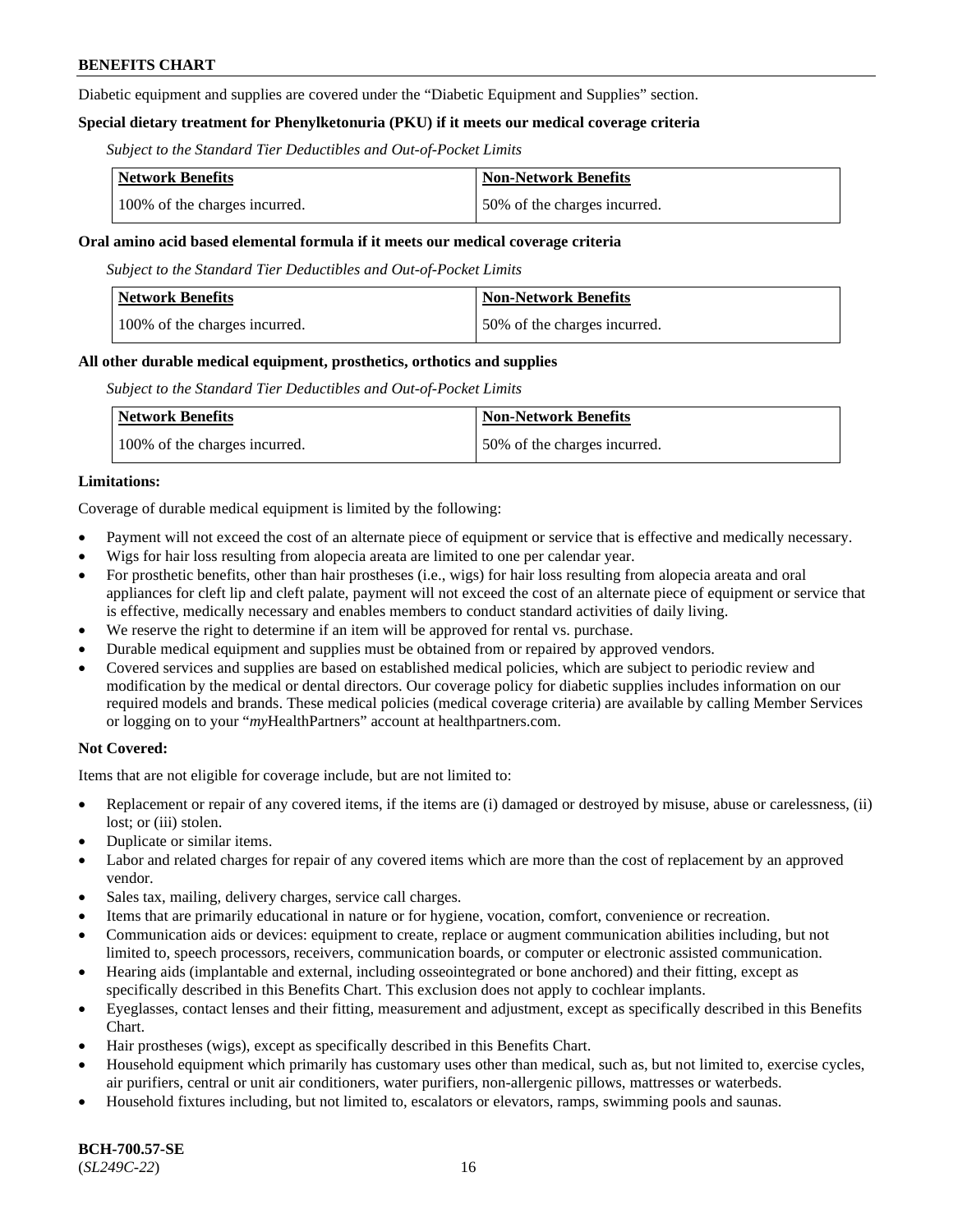Diabetic equipment and supplies are covered under the "Diabetic Equipment and Supplies" section.

**Special dietary treatment for Phenylketonuria (PKU) if it meets our medical coverage criteria**

*Subject to the Standard Tier Deductibles and Out-of-Pocket Limits*

| Network Benefits | Non-Network Benefits |
|---|---|
| 100% of the charges incurred. | 50% of the charges incurred. |

**Oral amino acid based elemental formula if it meets our medical coverage criteria**

*Subject to the Standard Tier Deductibles and Out-of-Pocket Limits*

| Network Benefits | Non-Network Benefits |
|---|---|
| 100% of the charges incurred. | 50% of the charges incurred. |

**All other durable medical equipment, prosthetics, orthotics and supplies**

*Subject to the Standard Tier Deductibles and Out-of-Pocket Limits*

| Network Benefits | Non-Network Benefits |
|---|---|
| 100% of the charges incurred. | 50% of the charges incurred. |

**Limitations:**

Coverage of durable medical equipment is limited by the following:

- Payment will not exceed the cost of an alternate piece of equipment or service that is effective and medically necessary.
- Wigs for hair loss resulting from alopecia areata are limited to one per calendar year.
- For prosthetic benefits, other than hair prostheses (i.e., wigs) for hair loss resulting from alopecia areata and oral appliances for cleft lip and cleft palate, payment will not exceed the cost of an alternate piece of equipment or service that is effective, medically necessary and enables members to conduct standard activities of daily living.
- We reserve the right to determine if an item will be approved for rental vs. purchase.
- Durable medical equipment and supplies must be obtained from or repaired by approved vendors.
- Covered services and supplies are based on established medical policies, which are subject to periodic review and modification by the medical or dental directors. Our coverage policy for diabetic supplies includes information on our required models and brands. These medical policies (medical coverage criteria) are available by calling Member Services or logging on to your "*my*HealthPartners" account at healthpartners.com.

**Not Covered:**

Items that are not eligible for coverage include, but are not limited to:

- Replacement or repair of any covered items, if the items are (i) damaged or destroyed by misuse, abuse or carelessness, (ii) lost; or (iii) stolen.
- Duplicate or similar items.
- Labor and related charges for repair of any covered items which are more than the cost of replacement by an approved vendor.
- Sales tax, mailing, delivery charges, service call charges.
- Items that are primarily educational in nature or for hygiene, vocation, comfort, convenience or recreation.
- Communication aids or devices: equipment to create, replace or augment communication abilities including, but not limited to, speech processors, receivers, communication boards, or computer or electronic assisted communication.
- Hearing aids (implantable and external, including osseointegrated or bone anchored) and their fitting, except as specifically described in this Benefits Chart. This exclusion does not apply to cochlear implants.
- Eyeglasses, contact lenses and their fitting, measurement and adjustment, except as specifically described in this Benefits Chart.
- Hair prostheses (wigs), except as specifically described in this Benefits Chart.
- Household equipment which primarily has customary uses other than medical, such as, but not limited to, exercise cycles, air purifiers, central or unit air conditioners, water purifiers, non-allergenic pillows, mattresses or waterbeds.
- Household fixtures including, but not limited to, escalators or elevators, ramps, swimming pools and saunas.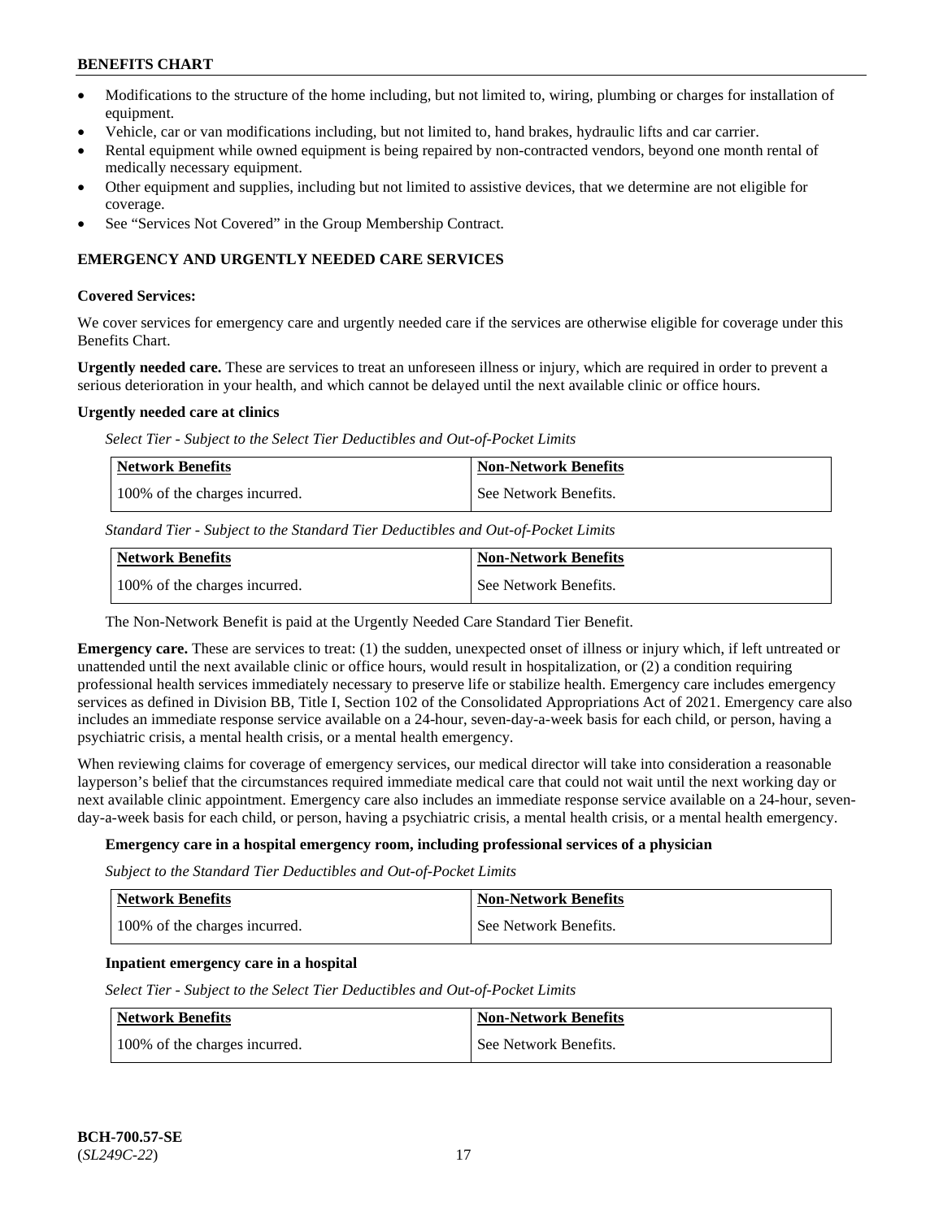- Modifications to the structure of the home including, but not limited to, wiring, plumbing or charges for installation of equipment.
- Vehicle, car or van modifications including, but not limited to, hand brakes, hydraulic lifts and car carrier.
- Rental equipment while owned equipment is being repaired by non-contracted vendors, beyond one month rental of medically necessary equipment.
- Other equipment and supplies, including but not limited to assistive devices, that we determine are not eligible for coverage.
- See "Services Not Covered" in the Group Membership Contract.

## EMERGENCY AND URGENTLY NEEDED CARE SERVICES

**Covered Services:**

We cover services for emergency care and urgently needed care if the services are otherwise eligible for coverage under this Benefits Chart.

**Urgently needed care.** These are services to treat an unforeseen illness or injury, which are required in order to prevent a serious deterioration in your health, and which cannot be delayed until the next available clinic or office hours.

**Urgently needed care at clinics**

*Select Tier - Subject to the Select Tier Deductibles and Out-of-Pocket Limits*

| Network Benefits | Non-Network Benefits |
|---|---|
| 100% of the charges incurred. | See Network Benefits. |

*Standard Tier - Subject to the Standard Tier Deductibles and Out-of-Pocket Limits*

| Network Benefits | Non-Network Benefits |
|---|---|
| 100% of the charges incurred. | See Network Benefits. |

The Non-Network Benefit is paid at the Urgently Needed Care Standard Tier Benefit.

**Emergency care.** These are services to treat: (1) the sudden, unexpected onset of illness or injury which, if left untreated or unattended until the next available clinic or office hours, would result in hospitalization, or (2) a condition requiring professional health services immediately necessary to preserve life or stabilize health. Emergency care includes emergency services as defined in Division BB, Title I, Section 102 of the Consolidated Appropriations Act of 2021. Emergency care also includes an immediate response service available on a 24-hour, seven-day-a-week basis for each child, or person, having a psychiatric crisis, a mental health crisis, or a mental health emergency.

When reviewing claims for coverage of emergency services, our medical director will take into consideration a reasonable layperson's belief that the circumstances required immediate medical care that could not wait until the next working day or next available clinic appointment. Emergency care also includes an immediate response service available on a 24-hour, seven-day-a-week basis for each child, or person, having a psychiatric crisis, a mental health crisis, or a mental health emergency.

**Emergency care in a hospital emergency room, including professional services of a physician**

*Subject to the Standard Tier Deductibles and Out-of-Pocket Limits*

| Network Benefits | Non-Network Benefits |
|---|---|
| 100% of the charges incurred. | See Network Benefits. |

**Inpatient emergency care in a hospital**

*Select Tier - Subject to the Select Tier Deductibles and Out-of-Pocket Limits*

| Network Benefits | Non-Network Benefits |
|---|---|
| 100% of the charges incurred. | See Network Benefits. |

BCH-700.57-SE
(*SL249C-22*)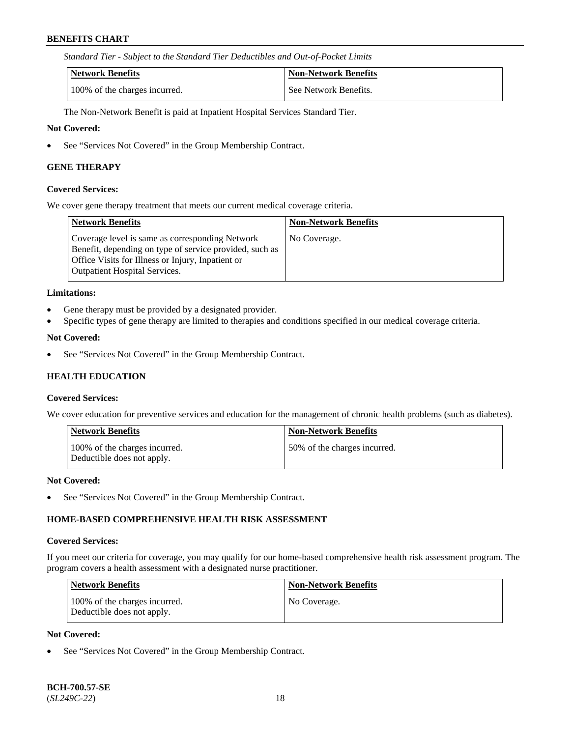*Standard Tier - Subject to the Standard Tier Deductibles and Out-of-Pocket Limits*

| Network Benefits | Non-Network Benefits |
| --- | --- |
| 100% of the charges incurred. | See Network Benefits. |

The Non-Network Benefit is paid at Inpatient Hospital Services Standard Tier.

**Not Covered:**

- See "Services Not Covered" in the Group Membership Contract.

### GENE THERAPY

**Covered Services:**

We cover gene therapy treatment that meets our current medical coverage criteria.

| Network Benefits | Non-Network Benefits |
| --- | --- |
| Coverage level is same as corresponding Network Benefit, depending on type of service provided, such as Office Visits for Illness or Injury, Inpatient or Outpatient Hospital Services. | No Coverage. |

**Limitations:**

- Gene therapy must be provided by a designated provider.
- Specific types of gene therapy are limited to therapies and conditions specified in our medical coverage criteria.

**Not Covered:**

- See "Services Not Covered" in the Group Membership Contract.

### HEALTH EDUCATION

**Covered Services:**

We cover education for preventive services and education for the management of chronic health problems (such as diabetes).

| Network Benefits | Non-Network Benefits |
| --- | --- |
| 100% of the charges incurred. Deductible does not apply. | 50% of the charges incurred. |

**Not Covered:**

- See "Services Not Covered" in the Group Membership Contract.

### HOME-BASED COMPREHENSIVE HEALTH RISK ASSESSMENT

**Covered Services:**

If you meet our criteria for coverage, you may qualify for our home-based comprehensive health risk assessment program. The program covers a health assessment with a designated nurse practitioner.

| Network Benefits | Non-Network Benefits |
| --- | --- |
| 100% of the charges incurred. Deductible does not apply. | No Coverage. |

**Not Covered:**

- See "Services Not Covered" in the Group Membership Contract.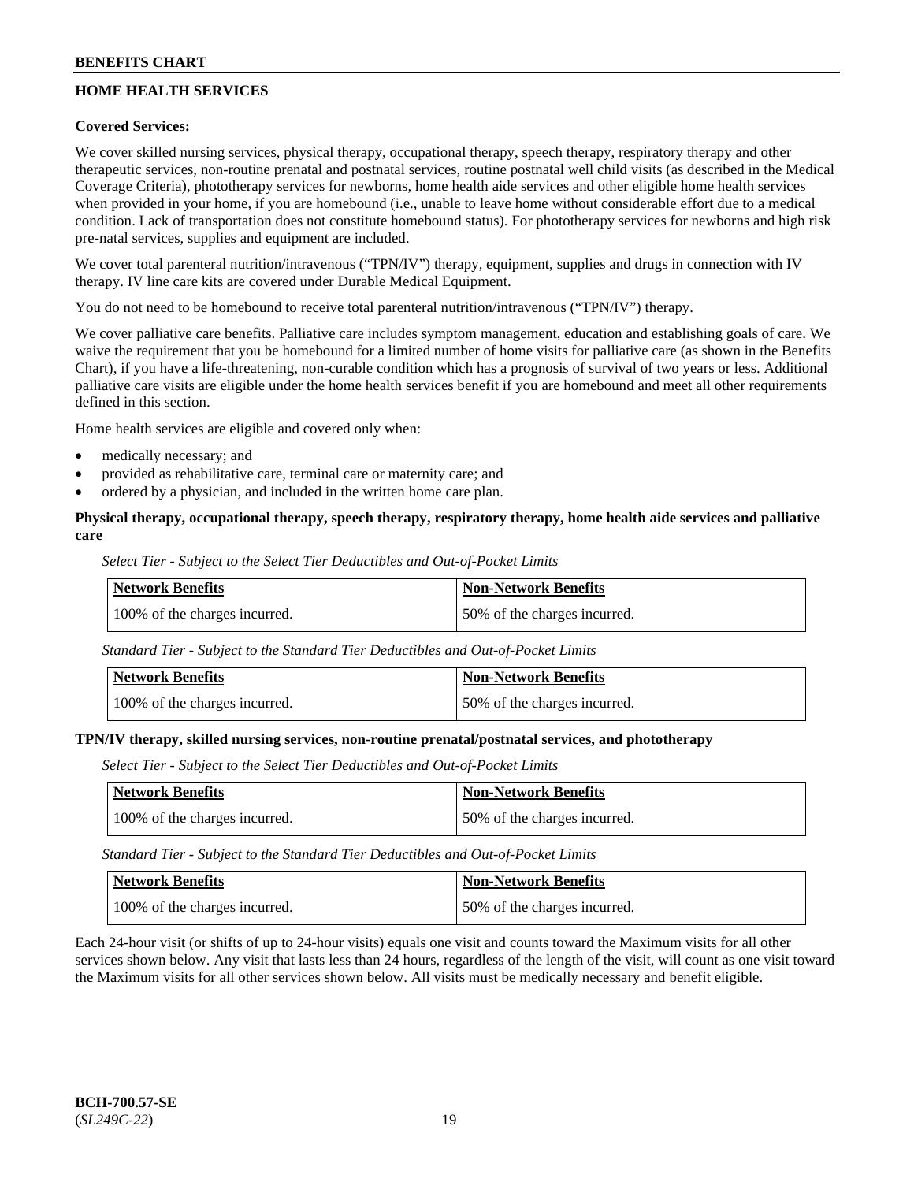## HOME HEALTH SERVICES

**Covered Services:**

We cover skilled nursing services, physical therapy, occupational therapy, speech therapy, respiratory therapy and other therapeutic services, non-routine prenatal and postnatal services, routine postnatal well child visits (as described in the Medical Coverage Criteria), phototherapy services for newborns, home health aide services and other eligible home health services when provided in your home, if you are homebound (i.e., unable to leave home without considerable effort due to a medical condition. Lack of transportation does not constitute homebound status). For phototherapy services for newborns and high risk pre-natal services, supplies and equipment are included.

We cover total parenteral nutrition/intravenous ("TPN/IV") therapy, equipment, supplies and drugs in connection with IV therapy. IV line care kits are covered under Durable Medical Equipment.

You do not need to be homebound to receive total parenteral nutrition/intravenous ("TPN/IV") therapy.

We cover palliative care benefits. Palliative care includes symptom management, education and establishing goals of care. We waive the requirement that you be homebound for a limited number of home visits for palliative care (as shown in the Benefits Chart), if you have a life-threatening, non-curable condition which has a prognosis of survival of two years or less. Additional palliative care visits are eligible under the home health services benefit if you are homebound and meet all other requirements defined in this section.

Home health services are eligible and covered only when:

- medically necessary; and
- provided as rehabilitative care, terminal care or maternity care; and
- ordered by a physician, and included in the written home care plan.

**Physical therapy, occupational therapy, speech therapy, respiratory therapy, home health aide services and palliative care**

*Select Tier - Subject to the Select Tier Deductibles and Out-of-Pocket Limits*

| Network Benefits | Non-Network Benefits |
|---|---|
| 100% of the charges incurred. | 50% of the charges incurred. |

*Standard Tier - Subject to the Standard Tier Deductibles and Out-of-Pocket Limits*

| Network Benefits | Non-Network Benefits |
|---|---|
| 100% of the charges incurred. | 50% of the charges incurred. |

**TPN/IV therapy, skilled nursing services, non-routine prenatal/postnatal services, and phototherapy**

*Select Tier - Subject to the Select Tier Deductibles and Out-of-Pocket Limits*

| Network Benefits | Non-Network Benefits |
|---|---|
| 100% of the charges incurred. | 50% of the charges incurred. |

*Standard Tier - Subject to the Standard Tier Deductibles and Out-of-Pocket Limits*

| Network Benefits | Non-Network Benefits |
|---|---|
| 100% of the charges incurred. | 50% of the charges incurred. |

Each 24-hour visit (or shifts of up to 24-hour visits) equals one visit and counts toward the Maximum visits for all other services shown below. Any visit that lasts less than 24 hours, regardless of the length of the visit, will count as one visit toward the Maximum visits for all other services shown below. All visits must be medically necessary and benefit eligible.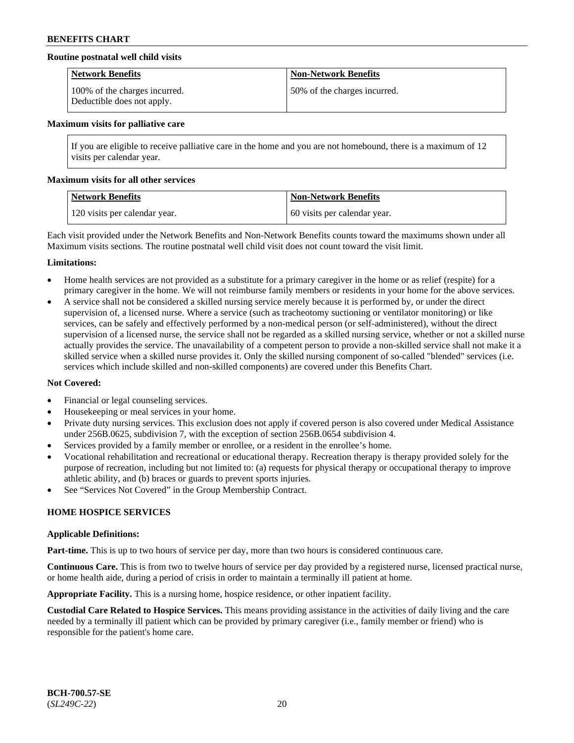**Routine postnatal well child visits**

| Network Benefits | Non-Network Benefits |
|---|---|
| 100% of the charges incurred. Deductible does not apply. | 50% of the charges incurred. |

**Maximum visits for palliative care**

If you are eligible to receive palliative care in the home and you are not homebound, there is a maximum of 12 visits per calendar year.

**Maximum visits for all other services**

| Network Benefits | Non-Network Benefits |
|---|---|
| 120 visits per calendar year. | 60 visits per calendar year. |

Each visit provided under the Network Benefits and Non-Network Benefits counts toward the maximums shown under all Maximum visits sections. The routine postnatal well child visit does not count toward the visit limit.

**Limitations:**

- Home health services are not provided as a substitute for a primary caregiver in the home or as relief (respite) for a primary caregiver in the home. We will not reimburse family members or residents in your home for the above services.
- A service shall not be considered a skilled nursing service merely because it is performed by, or under the direct supervision of, a licensed nurse. Where a service (such as tracheotomy suctioning or ventilator monitoring) or like services, can be safely and effectively performed by a non-medical person (or self-administered), without the direct supervision of a licensed nurse, the service shall not be regarded as a skilled nursing service, whether or not a skilled nurse actually provides the service. The unavailability of a competent person to provide a non-skilled service shall not make it a skilled service when a skilled nurse provides it. Only the skilled nursing component of so-called "blended" services (i.e. services which include skilled and non-skilled components) are covered under this Benefits Chart.

**Not Covered:**

- Financial or legal counseling services.
- Housekeeping or meal services in your home.
- Private duty nursing services. This exclusion does not apply if covered person is also covered under Medical Assistance under 256B.0625, subdivision 7, with the exception of section 256B.0654 subdivision 4.
- Services provided by a family member or enrollee, or a resident in the enrollee's home.
- Vocational rehabilitation and recreational or educational therapy. Recreation therapy is therapy provided solely for the purpose of recreation, including but not limited to: (a) requests for physical therapy or occupational therapy to improve athletic ability, and (b) braces or guards to prevent sports injuries.
- See "Services Not Covered" in the Group Membership Contract.

## HOME HOSPICE SERVICES

**Applicable Definitions:**

**Part-time.** This is up to two hours of service per day, more than two hours is considered continuous care.

**Continuous Care.** This is from two to twelve hours of service per day provided by a registered nurse, licensed practical nurse, or home health aide, during a period of crisis in order to maintain a terminally ill patient at home.

**Appropriate Facility.** This is a nursing home, hospice residence, or other inpatient facility.

**Custodial Care Related to Hospice Services.** This means providing assistance in the activities of daily living and the care needed by a terminally ill patient which can be provided by primary caregiver (i.e., family member or friend) who is responsible for the patient's home care.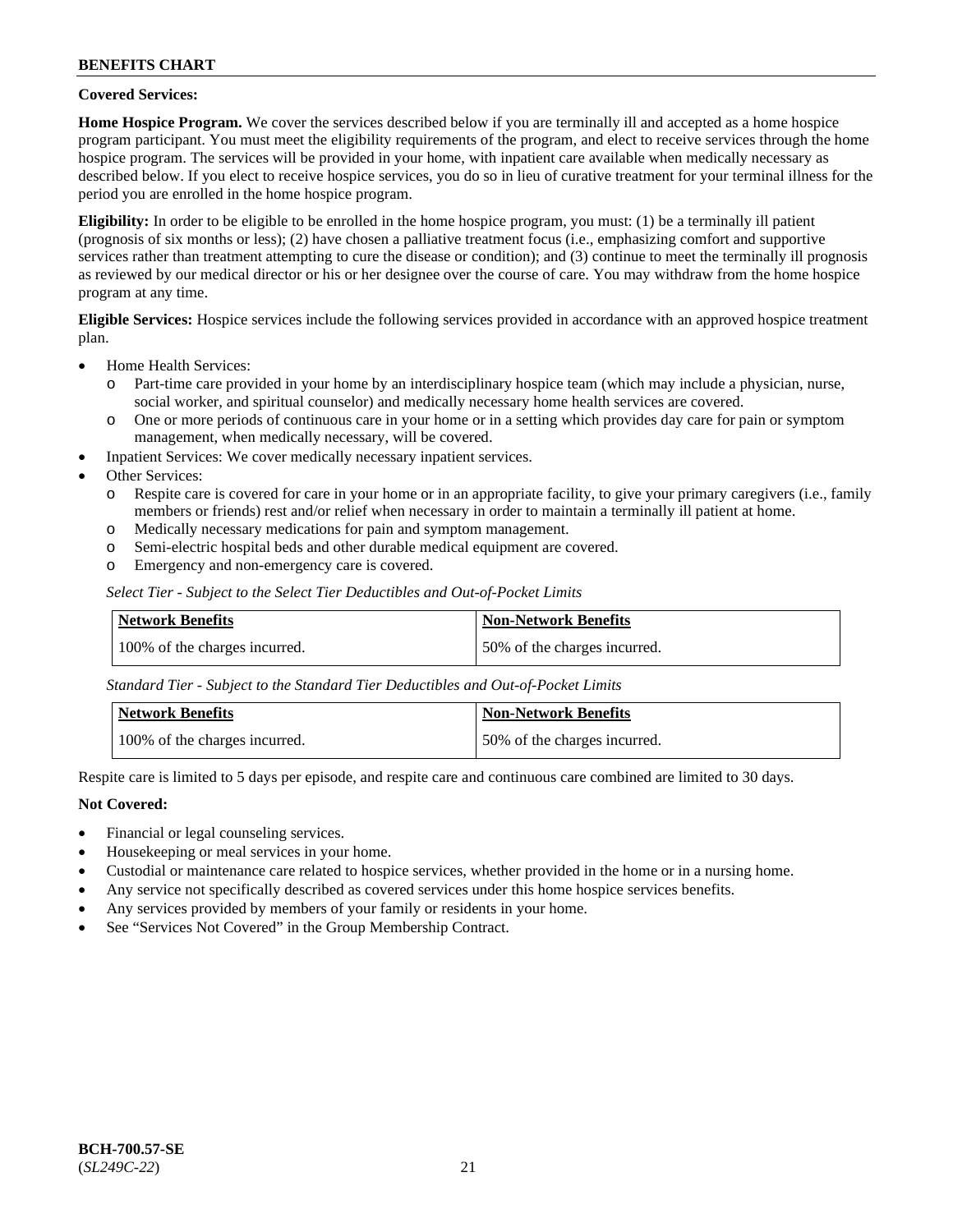**Covered Services:**

**Home Hospice Program.** We cover the services described below if you are terminally ill and accepted as a home hospice program participant. You must meet the eligibility requirements of the program, and elect to receive services through the home hospice program. The services will be provided in your home, with inpatient care available when medically necessary as described below. If you elect to receive hospice services, you do so in lieu of curative treatment for your terminal illness for the period you are enrolled in the home hospice program.

**Eligibility:** In order to be eligible to be enrolled in the home hospice program, you must: (1) be a terminally ill patient (prognosis of six months or less); (2) have chosen a palliative treatment focus (i.e., emphasizing comfort and supportive services rather than treatment attempting to cure the disease or condition); and (3) continue to meet the terminally ill prognosis as reviewed by our medical director or his or her designee over the course of care. You may withdraw from the home hospice program at any time.

**Eligible Services:** Hospice services include the following services provided in accordance with an approved hospice treatment plan.

- Home Health Services:
  - Part-time care provided in your home by an interdisciplinary hospice team (which may include a physician, nurse, social worker, and spiritual counselor) and medically necessary home health services are covered.
  - One or more periods of continuous care in your home or in a setting which provides day care for pain or symptom management, when medically necessary, will be covered.
- Inpatient Services: We cover medically necessary inpatient services.
- Other Services:
  - Respite care is covered for care in your home or in an appropriate facility, to give your primary caregivers (i.e., family members or friends) rest and/or relief when necessary in order to maintain a terminally ill patient at home.
  - Medically necessary medications for pain and symptom management.
  - Semi-electric hospital beds and other durable medical equipment are covered.
  - Emergency and non-emergency care is covered.

*Select Tier - Subject to the Select Tier Deductibles and Out-of-Pocket Limits*

| Network Benefits | Non-Network Benefits |
|---|---|
| 100% of the charges incurred. | 50% of the charges incurred. |

*Standard Tier - Subject to the Standard Tier Deductibles and Out-of-Pocket Limits*

| Network Benefits | Non-Network Benefits |
|---|---|
| 100% of the charges incurred. | 50% of the charges incurred. |

Respite care is limited to 5 days per episode, and respite care and continuous care combined are limited to 30 days.

**Not Covered:**

- Financial or legal counseling services.
- Housekeeping or meal services in your home.
- Custodial or maintenance care related to hospice services, whether provided in the home or in a nursing home.
- Any service not specifically described as covered services under this home hospice services benefits.
- Any services provided by members of your family or residents in your home.
- See "Services Not Covered" in the Group Membership Contract.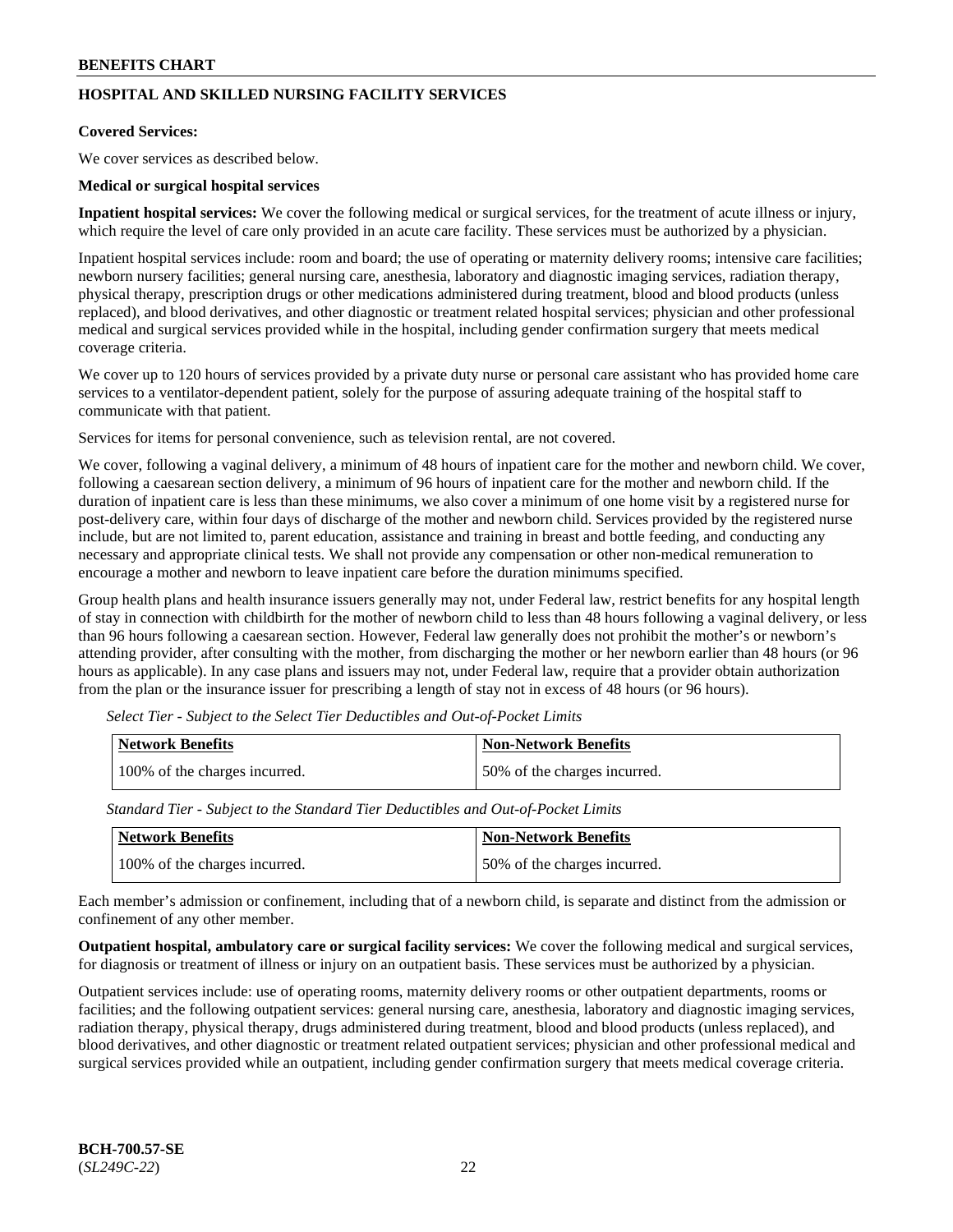## HOSPITAL AND SKILLED NURSING FACILITY SERVICES

**Covered Services:**

We cover services as described below.

**Medical or surgical hospital services**

**Inpatient hospital services:** We cover the following medical or surgical services, for the treatment of acute illness or injury, which require the level of care only provided in an acute care facility. These services must be authorized by a physician.

Inpatient hospital services include: room and board; the use of operating or maternity delivery rooms; intensive care facilities; newborn nursery facilities; general nursing care, anesthesia, laboratory and diagnostic imaging services, radiation therapy, physical therapy, prescription drugs or other medications administered during treatment, blood and blood products (unless replaced), and blood derivatives, and other diagnostic or treatment related hospital services; physician and other professional medical and surgical services provided while in the hospital, including gender confirmation surgery that meets medical coverage criteria.

We cover up to 120 hours of services provided by a private duty nurse or personal care assistant who has provided home care services to a ventilator-dependent patient, solely for the purpose of assuring adequate training of the hospital staff to communicate with that patient.

Services for items for personal convenience, such as television rental, are not covered.

We cover, following a vaginal delivery, a minimum of 48 hours of inpatient care for the mother and newborn child. We cover, following a caesarean section delivery, a minimum of 96 hours of inpatient care for the mother and newborn child. If the duration of inpatient care is less than these minimums, we also cover a minimum of one home visit by a registered nurse for post-delivery care, within four days of discharge of the mother and newborn child. Services provided by the registered nurse include, but are not limited to, parent education, assistance and training in breast and bottle feeding, and conducting any necessary and appropriate clinical tests. We shall not provide any compensation or other non-medical remuneration to encourage a mother and newborn to leave inpatient care before the duration minimums specified.

Group health plans and health insurance issuers generally may not, under Federal law, restrict benefits for any hospital length of stay in connection with childbirth for the mother of newborn child to less than 48 hours following a vaginal delivery, or less than 96 hours following a caesarean section. However, Federal law generally does not prohibit the mother's or newborn's attending provider, after consulting with the mother, from discharging the mother or her newborn earlier than 48 hours (or 96 hours as applicable). In any case plans and issuers may not, under Federal law, require that a provider obtain authorization from the plan or the insurance issuer for prescribing a length of stay not in excess of 48 hours (or 96 hours).

*Select Tier - Subject to the Select Tier Deductibles and Out-of-Pocket Limits*

| Network Benefits | Non-Network Benefits |
|---|---|
| 100% of the charges incurred. | 50% of the charges incurred. |

*Standard Tier - Subject to the Standard Tier Deductibles and Out-of-Pocket Limits*

| Network Benefits | Non-Network Benefits |
|---|---|
| 100% of the charges incurred. | 50% of the charges incurred. |

Each member's admission or confinement, including that of a newborn child, is separate and distinct from the admission or confinement of any other member.

**Outpatient hospital, ambulatory care or surgical facility services:** We cover the following medical and surgical services, for diagnosis or treatment of illness or injury on an outpatient basis. These services must be authorized by a physician.

Outpatient services include: use of operating rooms, maternity delivery rooms or other outpatient departments, rooms or facilities; and the following outpatient services: general nursing care, anesthesia, laboratory and diagnostic imaging services, radiation therapy, physical therapy, drugs administered during treatment, blood and blood products (unless replaced), and blood derivatives, and other diagnostic or treatment related outpatient services; physician and other professional medical and surgical services provided while an outpatient, including gender confirmation surgery that meets medical coverage criteria.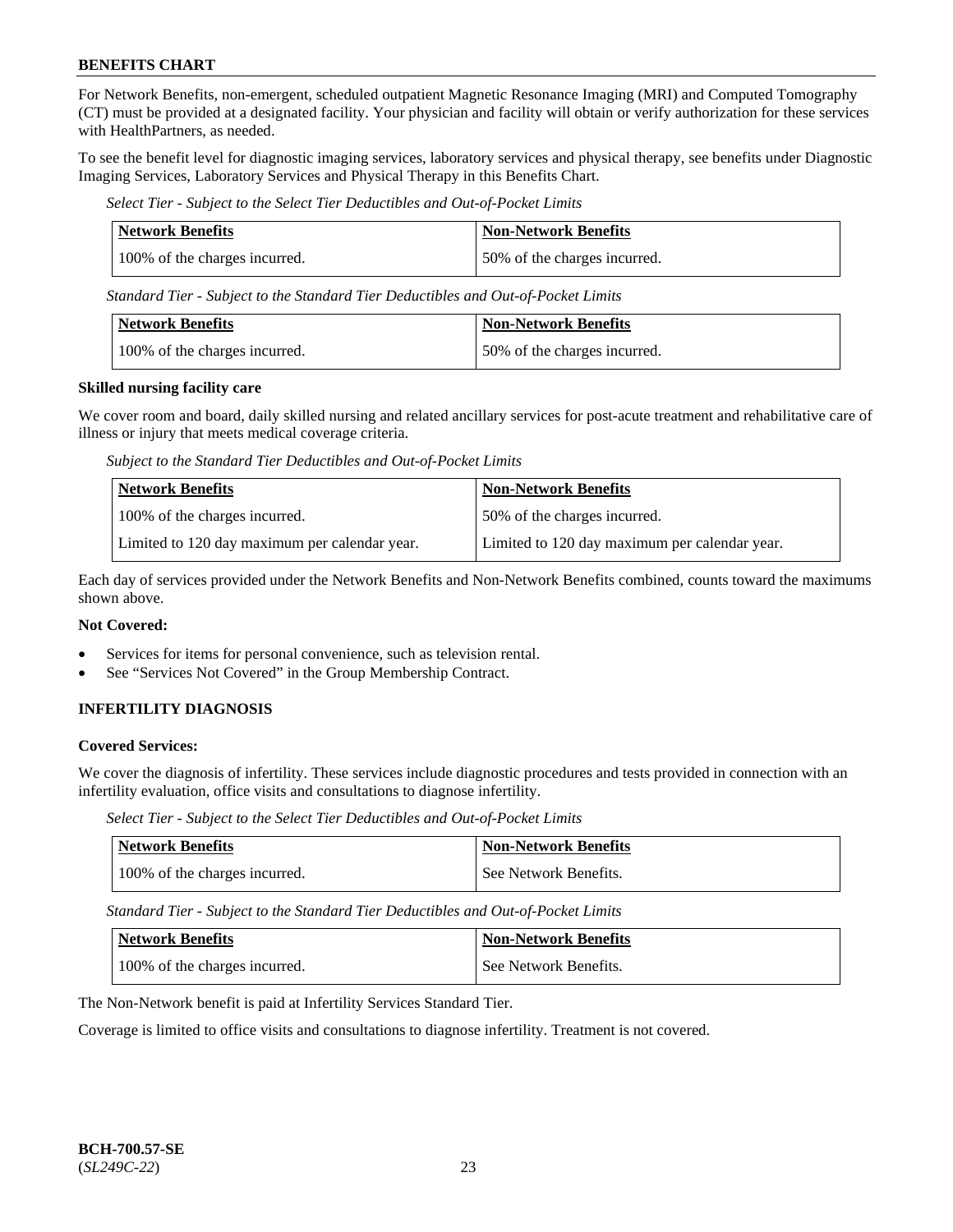For Network Benefits, non-emergent, scheduled outpatient Magnetic Resonance Imaging (MRI) and Computed Tomography (CT) must be provided at a designated facility. Your physician and facility will obtain or verify authorization for these services with HealthPartners, as needed.

To see the benefit level for diagnostic imaging services, laboratory services and physical therapy, see benefits under Diagnostic Imaging Services, Laboratory Services and Physical Therapy in this Benefits Chart.

*Select Tier - Subject to the Select Tier Deductibles and Out-of-Pocket Limits*

| Network Benefits | Non-Network Benefits |
|---|---|
| 100% of the charges incurred. | 50% of the charges incurred. |

*Standard Tier - Subject to the Standard Tier Deductibles and Out-of-Pocket Limits*

| Network Benefits | Non-Network Benefits |
|---|---|
| 100% of the charges incurred. | 50% of the charges incurred. |

**Skilled nursing facility care**

We cover room and board, daily skilled nursing and related ancillary services for post-acute treatment and rehabilitative care of illness or injury that meets medical coverage criteria.

*Subject to the Standard Tier Deductibles and Out-of-Pocket Limits*

| Network Benefits | Non-Network Benefits |
|---|---|
| 100% of the charges incurred. | 50% of the charges incurred. |
| Limited to 120 day maximum per calendar year. | Limited to 120 day maximum per calendar year. |

Each day of services provided under the Network Benefits and Non-Network Benefits combined, counts toward the maximums shown above.

**Not Covered:**

- Services for items for personal convenience, such as television rental.
- See "Services Not Covered" in the Group Membership Contract.

## INFERTILITY DIAGNOSIS

**Covered Services:**

We cover the diagnosis of infertility. These services include diagnostic procedures and tests provided in connection with an infertility evaluation, office visits and consultations to diagnose infertility.

*Select Tier - Subject to the Select Tier Deductibles and Out-of-Pocket Limits*

| Network Benefits | Non-Network Benefits |
|---|---|
| 100% of the charges incurred. | See Network Benefits. |

*Standard Tier - Subject to the Standard Tier Deductibles and Out-of-Pocket Limits*

| Network Benefits | Non-Network Benefits |
|---|---|
| 100% of the charges incurred. | See Network Benefits. |

The Non-Network benefit is paid at Infertility Services Standard Tier.

Coverage is limited to office visits and consultations to diagnose infertility. Treatment is not covered.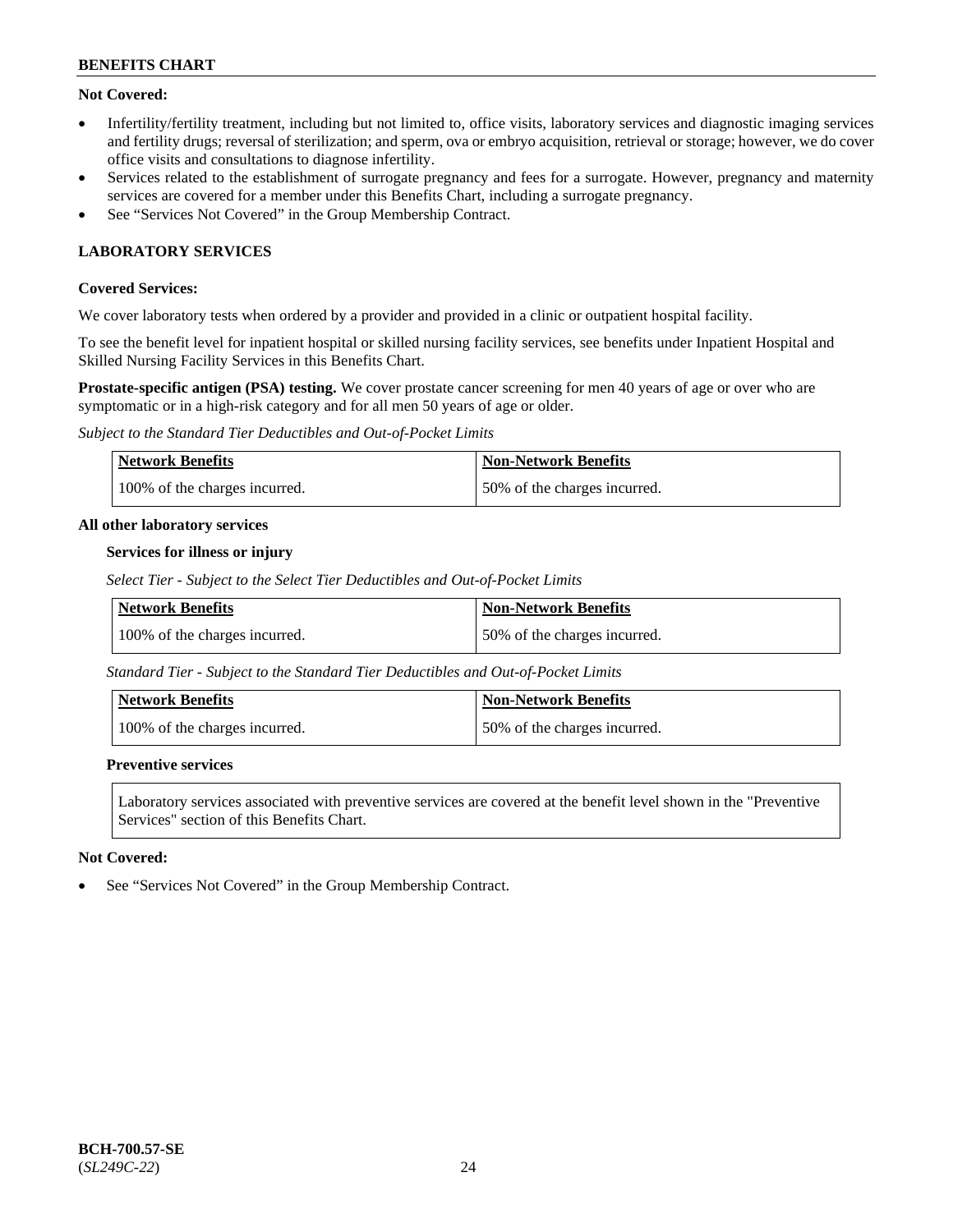**Not Covered:**

- Infertility/fertility treatment, including but not limited to, office visits, laboratory services and diagnostic imaging services and fertility drugs; reversal of sterilization; and sperm, ova or embryo acquisition, retrieval or storage; however, we do cover office visits and consultations to diagnose infertility.
- Services related to the establishment of surrogate pregnancy and fees for a surrogate. However, pregnancy and maternity services are covered for a member under this Benefits Chart, including a surrogate pregnancy.
- See "Services Not Covered" in the Group Membership Contract.

## LABORATORY SERVICES

**Covered Services:**

We cover laboratory tests when ordered by a provider and provided in a clinic or outpatient hospital facility.

To see the benefit level for inpatient hospital or skilled nursing facility services, see benefits under Inpatient Hospital and Skilled Nursing Facility Services in this Benefits Chart.

**Prostate-specific antigen (PSA) testing.** We cover prostate cancer screening for men 40 years of age or over who are symptomatic or in a high-risk category and for all men 50 years of age or older.

*Subject to the Standard Tier Deductibles and Out-of-Pocket Limits*

| Network Benefits | Non-Network Benefits |
| --- | --- |
| 100% of the charges incurred. | 50% of the charges incurred. |

**All other laboratory services**

**Services for illness or injury**

*Select Tier - Subject to the Select Tier Deductibles and Out-of-Pocket Limits*

| Network Benefits | Non-Network Benefits |
| --- | --- |
| 100% of the charges incurred. | 50% of the charges incurred. |

*Standard Tier - Subject to the Standard Tier Deductibles and Out-of-Pocket Limits*

| Network Benefits | Non-Network Benefits |
| --- | --- |
| 100% of the charges incurred. | 50% of the charges incurred. |

**Preventive services**

Laboratory services associated with preventive services are covered at the benefit level shown in the "Preventive Services" section of this Benefits Chart.

**Not Covered:**

- See "Services Not Covered" in the Group Membership Contract.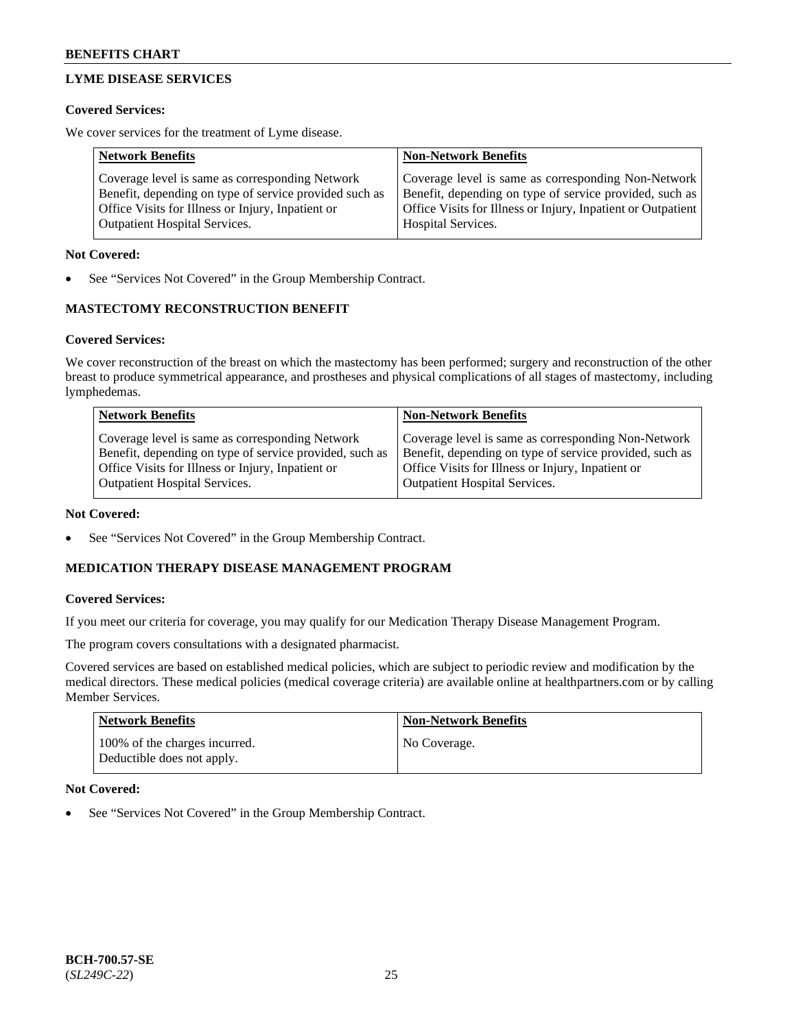## LYME DISEASE SERVICES

**Covered Services:**

We cover services for the treatment of Lyme disease.

| Network Benefits | Non-Network Benefits |
| --- | --- |
| Coverage level is same as corresponding Network Benefit, depending on type of service provided such as Office Visits for Illness or Injury, Inpatient or Outpatient Hospital Services. | Coverage level is same as corresponding Non-Network Benefit, depending on type of service provided, such as Office Visits for Illness or Injury, Inpatient or Outpatient Hospital Services. |

**Not Covered:**

- See "Services Not Covered" in the Group Membership Contract.

## MASTECTOMY RECONSTRUCTION BENEFIT

**Covered Services:**

We cover reconstruction of the breast on which the mastectomy has been performed; surgery and reconstruction of the other breast to produce symmetrical appearance, and prostheses and physical complications of all stages of mastectomy, including lymphedemas.

| Network Benefits | Non-Network Benefits |
| --- | --- |
| Coverage level is same as corresponding Network Benefit, depending on type of service provided, such as Office Visits for Illness or Injury, Inpatient or Outpatient Hospital Services. | Coverage level is same as corresponding Non-Network Benefit, depending on type of service provided, such as Office Visits for Illness or Injury, Inpatient or Outpatient Hospital Services. |

**Not Covered:**

- See "Services Not Covered" in the Group Membership Contract.

## MEDICATION THERAPY DISEASE MANAGEMENT PROGRAM

**Covered Services:**

If you meet our criteria for coverage, you may qualify for our Medication Therapy Disease Management Program.

The program covers consultations with a designated pharmacist.

Covered services are based on established medical policies, which are subject to periodic review and modification by the medical directors. These medical policies (medical coverage criteria) are available online at healthpartners.com or by calling Member Services.

| Network Benefits | Non-Network Benefits |
| --- | --- |
| 100% of the charges incurred. Deductible does not apply. | No Coverage. |

**Not Covered:**

- See "Services Not Covered" in the Group Membership Contract.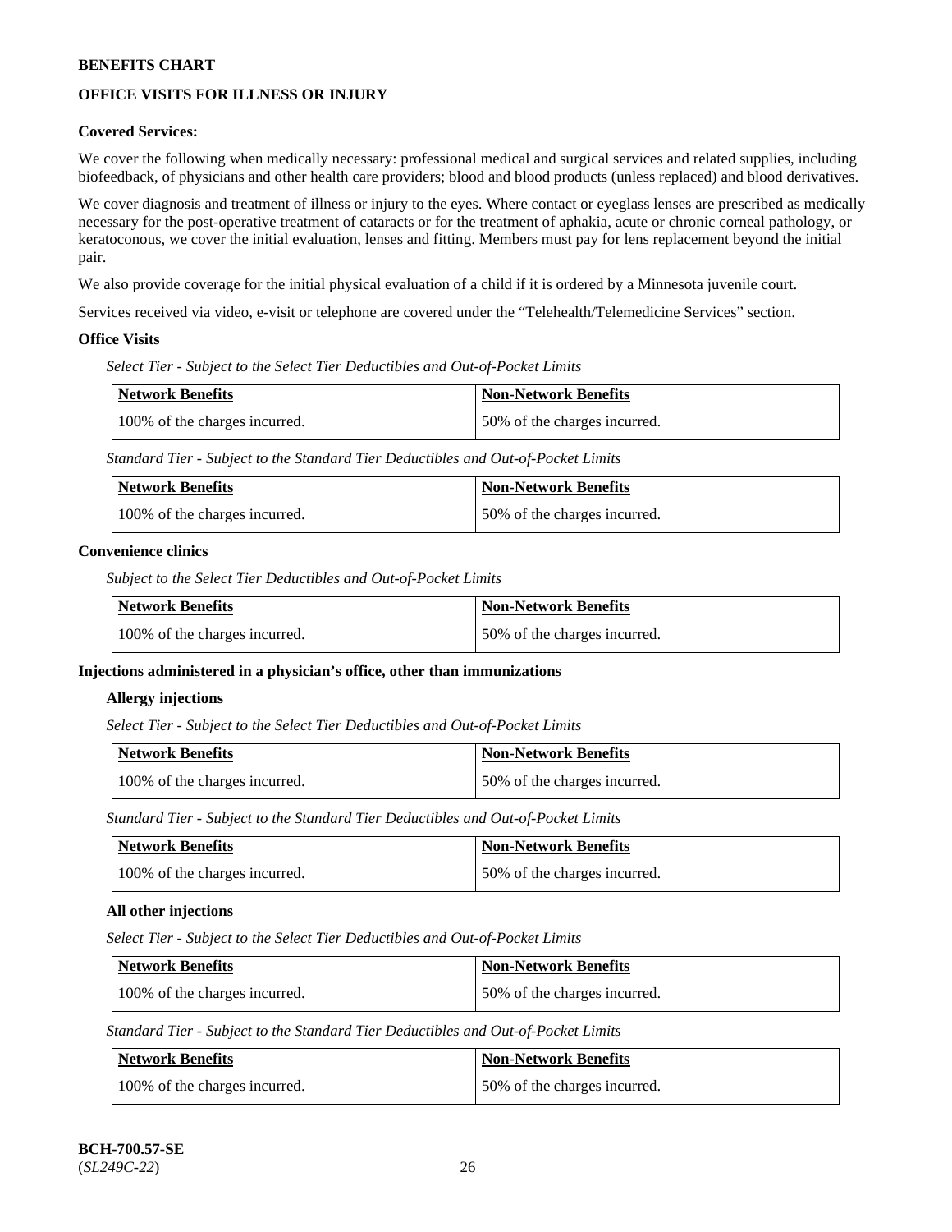## OFFICE VISITS FOR ILLNESS OR INJURY

**Covered Services:**

We cover the following when medically necessary: professional medical and surgical services and related supplies, including biofeedback, of physicians and other health care providers; blood and blood products (unless replaced) and blood derivatives.

We cover diagnosis and treatment of illness or injury to the eyes. Where contact or eyeglass lenses are prescribed as medically necessary for the post-operative treatment of cataracts or for the treatment of aphakia, acute or chronic corneal pathology, or keratoconous, we cover the initial evaluation, lenses and fitting. Members must pay for lens replacement beyond the initial pair.

We also provide coverage for the initial physical evaluation of a child if it is ordered by a Minnesota juvenile court.

Services received via video, e-visit or telephone are covered under the "Telehealth/Telemedicine Services" section.

**Office Visits**

*Select Tier - Subject to the Select Tier Deductibles and Out-of-Pocket Limits*

| Network Benefits | Non-Network Benefits |
|---|---|
| 100% of the charges incurred. | 50% of the charges incurred. |

*Standard Tier - Subject to the Standard Tier Deductibles and Out-of-Pocket Limits*

| Network Benefits | Non-Network Benefits |
|---|---|
| 100% of the charges incurred. | 50% of the charges incurred. |

**Convenience clinics**

*Subject to the Select Tier Deductibles and Out-of-Pocket Limits*

| Network Benefits | Non-Network Benefits |
|---|---|
| 100% of the charges incurred. | 50% of the charges incurred. |

**Injections administered in a physician's office, other than immunizations**

**Allergy injections**

*Select Tier - Subject to the Select Tier Deductibles and Out-of-Pocket Limits*

| Network Benefits | Non-Network Benefits |
|---|---|
| 100% of the charges incurred. | 50% of the charges incurred. |

*Standard Tier - Subject to the Standard Tier Deductibles and Out-of-Pocket Limits*

| Network Benefits | Non-Network Benefits |
|---|---|
| 100% of the charges incurred. | 50% of the charges incurred. |

**All other injections**

*Select Tier - Subject to the Select Tier Deductibles and Out-of-Pocket Limits*

| Network Benefits | Non-Network Benefits |
|---|---|
| 100% of the charges incurred. | 50% of the charges incurred. |

*Standard Tier - Subject to the Standard Tier Deductibles and Out-of-Pocket Limits*

| Network Benefits | Non-Network Benefits |
|---|---|
| 100% of the charges incurred. | 50% of the charges incurred. |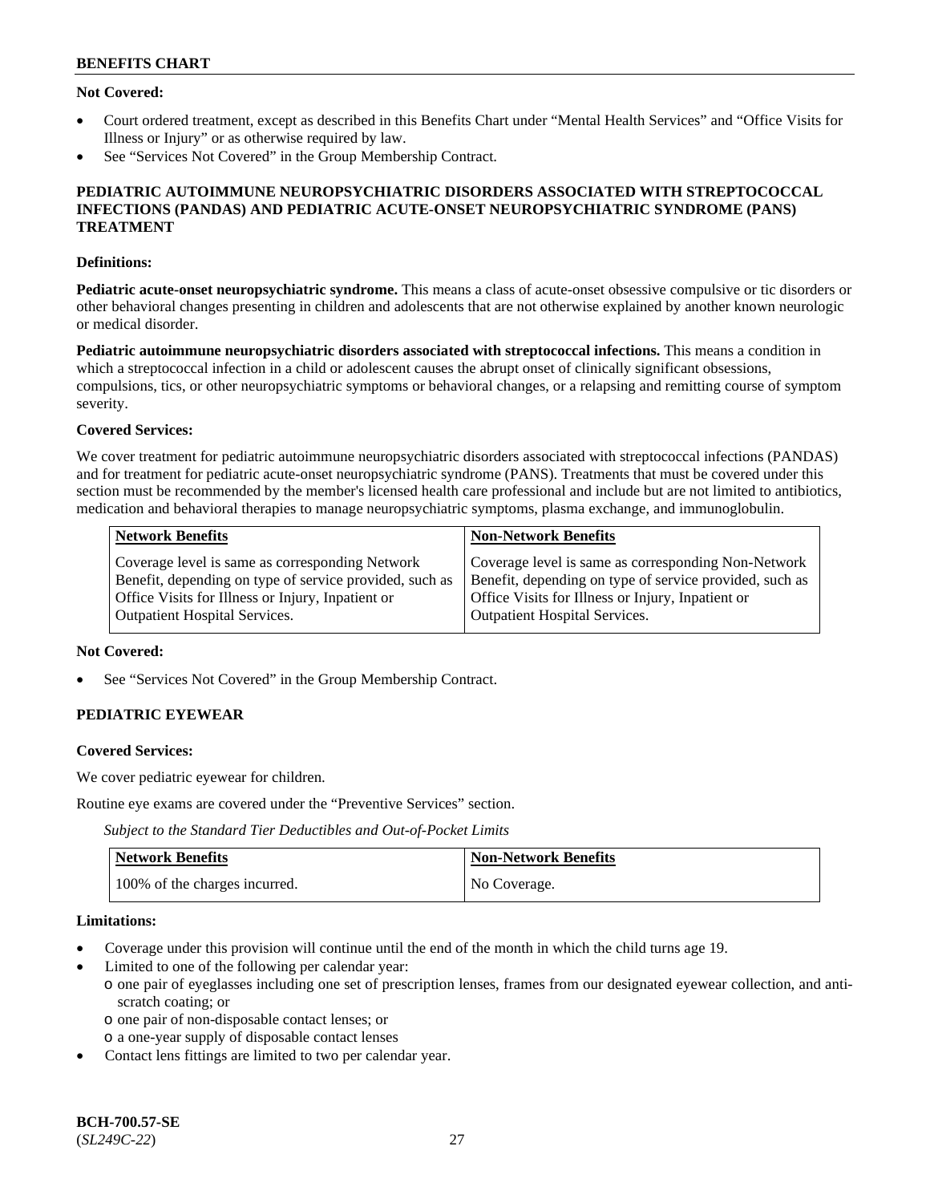**Not Covered:**

- Court ordered treatment, except as described in this Benefits Chart under "Mental Health Services" and "Office Visits for Illness or Injury" or as otherwise required by law.
- See "Services Not Covered" in the Group Membership Contract.

## PEDIATRIC AUTOIMMUNE NEUROPSYCHIATRIC DISORDERS ASSOCIATED WITH STREPTOCOCCAL INFECTIONS (PANDAS) AND PEDIATRIC ACUTE-ONSET NEUROPSYCHIATRIC SYNDROME (PANS) TREATMENT

**Definitions:**

**Pediatric acute-onset neuropsychiatric syndrome.** This means a class of acute-onset obsessive compulsive or tic disorders or other behavioral changes presenting in children and adolescents that are not otherwise explained by another known neurologic or medical disorder.

**Pediatric autoimmune neuropsychiatric disorders associated with streptococcal infections.** This means a condition in which a streptococcal infection in a child or adolescent causes the abrupt onset of clinically significant obsessions, compulsions, tics, or other neuropsychiatric symptoms or behavioral changes, or a relapsing and remitting course of symptom severity.

**Covered Services:**

We cover treatment for pediatric autoimmune neuropsychiatric disorders associated with streptococcal infections (PANDAS) and for treatment for pediatric acute-onset neuropsychiatric syndrome (PANS). Treatments that must be covered under this section must be recommended by the member's licensed health care professional and include but are not limited to antibiotics, medication and behavioral therapies to manage neuropsychiatric symptoms, plasma exchange, and immunoglobulin.

| Network Benefits | Non-Network Benefits |
|---|---|
| Coverage level is same as corresponding Network Benefit, depending on type of service provided, such as Office Visits for Illness or Injury, Inpatient or Outpatient Hospital Services. | Coverage level is same as corresponding Non-Network Benefit, depending on type of service provided, such as Office Visits for Illness or Injury, Inpatient or Outpatient Hospital Services. |

**Not Covered:**

- See "Services Not Covered" in the Group Membership Contract.

## PEDIATRIC EYEWEAR

**Covered Services:**

We cover pediatric eyewear for children.

Routine eye exams are covered under the "Preventive Services" section.

*Subject to the Standard Tier Deductibles and Out-of-Pocket Limits*

| Network Benefits | Non-Network Benefits |
|---|---|
| 100% of the charges incurred. | No Coverage. |

**Limitations:**

- Coverage under this provision will continue until the end of the month in which the child turns age 19.
- Limited to one of the following per calendar year:
  - one pair of eyeglasses including one set of prescription lenses, frames from our designated eyewear collection, and anti-scratch coating; or
  - one pair of non-disposable contact lenses; or
  - a one-year supply of disposable contact lenses
- Contact lens fittings are limited to two per calendar year.

**BCH-700.57-SE**
(*SL249C-22*)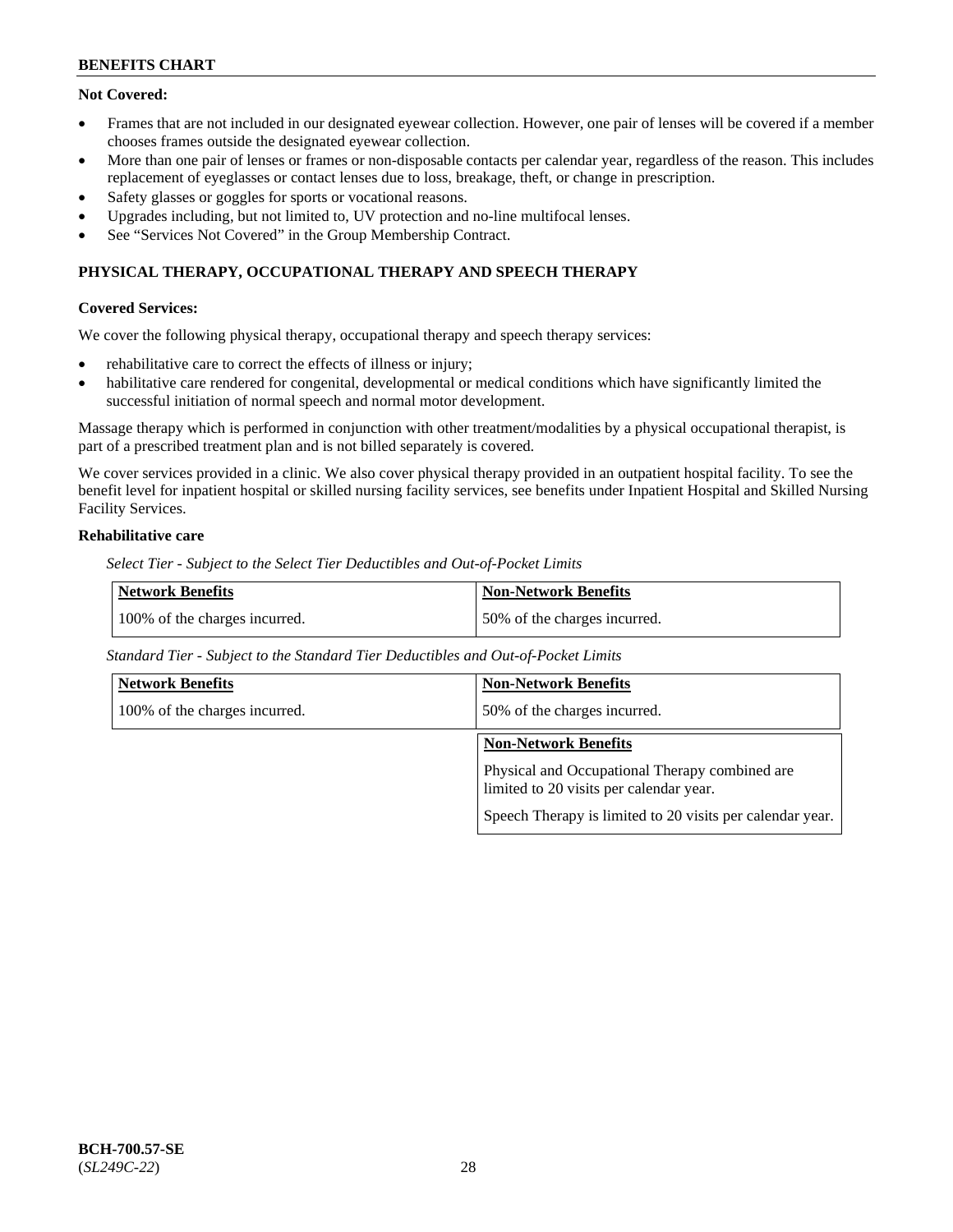**Not Covered:**

- Frames that are not included in our designated eyewear collection. However, one pair of lenses will be covered if a member chooses frames outside the designated eyewear collection.
- More than one pair of lenses or frames or non-disposable contacts per calendar year, regardless of the reason. This includes replacement of eyeglasses or contact lenses due to loss, breakage, theft, or change in prescription.
- Safety glasses or goggles for sports or vocational reasons.
- Upgrades including, but not limited to, UV protection and no-line multifocal lenses.
- See "Services Not Covered" in the Group Membership Contract.

## PHYSICAL THERAPY, OCCUPATIONAL THERAPY AND SPEECH THERAPY

**Covered Services:**

We cover the following physical therapy, occupational therapy and speech therapy services:

- rehabilitative care to correct the effects of illness or injury;
- habilitative care rendered for congenital, developmental or medical conditions which have significantly limited the successful initiation of normal speech and normal motor development.

Massage therapy which is performed in conjunction with other treatment/modalities by a physical occupational therapist, is part of a prescribed treatment plan and is not billed separately is covered.

We cover services provided in a clinic. We also cover physical therapy provided in an outpatient hospital facility. To see the benefit level for inpatient hospital or skilled nursing facility services, see benefits under Inpatient Hospital and Skilled Nursing Facility Services.

**Rehabilitative care**

*Select Tier - Subject to the Select Tier Deductibles and Out-of-Pocket Limits*

| Network Benefits | Non-Network Benefits |
|---|---|
| 100% of the charges incurred. | 50% of the charges incurred. |

*Standard Tier - Subject to the Standard Tier Deductibles and Out-of-Pocket Limits*

| Network Benefits | Non-Network Benefits |
|---|---|
| 100% of the charges incurred. | 50% of the charges incurred. |

| Non-Network Benefits |
|---|
| Physical and Occupational Therapy combined are limited to 20 visits per calendar year.<br><br>Speech Therapy is limited to 20 visits per calendar year. |

BCH-700.57-SE
(*SL249C-22*)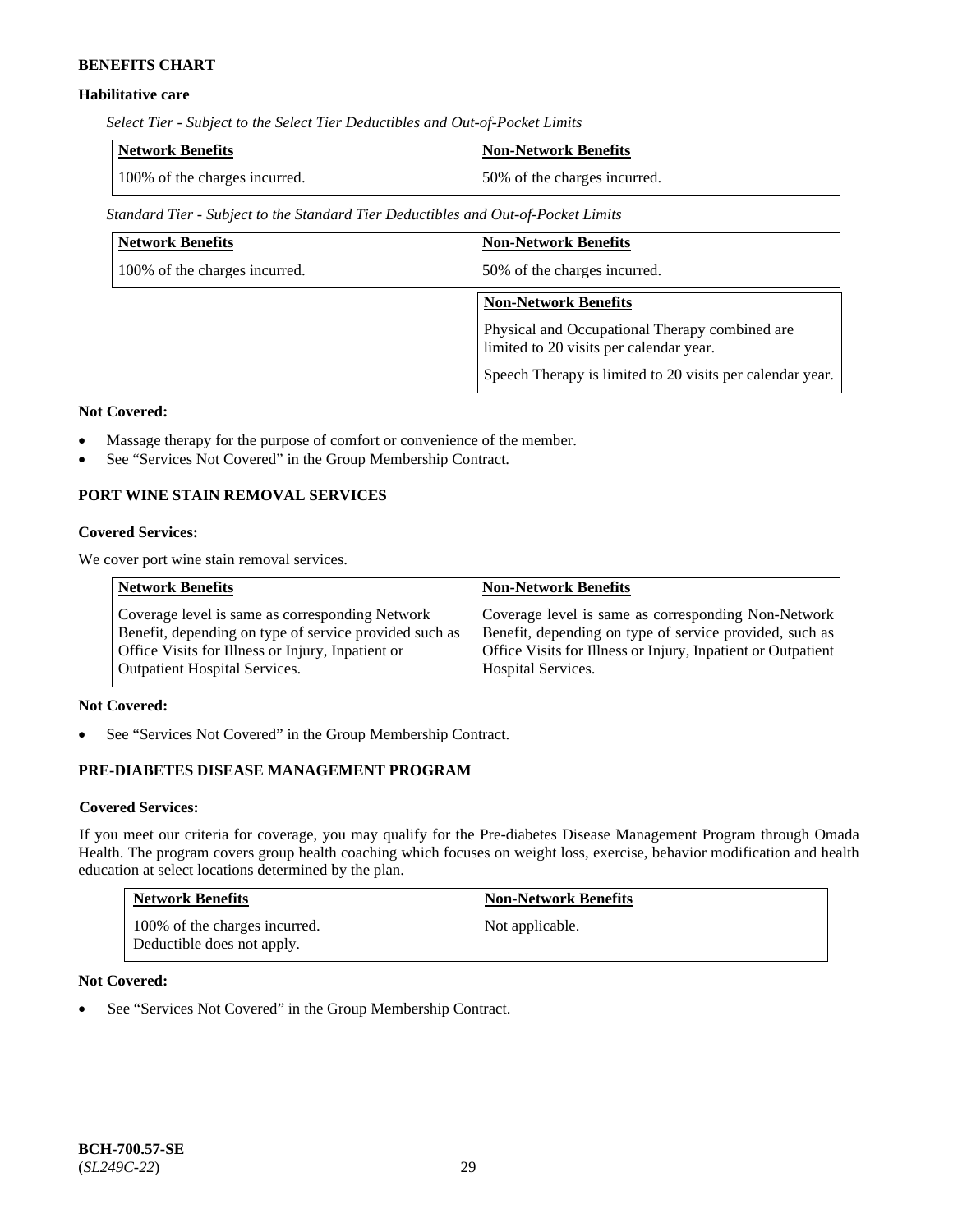**Habilitative care**

*Select Tier - Subject to the Select Tier Deductibles and Out-of-Pocket Limits*

| Network Benefits | Non-Network Benefits |
|---|---|
| 100% of the charges incurred. | 50% of the charges incurred. |

*Standard Tier - Subject to the Standard Tier Deductibles and Out-of-Pocket Limits*

| Network Benefits | Non-Network Benefits |
|---|---|
| 100% of the charges incurred. | 50% of the charges incurred. |

| Non-Network Benefits |
|---|
| Physical and Occupational Therapy combined are limited to 20 visits per calendar year. Speech Therapy is limited to 20 visits per calendar year. |

**Not Covered:**

- Massage therapy for the purpose of comfort or convenience of the member.
- See "Services Not Covered" in the Group Membership Contract.

## PORT WINE STAIN REMOVAL SERVICES

**Covered Services:**

We cover port wine stain removal services.

| Network Benefits | Non-Network Benefits |
|---|---|
| Coverage level is same as corresponding Network Benefit, depending on type of service provided such as Office Visits for Illness or Injury, Inpatient or Outpatient Hospital Services. | Coverage level is same as corresponding Non-Network Benefit, depending on type of service provided, such as Office Visits for Illness or Injury, Inpatient or Outpatient Hospital Services. |

**Not Covered:**

- See "Services Not Covered" in the Group Membership Contract.

## PRE-DIABETES DISEASE MANAGEMENT PROGRAM

**Covered Services:**

If you meet our criteria for coverage, you may qualify for the Pre-diabetes Disease Management Program through Omada Health. The program covers group health coaching which focuses on weight loss, exercise, behavior modification and health education at select locations determined by the plan.

| Network Benefits | Non-Network Benefits |
|---|---|
| 100% of the charges incurred. Deductible does not apply. | Not applicable. |

**Not Covered:**

- See "Services Not Covered" in the Group Membership Contract.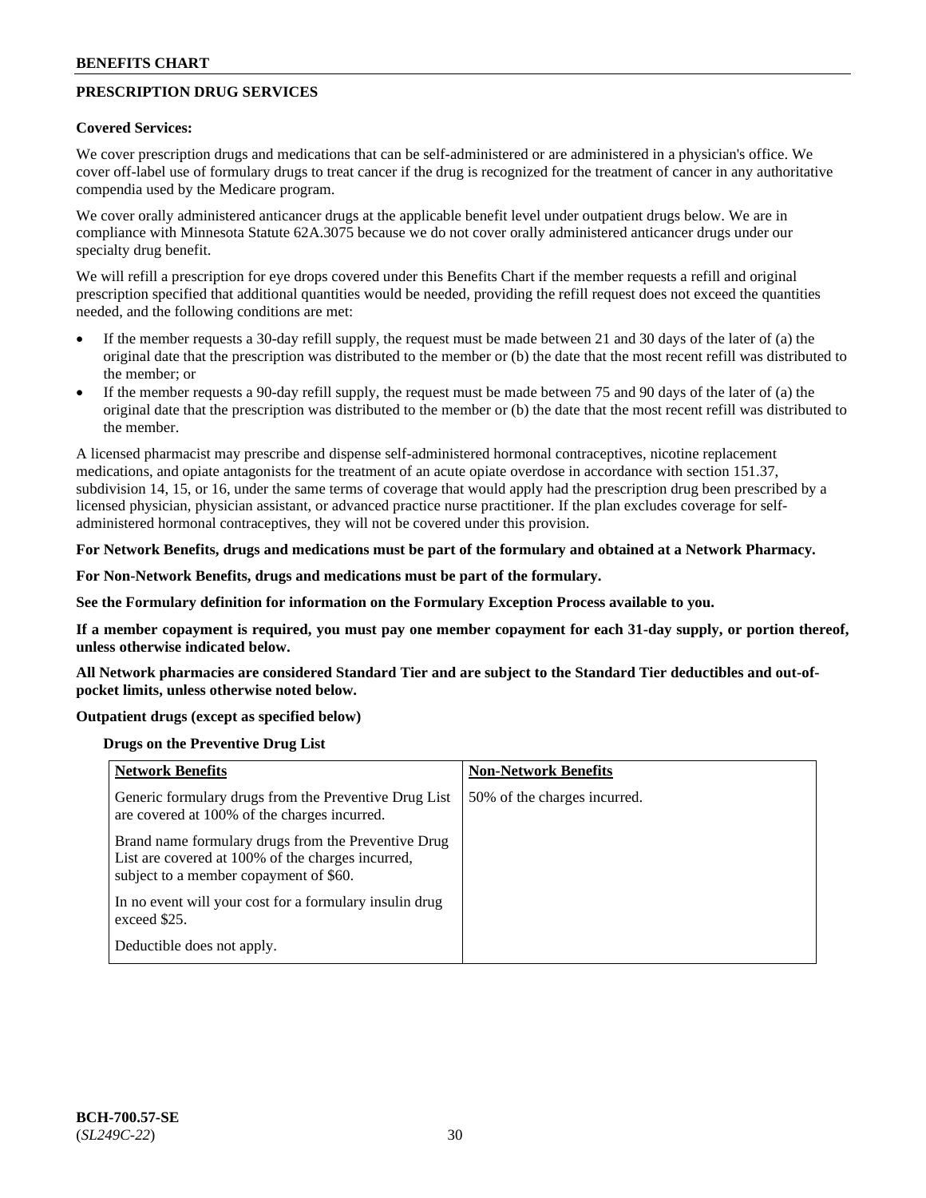## PRESCRIPTION DRUG SERVICES

**Covered Services:**

We cover prescription drugs and medications that can be self-administered or are administered in a physician's office. We cover off-label use of formulary drugs to treat cancer if the drug is recognized for the treatment of cancer in any authoritative compendia used by the Medicare program.

We cover orally administered anticancer drugs at the applicable benefit level under outpatient drugs below. We are in compliance with Minnesota Statute 62A.3075 because we do not cover orally administered anticancer drugs under our specialty drug benefit.

We will refill a prescription for eye drops covered under this Benefits Chart if the member requests a refill and original prescription specified that additional quantities would be needed, providing the refill request does not exceed the quantities needed, and the following conditions are met:

- If the member requests a 30-day refill supply, the request must be made between 21 and 30 days of the later of (a) the original date that the prescription was distributed to the member or (b) the date that the most recent refill was distributed to the member; or
- If the member requests a 90-day refill supply, the request must be made between 75 and 90 days of the later of (a) the original date that the prescription was distributed to the member or (b) the date that the most recent refill was distributed to the member.

A licensed pharmacist may prescribe and dispense self-administered hormonal contraceptives, nicotine replacement medications, and opiate antagonists for the treatment of an acute opiate overdose in accordance with section 151.37, subdivision 14, 15, or 16, under the same terms of coverage that would apply had the prescription drug been prescribed by a licensed physician, physician assistant, or advanced practice nurse practitioner. If the plan excludes coverage for self-administered hormonal contraceptives, they will not be covered under this provision.

**For Network Benefits, drugs and medications must be part of the formulary and obtained at a Network Pharmacy.**

**For Non-Network Benefits, drugs and medications must be part of the formulary.**

**See the Formulary definition for information on the Formulary Exception Process available to you.**

**If a member copayment is required, you must pay one member copayment for each 31-day supply, or portion thereof, unless otherwise indicated below.**

**All Network pharmacies are considered Standard Tier and are subject to the Standard Tier deductibles and out-of-pocket limits, unless otherwise noted below.**

**Outpatient drugs (except as specified below)**

**Drugs on the Preventive Drug List**

| Network Benefits | Non-Network Benefits |
|---|---|
| Generic formulary drugs from the Preventive Drug List are covered at 100% of the charges incurred.<br><br>Brand name formulary drugs from the Preventive Drug List are covered at 100% of the charges incurred, subject to a member copayment of $60.<br><br>In no event will your cost for a formulary insulin drug exceed $25.<br><br>Deductible does not apply. | 50% of the charges incurred. |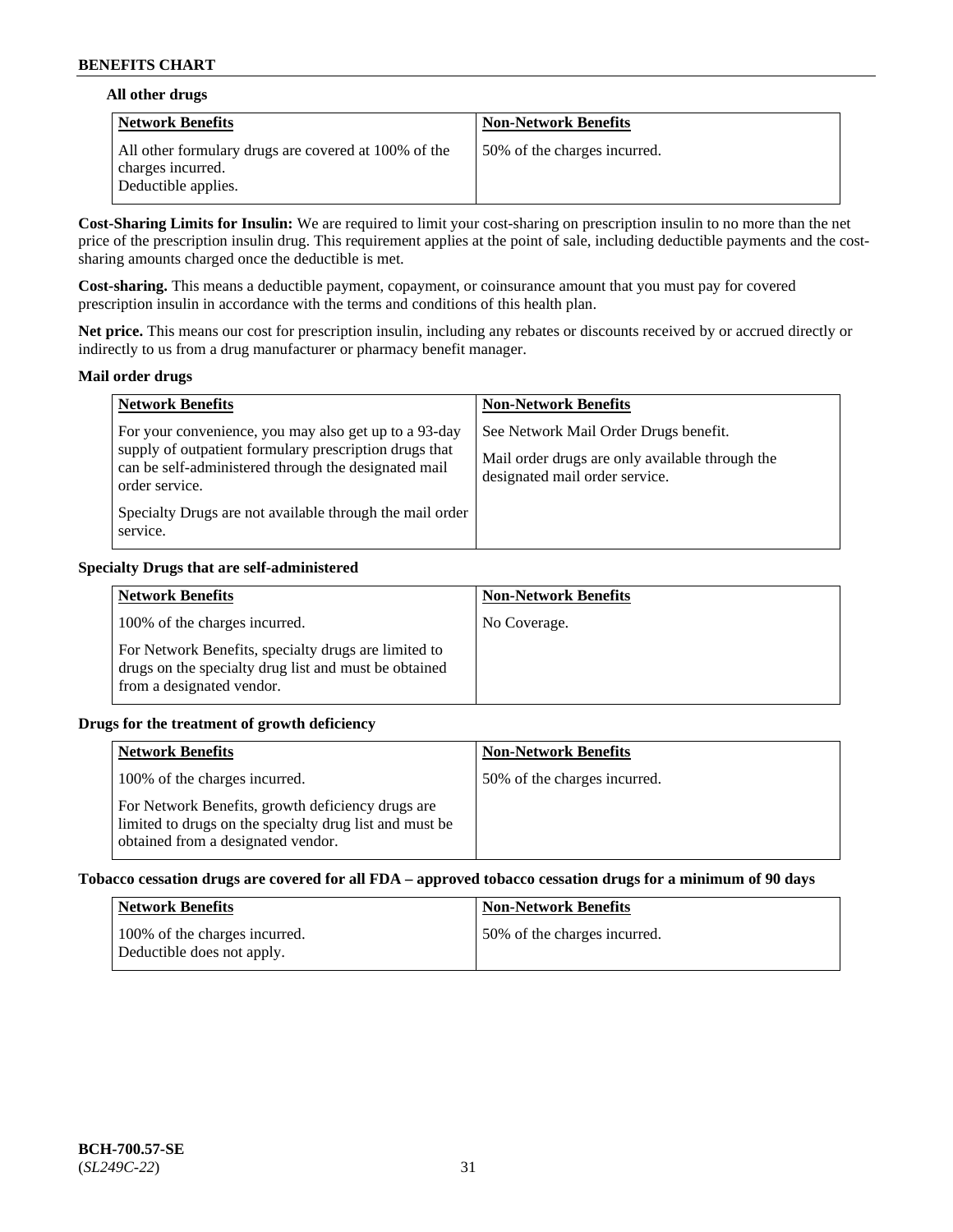### All other drugs

| Network Benefits | Non-Network Benefits |
| --- | --- |
| All other formulary drugs are covered at 100% of the charges incurred.<br>Deductible applies. | 50% of the charges incurred. |

**Cost-Sharing Limits for Insulin:** We are required to limit your cost-sharing on prescription insulin to no more than the net price of the prescription insulin drug. This requirement applies at the point of sale, including deductible payments and the cost-sharing amounts charged once the deductible is met.

**Cost-sharing.** This means a deductible payment, copayment, or coinsurance amount that you must pay for covered prescription insulin in accordance with the terms and conditions of this health plan.

**Net price.** This means our cost for prescription insulin, including any rebates or discounts received by or accrued directly or indirectly to us from a drug manufacturer or pharmacy benefit manager.

### Mail order drugs

| Network Benefits | Non-Network Benefits |
| --- | --- |
| For your convenience, you may also get up to a 93-day supply of outpatient formulary prescription drugs that can be self-administered through the designated mail order service.<br><br>Specialty Drugs are not available through the mail order service. | See Network Mail Order Drugs benefit.<br><br>Mail order drugs are only available through the designated mail order service. |

### Specialty Drugs that are self-administered

| Network Benefits | Non-Network Benefits |
| --- | --- |
| 100% of the charges incurred.<br><br>For Network Benefits, specialty drugs are limited to drugs on the specialty drug list and must be obtained from a designated vendor. | No Coverage. |

### Drugs for the treatment of growth deficiency

| Network Benefits | Non-Network Benefits |
| --- | --- |
| 100% of the charges incurred.<br><br>For Network Benefits, growth deficiency drugs are limited to drugs on the specialty drug list and must be obtained from a designated vendor. | 50% of the charges incurred. |

### Tobacco cessation drugs are covered for all FDA – approved tobacco cessation drugs for a minimum of 90 days

| Network Benefits | Non-Network Benefits |
| --- | --- |
| 100% of the charges incurred.<br>Deductible does not apply. | 50% of the charges incurred. |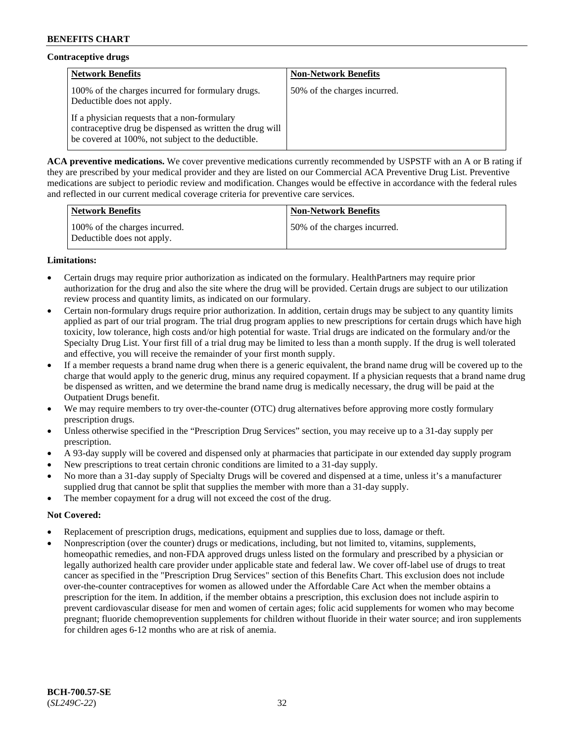**Contraceptive drugs**

| Network Benefits | Non-Network Benefits |
| --- | --- |
| 100% of the charges incurred for formulary drugs. Deductible does not apply.<br><br>If a physician requests that a non-formulary contraceptive drug be dispensed as written the drug will be covered at 100%, not subject to the deductible. | 50% of the charges incurred. |

**ACA preventive medications.** We cover preventive medications currently recommended by USPSTF with an A or B rating if they are prescribed by your medical provider and they are listed on our Commercial ACA Preventive Drug List. Preventive medications are subject to periodic review and modification. Changes would be effective in accordance with the federal rules and reflected in our current medical coverage criteria for preventive care services.

| Network Benefits | Non-Network Benefits |
| --- | --- |
| 100% of the charges incurred. Deductible does not apply. | 50% of the charges incurred. |

**Limitations:**

- Certain drugs may require prior authorization as indicated on the formulary. HealthPartners may require prior authorization for the drug and also the site where the drug will be provided. Certain drugs are subject to our utilization review process and quantity limits, as indicated on our formulary.
- Certain non-formulary drugs require prior authorization. In addition, certain drugs may be subject to any quantity limits applied as part of our trial program. The trial drug program applies to new prescriptions for certain drugs which have high toxicity, low tolerance, high costs and/or high potential for waste. Trial drugs are indicated on the formulary and/or the Specialty Drug List. Your first fill of a trial drug may be limited to less than a month supply. If the drug is well tolerated and effective, you will receive the remainder of your first month supply.
- If a member requests a brand name drug when there is a generic equivalent, the brand name drug will be covered up to the charge that would apply to the generic drug, minus any required copayment. If a physician requests that a brand name drug be dispensed as written, and we determine the brand name drug is medically necessary, the drug will be paid at the Outpatient Drugs benefit.
- We may require members to try over-the-counter (OTC) drug alternatives before approving more costly formulary prescription drugs.
- Unless otherwise specified in the "Prescription Drug Services" section, you may receive up to a 31-day supply per prescription.
- A 93-day supply will be covered and dispensed only at pharmacies that participate in our extended day supply program
- New prescriptions to treat certain chronic conditions are limited to a 31-day supply.
- No more than a 31-day supply of Specialty Drugs will be covered and dispensed at a time, unless it's a manufacturer supplied drug that cannot be split that supplies the member with more than a 31-day supply.
- The member copayment for a drug will not exceed the cost of the drug.

**Not Covered:**

- Replacement of prescription drugs, medications, equipment and supplies due to loss, damage or theft.
- Nonprescription (over the counter) drugs or medications, including, but not limited to, vitamins, supplements, homeopathic remedies, and non-FDA approved drugs unless listed on the formulary and prescribed by a physician or legally authorized health care provider under applicable state and federal law. We cover off-label use of drugs to treat cancer as specified in the "Prescription Drug Services" section of this Benefits Chart. This exclusion does not include over-the-counter contraceptives for women as allowed under the Affordable Care Act when the member obtains a prescription for the item. In addition, if the member obtains a prescription, this exclusion does not include aspirin to prevent cardiovascular disease for men and women of certain ages; folic acid supplements for women who may become pregnant; fluoride chemoprevention supplements for children without fluoride in their water source; and iron supplements for children ages 6-12 months who are at risk of anemia.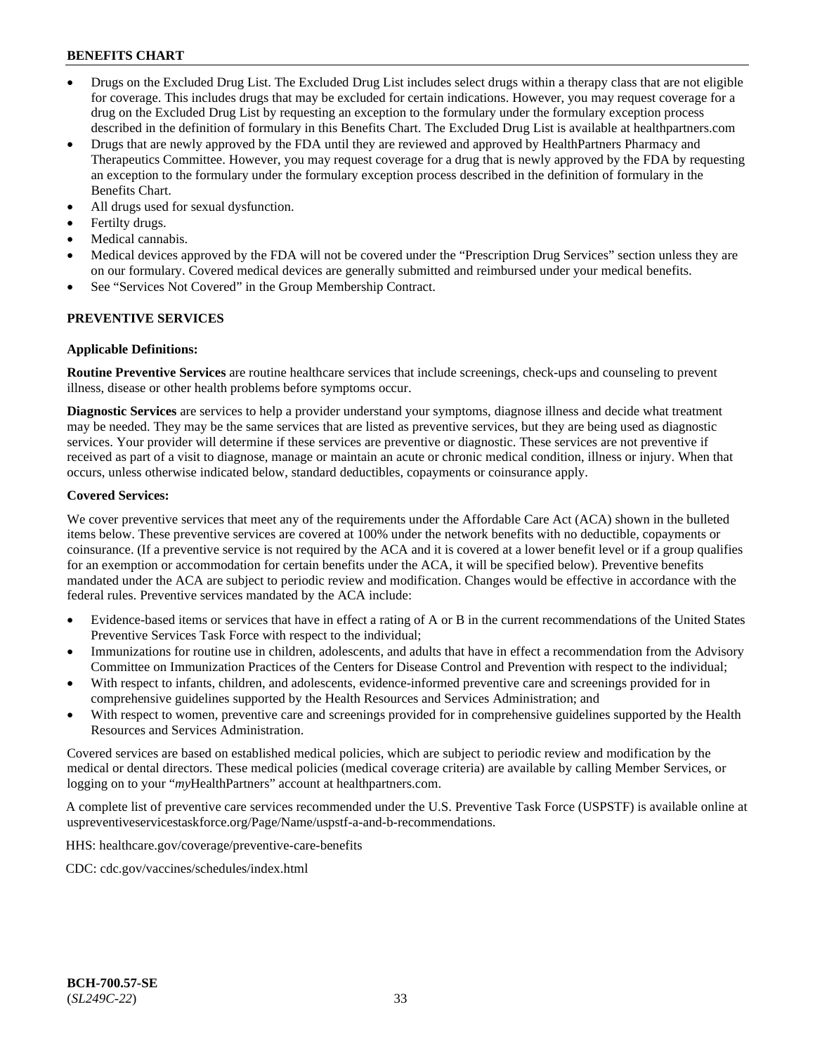- Drugs on the Excluded Drug List. The Excluded Drug List includes select drugs within a therapy class that are not eligible for coverage. This includes drugs that may be excluded for certain indications. However, you may request coverage for a drug on the Excluded Drug List by requesting an exception to the formulary under the formulary exception process described in the definition of formulary in this Benefits Chart. The Excluded Drug List is available at healthpartners.com
- Drugs that are newly approved by the FDA until they are reviewed and approved by HealthPartners Pharmacy and Therapeutics Committee. However, you may request coverage for a drug that is newly approved by the FDA by requesting an exception to the formulary under the formulary exception process described in the definition of formulary in the Benefits Chart.
- All drugs used for sexual dysfunction.
- Fertilty drugs.
- Medical cannabis.
- Medical devices approved by the FDA will not be covered under the "Prescription Drug Services" section unless they are on our formulary. Covered medical devices are generally submitted and reimbursed under your medical benefits.
- See "Services Not Covered" in the Group Membership Contract.

## PREVENTIVE SERVICES

### Applicable Definitions:

**Routine Preventive Services** are routine healthcare services that include screenings, check-ups and counseling to prevent illness, disease or other health problems before symptoms occur.

**Diagnostic Services** are services to help a provider understand your symptoms, diagnose illness and decide what treatment may be needed. They may be the same services that are listed as preventive services, but they are being used as diagnostic services. Your provider will determine if these services are preventive or diagnostic. These services are not preventive if received as part of a visit to diagnose, manage or maintain an acute or chronic medical condition, illness or injury. When that occurs, unless otherwise indicated below, standard deductibles, copayments or coinsurance apply.

### Covered Services:

We cover preventive services that meet any of the requirements under the Affordable Care Act (ACA) shown in the bulleted items below. These preventive services are covered at 100% under the network benefits with no deductible, copayments or coinsurance. (If a preventive service is not required by the ACA and it is covered at a lower benefit level or if a group qualifies for an exemption or accommodation for certain benefits under the ACA, it will be specified below). Preventive benefits mandated under the ACA are subject to periodic review and modification. Changes would be effective in accordance with the federal rules. Preventive services mandated by the ACA include:

- Evidence-based items or services that have in effect a rating of A or B in the current recommendations of the United States Preventive Services Task Force with respect to the individual;
- Immunizations for routine use in children, adolescents, and adults that have in effect a recommendation from the Advisory Committee on Immunization Practices of the Centers for Disease Control and Prevention with respect to the individual;
- With respect to infants, children, and adolescents, evidence-informed preventive care and screenings provided for in comprehensive guidelines supported by the Health Resources and Services Administration; and
- With respect to women, preventive care and screenings provided for in comprehensive guidelines supported by the Health Resources and Services Administration.

Covered services are based on established medical policies, which are subject to periodic review and modification by the medical or dental directors. These medical policies (medical coverage criteria) are available by calling Member Services, or logging on to your "*my*HealthPartners" account at healthpartners.com.

A complete list of preventive care services recommended under the U.S. Preventive Task Force (USPSTF) is available online at uspreventiveservicestaskforce.org/Page/Name/uspstf-a-and-b-recommendations.

HHS: healthcare.gov/coverage/preventive-care-benefits

CDC: cdc.gov/vaccines/schedules/index.html

**BCH-700.57-SE**
(*SL249C-22*)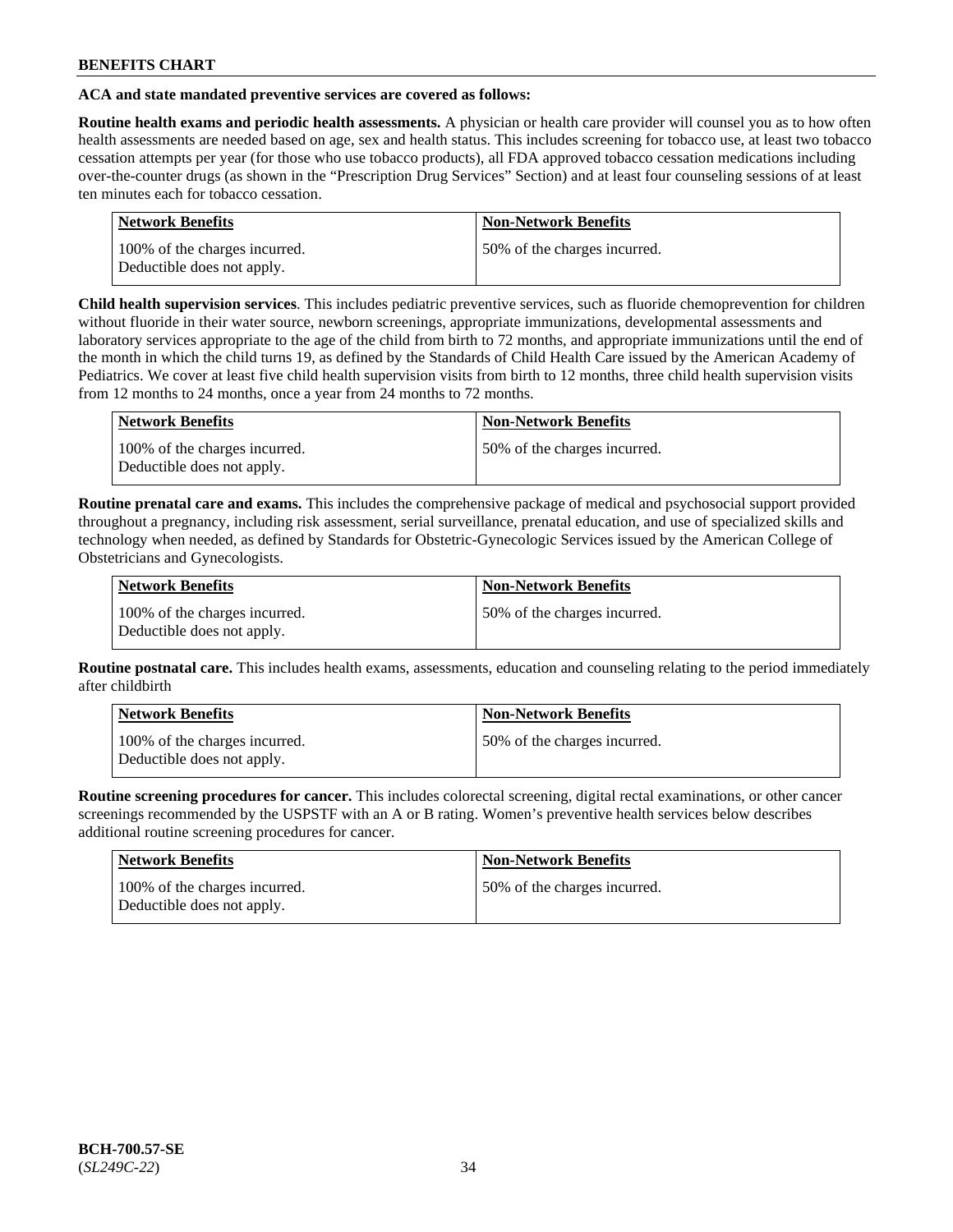**ACA and state mandated preventive services are covered as follows:**

**Routine health exams and periodic health assessments.** A physician or health care provider will counsel you as to how often health assessments are needed based on age, sex and health status. This includes screening for tobacco use, at least two tobacco cessation attempts per year (for those who use tobacco products), all FDA approved tobacco cessation medications including over-the-counter drugs (as shown in the "Prescription Drug Services" Section) and at least four counseling sessions of at least ten minutes each for tobacco cessation.

| Network Benefits | Non-Network Benefits |
|---|---|
| 100% of the charges incurred. Deductible does not apply. | 50% of the charges incurred. |

**Child health supervision services**. This includes pediatric preventive services, such as fluoride chemoprevention for children without fluoride in their water source, newborn screenings, appropriate immunizations, developmental assessments and laboratory services appropriate to the age of the child from birth to 72 months, and appropriate immunizations until the end of the month in which the child turns 19, as defined by the Standards of Child Health Care issued by the American Academy of Pediatrics. We cover at least five child health supervision visits from birth to 12 months, three child health supervision visits from 12 months to 24 months, once a year from 24 months to 72 months.

| Network Benefits | Non-Network Benefits |
|---|---|
| 100% of the charges incurred. Deductible does not apply. | 50% of the charges incurred. |

**Routine prenatal care and exams.** This includes the comprehensive package of medical and psychosocial support provided throughout a pregnancy, including risk assessment, serial surveillance, prenatal education, and use of specialized skills and technology when needed, as defined by Standards for Obstetric-Gynecologic Services issued by the American College of Obstetricians and Gynecologists.

| Network Benefits | Non-Network Benefits |
|---|---|
| 100% of the charges incurred. Deductible does not apply. | 50% of the charges incurred. |

**Routine postnatal care.** This includes health exams, assessments, education and counseling relating to the period immediately after childbirth

| Network Benefits | Non-Network Benefits |
|---|---|
| 100% of the charges incurred. Deductible does not apply. | 50% of the charges incurred. |

**Routine screening procedures for cancer.** This includes colorectal screening, digital rectal examinations, or other cancer screenings recommended by the USPSTF with an A or B rating. Women's preventive health services below describes additional routine screening procedures for cancer.

| Network Benefits | Non-Network Benefits |
|---|---|
| 100% of the charges incurred. Deductible does not apply. | 50% of the charges incurred. |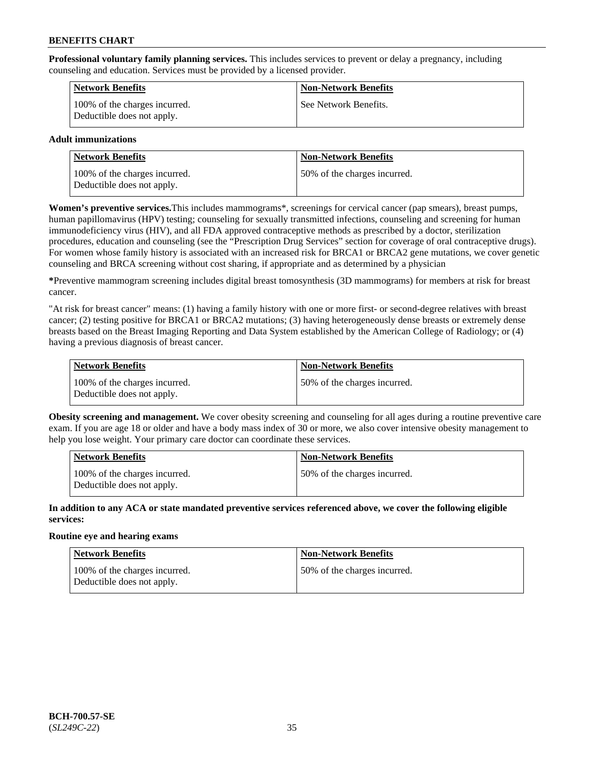**Professional voluntary family planning services.** This includes services to prevent or delay a pregnancy, including counseling and education. Services must be provided by a licensed provider.

| Network Benefits | Non-Network Benefits |
| --- | --- |
| 100% of the charges incurred. Deductible does not apply. | See Network Benefits. |

**Adult immunizations**

| Network Benefits | Non-Network Benefits |
| --- | --- |
| 100% of the charges incurred. Deductible does not apply. | 50% of the charges incurred. |

**Women's preventive services.**This includes mammograms*, screenings for cervical cancer (pap smears), breast pumps, human papillomavirus (HPV) testing; counseling for sexually transmitted infections, counseling and screening for human immunodeficiency virus (HIV), and all FDA approved contraceptive methods as prescribed by a doctor, sterilization procedures, education and counseling (see the "Prescription Drug Services" section for coverage of oral contraceptive drugs). For women whose family history is associated with an increased risk for BRCA1 or BRCA2 gene mutations, we cover genetic counseling and BRCA screening without cost sharing, if appropriate and as determined by a physician

***Preventive mammogram screening includes digital breast tomosynthesis (3D mammograms) for members at risk for breast cancer.

"At risk for breast cancer" means: (1) having a family history with one or more first- or second-degree relatives with breast cancer; (2) testing positive for BRCA1 or BRCA2 mutations; (3) having heterogeneously dense breasts or extremely dense breasts based on the Breast Imaging Reporting and Data System established by the American College of Radiology; or (4) having a previous diagnosis of breast cancer.

| Network Benefits | Non-Network Benefits |
| --- | --- |
| 100% of the charges incurred. Deductible does not apply. | 50% of the charges incurred. |

**Obesity screening and management.** We cover obesity screening and counseling for all ages during a routine preventive care exam. If you are age 18 or older and have a body mass index of 30 or more, we also cover intensive obesity management to help you lose weight. Your primary care doctor can coordinate these services.

| Network Benefits | Non-Network Benefits |
| --- | --- |
| 100% of the charges incurred. Deductible does not apply. | 50% of the charges incurred. |

**In addition to any ACA or state mandated preventive services referenced above, we cover the following eligible services:**

**Routine eye and hearing exams**

| Network Benefits | Non-Network Benefits |
| --- | --- |
| 100% of the charges incurred. Deductible does not apply. | 50% of the charges incurred. |

**BCH-700.57-SE**
(*SL249C-22*)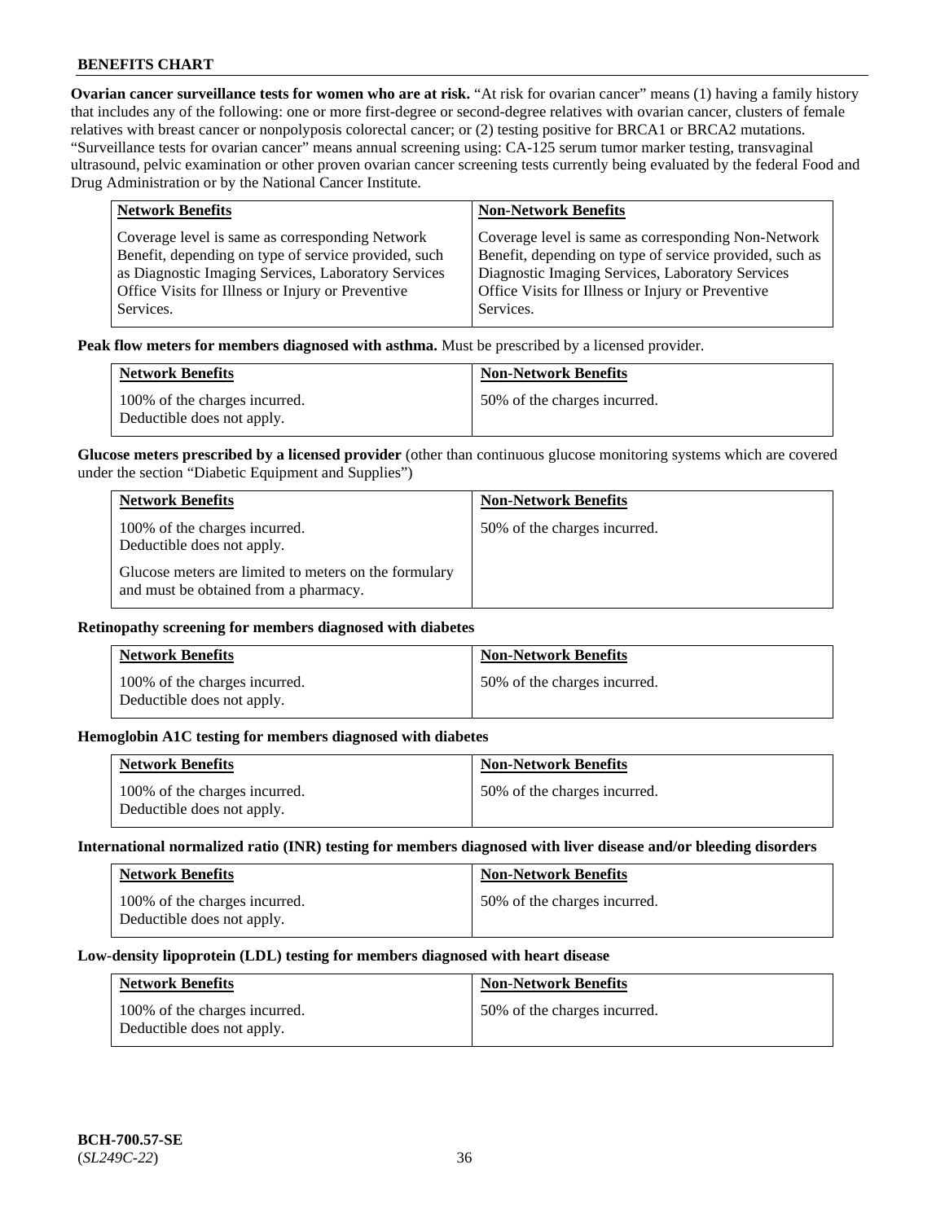**Ovarian cancer surveillance tests for women who are at risk.** "At risk for ovarian cancer" means (1) having a family history that includes any of the following: one or more first-degree or second-degree relatives with ovarian cancer, clusters of female relatives with breast cancer or nonpolyposis colorectal cancer; or (2) testing positive for BRCA1 or BRCA2 mutations. "Surveillance tests for ovarian cancer" means annual screening using: CA-125 serum tumor marker testing, transvaginal ultrasound, pelvic examination or other proven ovarian cancer screening tests currently being evaluated by the federal Food and Drug Administration or by the National Cancer Institute.

| Network Benefits | Non-Network Benefits |
|---|---|
| Coverage level is same as corresponding Network Benefit, depending on type of service provided, such as Diagnostic Imaging Services, Laboratory Services Office Visits for Illness or Injury or Preventive Services. | Coverage level is same as corresponding Non-Network Benefit, depending on type of service provided, such as Diagnostic Imaging Services, Laboratory Services Office Visits for Illness or Injury or Preventive Services. |

**Peak flow meters for members diagnosed with asthma.** Must be prescribed by a licensed provider.

| Network Benefits | Non-Network Benefits |
|---|---|
| 100% of the charges incurred. Deductible does not apply. | 50% of the charges incurred. |

**Glucose meters prescribed by a licensed provider** (other than continuous glucose monitoring systems which are covered under the section "Diabetic Equipment and Supplies")

| Network Benefits | Non-Network Benefits |
|---|---|
| 100% of the charges incurred. Deductible does not apply.<br><br>Glucose meters are limited to meters on the formulary and must be obtained from a pharmacy. | 50% of the charges incurred. |

**Retinopathy screening for members diagnosed with diabetes**

| Network Benefits | Non-Network Benefits |
|---|---|
| 100% of the charges incurred. Deductible does not apply. | 50% of the charges incurred. |

**Hemoglobin A1C testing for members diagnosed with diabetes**

| Network Benefits | Non-Network Benefits |
|---|---|
| 100% of the charges incurred. Deductible does not apply. | 50% of the charges incurred. |

**International normalized ratio (INR) testing for members diagnosed with liver disease and/or bleeding disorders**

| Network Benefits | Non-Network Benefits |
|---|---|
| 100% of the charges incurred. Deductible does not apply. | 50% of the charges incurred. |

**Low-density lipoprotein (LDL) testing for members diagnosed with heart disease**

| Network Benefits | Non-Network Benefits |
|---|---|
| 100% of the charges incurred. Deductible does not apply. | 50% of the charges incurred. |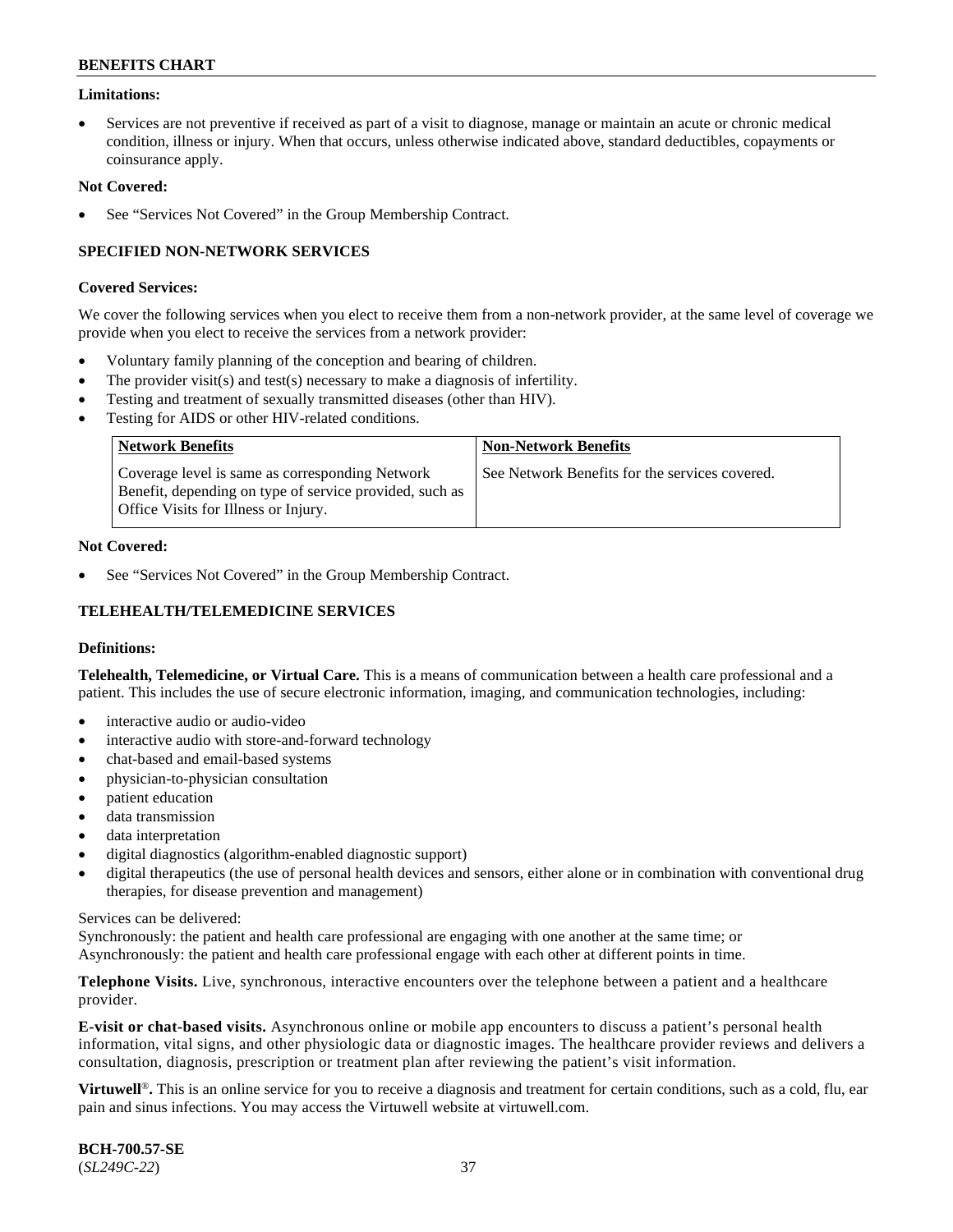**Limitations:**

- Services are not preventive if received as part of a visit to diagnose, manage or maintain an acute or chronic medical condition, illness or injury. When that occurs, unless otherwise indicated above, standard deductibles, copayments or coinsurance apply.

**Not Covered:**

- See "Services Not Covered" in the Group Membership Contract.

### SPECIFIED NON-NETWORK SERVICES

**Covered Services:**

We cover the following services when you elect to receive them from a non-network provider, at the same level of coverage we provide when you elect to receive the services from a network provider:

- Voluntary family planning of the conception and bearing of children.
- The provider visit(s) and test(s) necessary to make a diagnosis of infertility.
- Testing and treatment of sexually transmitted diseases (other than HIV).
- Testing for AIDS or other HIV-related conditions.

| Network Benefits | Non-Network Benefits |
|---|---|
| Coverage level is same as corresponding Network Benefit, depending on type of service provided, such as Office Visits for Illness or Injury. | See Network Benefits for the services covered. |

**Not Covered:**

- See "Services Not Covered" in the Group Membership Contract.

### TELEHEALTH/TELEMEDICINE SERVICES

**Definitions:**

**Telehealth, Telemedicine, or Virtual Care.** This is a means of communication between a health care professional and a patient. This includes the use of secure electronic information, imaging, and communication technologies, including:

- interactive audio or audio-video
- interactive audio with store-and-forward technology
- chat-based and email-based systems
- physician-to-physician consultation
- patient education
- data transmission
- data interpretation
- digital diagnostics (algorithm-enabled diagnostic support)
- digital therapeutics (the use of personal health devices and sensors, either alone or in combination with conventional drug therapies, for disease prevention and management)

Services can be delivered:
Synchronously: the patient and health care professional are engaging with one another at the same time; or
Asynchronously: the patient and health care professional engage with each other at different points in time.

**Telephone Visits.** Live, synchronous, interactive encounters over the telephone between a patient and a healthcare provider.

**E-visit or chat-based visits.** Asynchronous online or mobile app encounters to discuss a patient's personal health information, vital signs, and other physiologic data or diagnostic images. The healthcare provider reviews and delivers a consultation, diagnosis, prescription or treatment plan after reviewing the patient's visit information.

**Virtuwell®.** This is an online service for you to receive a diagnosis and treatment for certain conditions, such as a cold, flu, ear pain and sinus infections. You may access the Virtuwell website at virtuwell.com.

**BCH-700.57-SE**
(*SL249C-22*)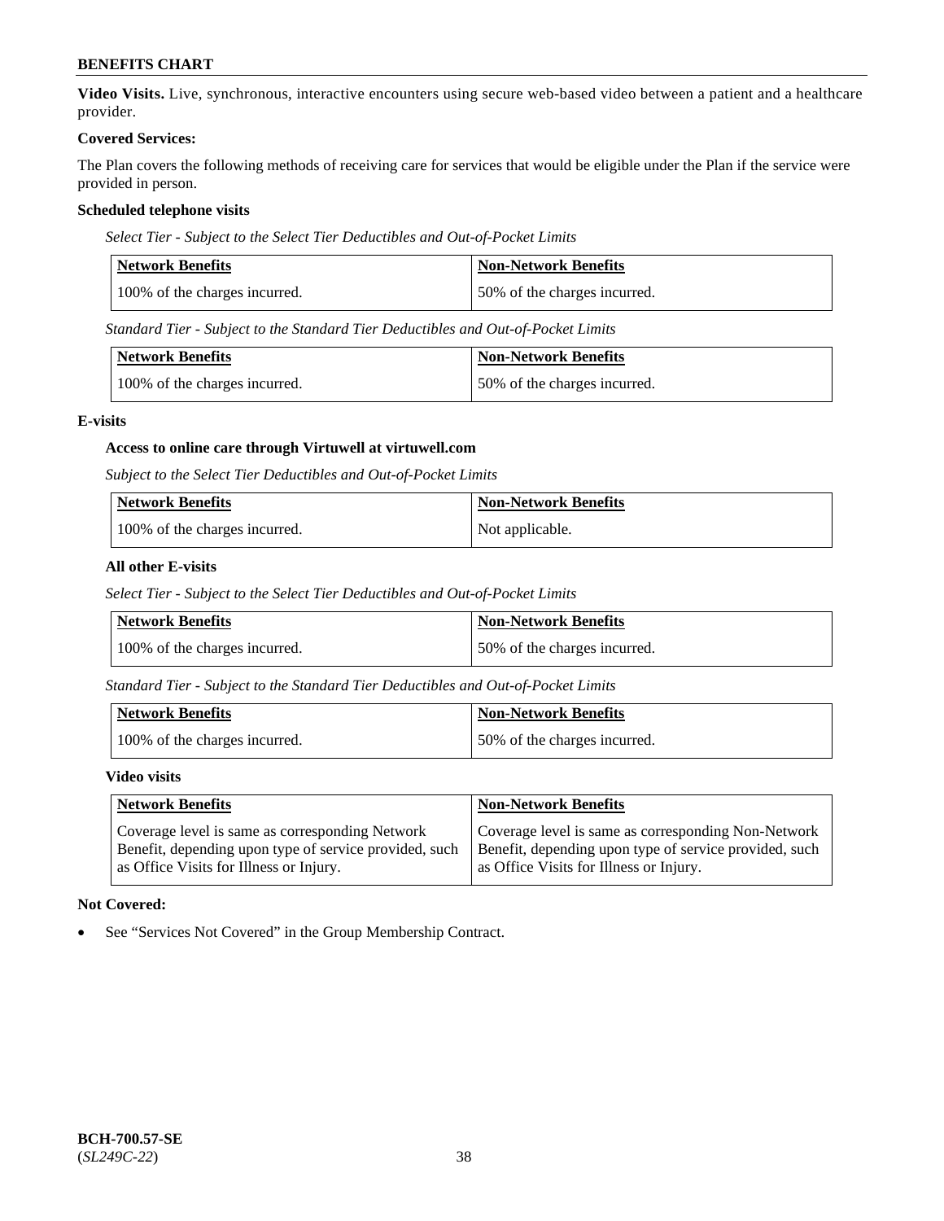**Video Visits.** Live, synchronous, interactive encounters using secure web-based video between a patient and a healthcare provider.

**Covered Services:**

The Plan covers the following methods of receiving care for services that would be eligible under the Plan if the service were provided in person.

**Scheduled telephone visits**

*Select Tier - Subject to the Select Tier Deductibles and Out-of-Pocket Limits*

| Network Benefits | Non-Network Benefits |
|---|---|
| 100% of the charges incurred. | 50% of the charges incurred. |

*Standard Tier - Subject to the Standard Tier Deductibles and Out-of-Pocket Limits*

| Network Benefits | Non-Network Benefits |
|---|---|
| 100% of the charges incurred. | 50% of the charges incurred. |

**E-visits**

**Access to online care through Virtuwell at virtuwell.com**

*Subject to the Select Tier Deductibles and Out-of-Pocket Limits*

| Network Benefits | Non-Network Benefits |
|---|---|
| 100% of the charges incurred. | Not applicable. |

**All other E-visits**

*Select Tier - Subject to the Select Tier Deductibles and Out-of-Pocket Limits*

| Network Benefits | Non-Network Benefits |
|---|---|
| 100% of the charges incurred. | 50% of the charges incurred. |

*Standard Tier - Subject to the Standard Tier Deductibles and Out-of-Pocket Limits*

| Network Benefits | Non-Network Benefits |
|---|---|
| 100% of the charges incurred. | 50% of the charges incurred. |

**Video visits**

| Network Benefits | Non-Network Benefits |
|---|---|
| Coverage level is same as corresponding Network Benefit, depending upon type of service provided, such as Office Visits for Illness or Injury. | Coverage level is same as corresponding Non-Network Benefit, depending upon type of service provided, such as Office Visits for Illness or Injury. |

**Not Covered:**

- See "Services Not Covered" in the Group Membership Contract.

**BCH-700.57-SE**
(*SL249C-22*)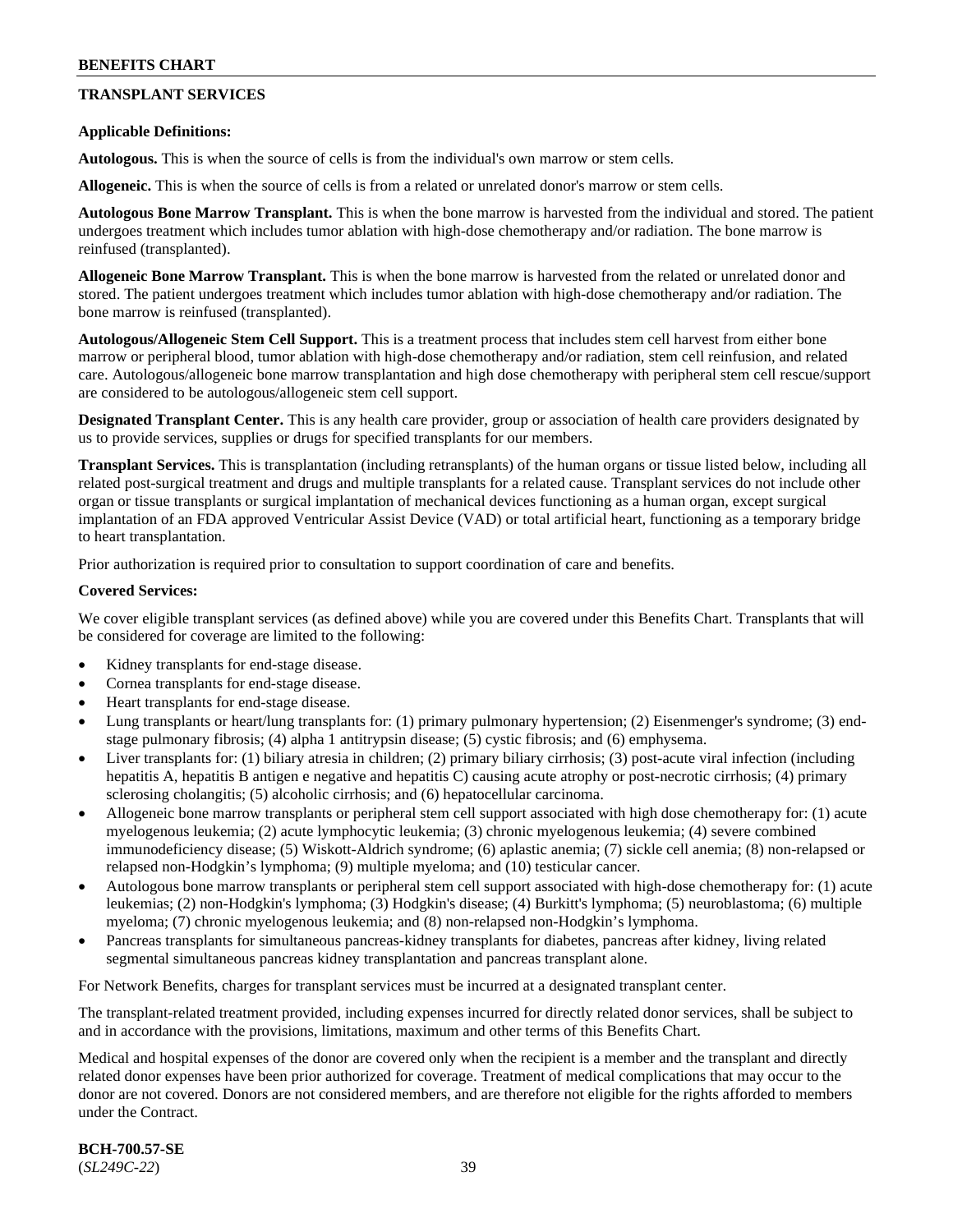## BENEFITS CHART

### TRANSPLANT SERVICES

**Applicable Definitions:**

**Autologous.** This is when the source of cells is from the individual's own marrow or stem cells.

**Allogeneic.** This is when the source of cells is from a related or unrelated donor's marrow or stem cells.

**Autologous Bone Marrow Transplant.** This is when the bone marrow is harvested from the individual and stored. The patient undergoes treatment which includes tumor ablation with high-dose chemotherapy and/or radiation. The bone marrow is reinfused (transplanted).

**Allogeneic Bone Marrow Transplant.** This is when the bone marrow is harvested from the related or unrelated donor and stored. The patient undergoes treatment which includes tumor ablation with high-dose chemotherapy and/or radiation. The bone marrow is reinfused (transplanted).

**Autologous/Allogeneic Stem Cell Support.** This is a treatment process that includes stem cell harvest from either bone marrow or peripheral blood, tumor ablation with high-dose chemotherapy and/or radiation, stem cell reinfusion, and related care. Autologous/allogeneic bone marrow transplantation and high dose chemotherapy with peripheral stem cell rescue/support are considered to be autologous/allogeneic stem cell support.

**Designated Transplant Center.** This is any health care provider, group or association of health care providers designated by us to provide services, supplies or drugs for specified transplants for our members.

**Transplant Services.** This is transplantation (including retransplants) of the human organs or tissue listed below, including all related post-surgical treatment and drugs and multiple transplants for a related cause. Transplant services do not include other organ or tissue transplants or surgical implantation of mechanical devices functioning as a human organ, except surgical implantation of an FDA approved Ventricular Assist Device (VAD) or total artificial heart, functioning as a temporary bridge to heart transplantation.

Prior authorization is required prior to consultation to support coordination of care and benefits.

**Covered Services:**

We cover eligible transplant services (as defined above) while you are covered under this Benefits Chart. Transplants that will be considered for coverage are limited to the following:

- Kidney transplants for end-stage disease.
- Cornea transplants for end-stage disease.
- Heart transplants for end-stage disease.
- Lung transplants or heart/lung transplants for: (1) primary pulmonary hypertension; (2) Eisenmenger's syndrome; (3) end-stage pulmonary fibrosis; (4) alpha 1 antitrypsin disease; (5) cystic fibrosis; and (6) emphysema.
- Liver transplants for: (1) biliary atresia in children; (2) primary biliary cirrhosis; (3) post-acute viral infection (including hepatitis A, hepatitis B antigen e negative and hepatitis C) causing acute atrophy or post-necrotic cirrhosis; (4) primary sclerosing cholangitis; (5) alcoholic cirrhosis; and (6) hepatocellular carcinoma.
- Allogeneic bone marrow transplants or peripheral stem cell support associated with high dose chemotherapy for: (1) acute myelogenous leukemia; (2) acute lymphocytic leukemia; (3) chronic myelogenous leukemia; (4) severe combined immunodeficiency disease; (5) Wiskott-Aldrich syndrome; (6) aplastic anemia; (7) sickle cell anemia; (8) non-relapsed or relapsed non-Hodgkin's lymphoma; (9) multiple myeloma; and (10) testicular cancer.
- Autologous bone marrow transplants or peripheral stem cell support associated with high-dose chemotherapy for: (1) acute leukemias; (2) non-Hodgkin's lymphoma; (3) Hodgkin's disease; (4) Burkitt's lymphoma; (5) neuroblastoma; (6) multiple myeloma; (7) chronic myelogenous leukemia; and (8) non-relapsed non-Hodgkin's lymphoma.
- Pancreas transplants for simultaneous pancreas-kidney transplants for diabetes, pancreas after kidney, living related segmental simultaneous pancreas kidney transplantation and pancreas transplant alone.

For Network Benefits, charges for transplant services must be incurred at a designated transplant center.

The transplant-related treatment provided, including expenses incurred for directly related donor services, shall be subject to and in accordance with the provisions, limitations, maximum and other terms of this Benefits Chart.

Medical and hospital expenses of the donor are covered only when the recipient is a member and the transplant and directly related donor expenses have been prior authorized for coverage. Treatment of medical complications that may occur to the donor are not covered. Donors are not considered members, and are therefore not eligible for the rights afforded to members under the Contract.

**BCH-700.57-SE**
(*SL249C-22*)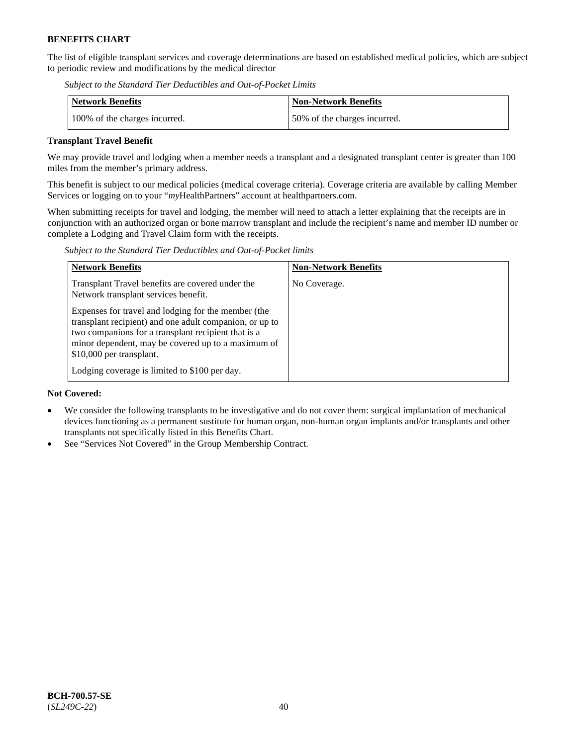The list of eligible transplant services and coverage determinations are based on established medical policies, which are subject to periodic review and modifications by the medical director

*Subject to the Standard Tier Deductibles and Out-of-Pocket Limits*

| Network Benefits | Non-Network Benefits |
|---|---|
| 100% of the charges incurred. | 50% of the charges incurred. |

**Transplant Travel Benefit**

We may provide travel and lodging when a member needs a transplant and a designated transplant center is greater than 100 miles from the member's primary address.

This benefit is subject to our medical policies (medical coverage criteria). Coverage criteria are available by calling Member Services or logging on to your "*my*HealthPartners" account at healthpartners.com.

When submitting receipts for travel and lodging, the member will need to attach a letter explaining that the receipts are in conjunction with an authorized organ or bone marrow transplant and include the recipient's name and member ID number or complete a Lodging and Travel Claim form with the receipts.

*Subject to the Standard Tier Deductibles and Out-of-Pocket limits*

| Network Benefits | Non-Network Benefits |
|---|---|
| Transplant Travel benefits are covered under the Network transplant services benefit.<br><br>Expenses for travel and lodging for the member (the transplant recipient) and one adult companion, or up to two companions for a transplant recipient that is a minor dependent, may be covered up to a maximum of $10,000 per transplant.<br><br>Lodging coverage is limited to $100 per day. | No Coverage. |

**Not Covered:**

- We consider the following transplants to be investigative and do not cover them: surgical implantation of mechanical devices functioning as a permanent sustitute for human organ, non-human organ implants and/or transplants and other transplants not specifically listed in this Benefits Chart.
- See "Services Not Covered" in the Group Membership Contract.

**BCH-700.57-SE**
(*SL249C-22*)